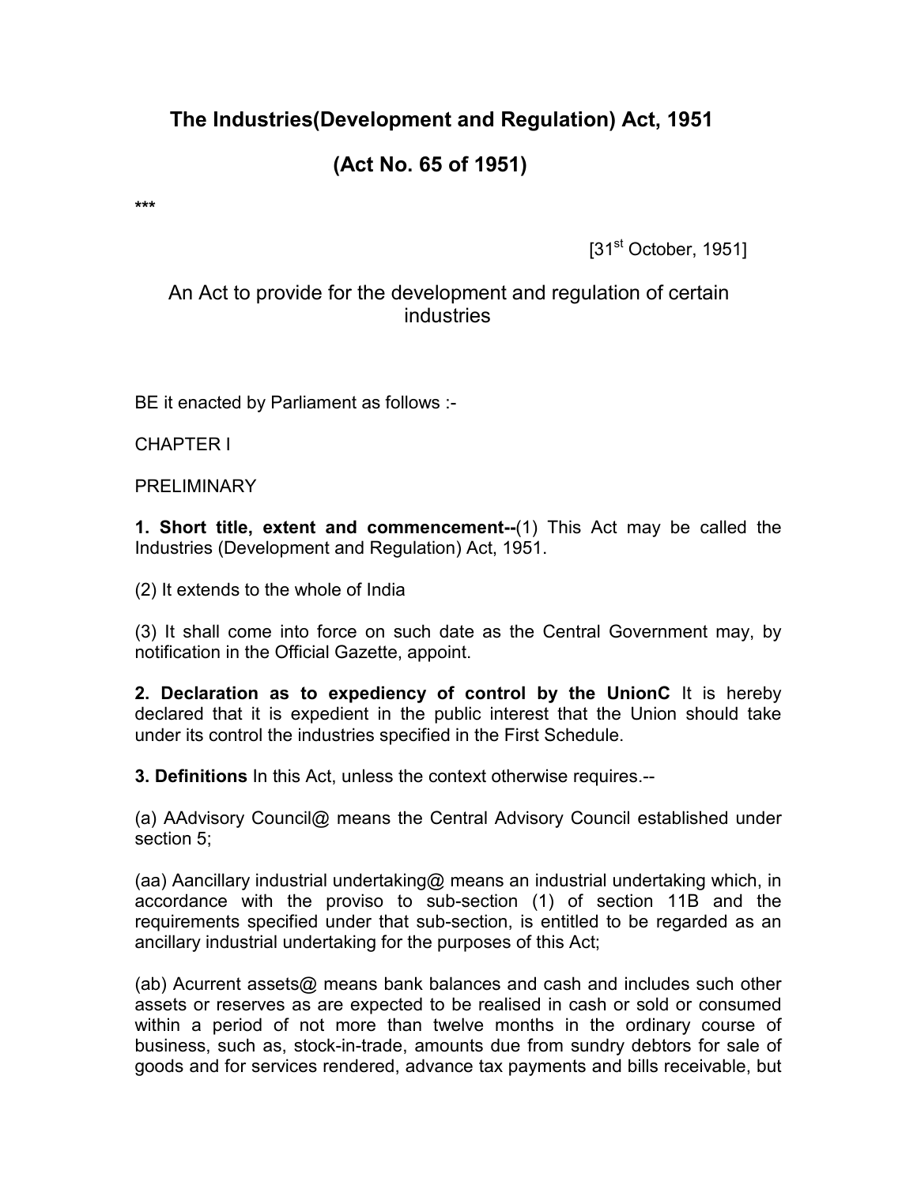# The Industries(Development and Regulation) Act, 1951

# (Act No. 65 of 1951)

***

[31st October, 1951]

An Act to provide for the development and regulation of certain industries

BE it enacted by Parliament as follows :-

CHAPTER I

PRELIMINARY

**1. Short title, extent and commencement--**(1) This Act may be called the Industries (Development and Regulation) Act, 1951.

(2) It extends to the whole of India

(3) It shall come into force on such date as the Central Government may, by notification in the Official Gazette, appoint.

**2. Declaration as to expediency of control by the UnionC** It is hereby declared that it is expedient in the public interest that the Union should take under its control the industries specified in the First Schedule.

**3. Definitions** In this Act, unless the context otherwise requires.--

(a) AAdvisory Council@ means the Central Advisory Council established under section 5;

(aa) Aancillary industrial undertaking@ means an industrial undertaking which, in accordance with the proviso to sub-section (1) of section 11B and the requirements specified under that sub-section, is entitled to be regarded as an ancillary industrial undertaking for the purposes of this Act;

(ab) Acurrent assets@ means bank balances and cash and includes such other assets or reserves as are expected to be realised in cash or sold or consumed within a period of not more than twelve months in the ordinary course of business, such as, stock-in-trade, amounts due from sundry debtors for sale of goods and for services rendered, advance tax payments and bills receivable, but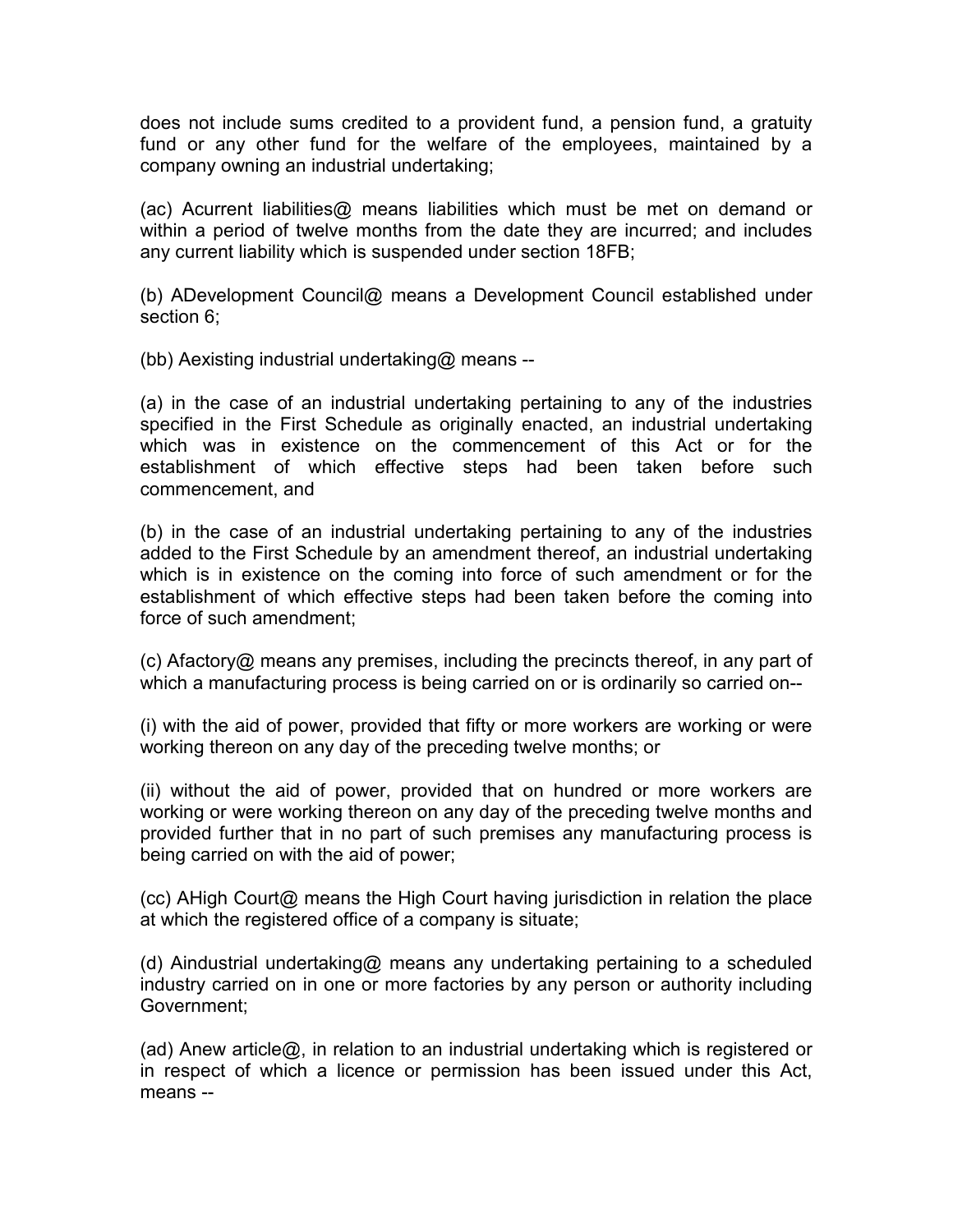does not include sums credited to a provident fund, a pension fund, a gratuity fund or any other fund for the welfare of the employees, maintained by a company owning an industrial undertaking;

(ac) Acurrent liabilities@ means liabilities which must be met on demand or within a period of twelve months from the date they are incurred; and includes any current liability which is suspended under section 18FB;

(b) ADevelopment Council@ means a Development Council established under section 6;

(bb) Aexisting industrial undertaking@ means --

(a) in the case of an industrial undertaking pertaining to any of the industries specified in the First Schedule as originally enacted, an industrial undertaking which was in existence on the commencement of this Act or for the establishment of which effective steps had been taken before such commencement, and

(b) in the case of an industrial undertaking pertaining to any of the industries added to the First Schedule by an amendment thereof, an industrial undertaking which is in existence on the coming into force of such amendment or for the establishment of which effective steps had been taken before the coming into force of such amendment;

(c) Afactory@ means any premises, including the precincts thereof, in any part of which a manufacturing process is being carried on or is ordinarily so carried on--

(i) with the aid of power, provided that fifty or more workers are working or were working thereon on any day of the preceding twelve months; or

(ii) without the aid of power, provided that on hundred or more workers are working or were working thereon on any day of the preceding twelve months and provided further that in no part of such premises any manufacturing process is being carried on with the aid of power;

(cc) AHigh Court@ means the High Court having jurisdiction in relation the place at which the registered office of a company is situate;

(d) Aindustrial undertaking@ means any undertaking pertaining to a scheduled industry carried on in one or more factories by any person or authority including Government;

(ad) Anew article@, in relation to an industrial undertaking which is registered or in respect of which a licence or permission has been issued under this Act, means --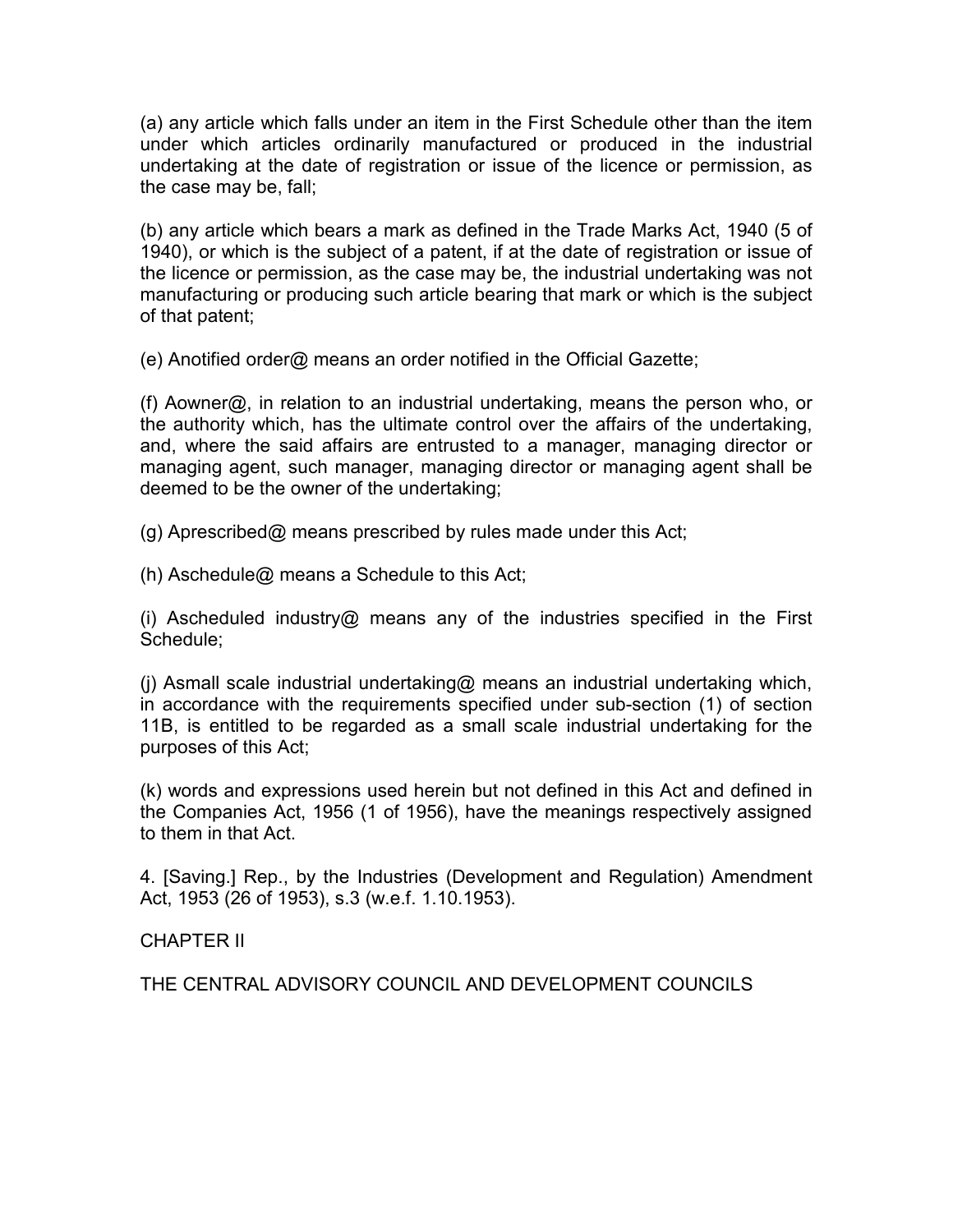(a) any article which falls under an item in the First Schedule other than the item under which articles ordinarily manufactured or produced in the industrial undertaking at the date of registration or issue of the licence or permission, as the case may be, fall;

(b) any article which bears a mark as defined in the Trade Marks Act, 1940 (5 of 1940), or which is the subject of a patent, if at the date of registration or issue of the licence or permission, as the case may be, the industrial undertaking was not manufacturing or producing such article bearing that mark or which is the subject of that patent;

(e) Anotified order@ means an order notified in the Official Gazette;

(f) Aowner@, in relation to an industrial undertaking, means the person who, or the authority which, has the ultimate control over the affairs of the undertaking, and, where the said affairs are entrusted to a manager, managing director or managing agent, such manager, managing director or managing agent shall be deemed to be the owner of the undertaking;

(g) Aprescribed@ means prescribed by rules made under this Act;

(h) Aschedule@ means a Schedule to this Act;

(i) Ascheduled industry@ means any of the industries specified in the First Schedule;

(j) Asmall scale industrial undertaking@ means an industrial undertaking which, in accordance with the requirements specified under sub-section (1) of section 11B, is entitled to be regarded as a small scale industrial undertaking for the purposes of this Act;

(k) words and expressions used herein but not defined in this Act and defined in the Companies Act, 1956 (1 of 1956), have the meanings respectively assigned to them in that Act.

4. [Saving.] Rep., by the Industries (Development and Regulation) Amendment Act, 1953 (26 of 1953), s.3 (w.e.f. 1.10.1953).

## CHAPTER II

## THE CENTRAL ADVISORY COUNCIL AND DEVELOPMENT COUNCILS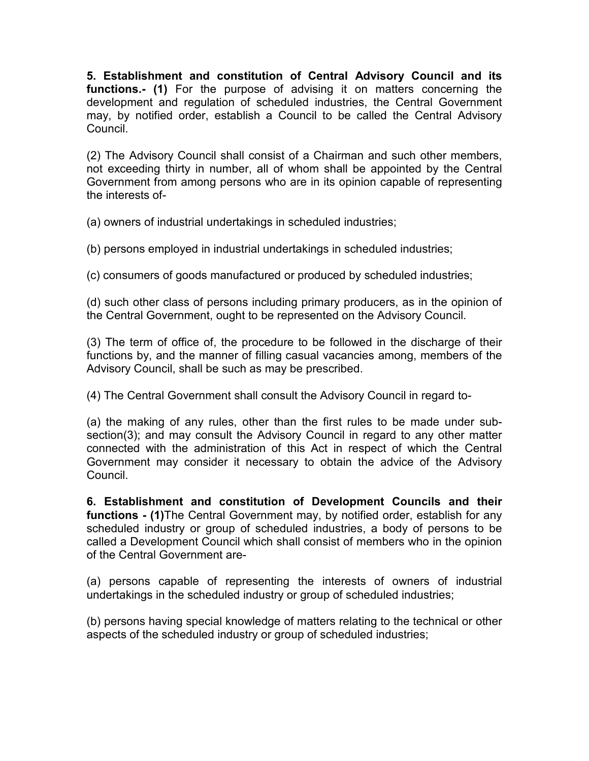**5. Establishment and constitution of Central Advisory Council and its functions.- (1)** For the purpose of advising it on matters concerning the development and regulation of scheduled industries, the Central Government may, by notified order, establish a Council to be called the Central Advisory Council.

(2) The Advisory Council shall consist of a Chairman and such other members, not exceeding thirty in number, all of whom shall be appointed by the Central Government from among persons who are in its opinion capable of representing the interests of-

(a) owners of industrial undertakings in scheduled industries;

(b) persons employed in industrial undertakings in scheduled industries;

(c) consumers of goods manufactured or produced by scheduled industries;

(d) such other class of persons including primary producers, as in the opinion of the Central Government, ought to be represented on the Advisory Council.

(3) The term of office of, the procedure to be followed in the discharge of their functions by, and the manner of filling casual vacancies among, members of the Advisory Council, shall be such as may be prescribed.

(4) The Central Government shall consult the Advisory Council in regard to-

(a) the making of any rules, other than the first rules to be made under sub-section(3); and may consult the Advisory Council in regard to any other matter connected with the administration of this Act in respect of which the Central Government may consider it necessary to obtain the advice of the Advisory Council.

**6. Establishment and constitution of Development Councils and their functions - (1)**The Central Government may, by notified order, establish for any scheduled industry or group of scheduled industries, a body of persons to be called a Development Council which shall consist of members who in the opinion of the Central Government are-

(a) persons capable of representing the interests of owners of industrial undertakings in the scheduled industry or group of scheduled industries;

(b) persons having special knowledge of matters relating to the technical or other aspects of the scheduled industry or group of scheduled industries;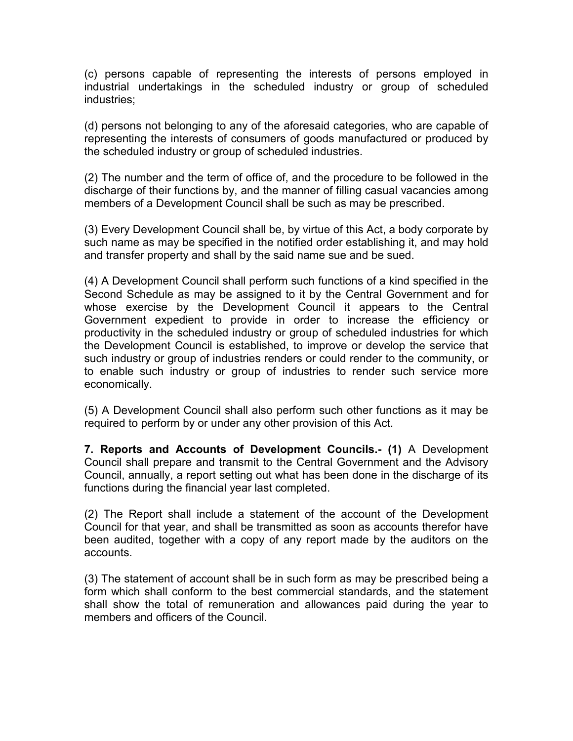(c) persons capable of representing the interests of persons employed in industrial undertakings in the scheduled industry or group of scheduled industries;

(d) persons not belonging to any of the aforesaid categories, who are capable of representing the interests of consumers of goods manufactured or produced by the scheduled industry or group of scheduled industries.

(2) The number and the term of office of, and the procedure to be followed in the discharge of their functions by, and the manner of filling casual vacancies among members of a Development Council shall be such as may be prescribed.

(3) Every Development Council shall be, by virtue of this Act, a body corporate by such name as may be specified in the notified order establishing it, and may hold and transfer property and shall by the said name sue and be sued.

(4) A Development Council shall perform such functions of a kind specified in the Second Schedule as may be assigned to it by the Central Government and for whose exercise by the Development Council it appears to the Central Government expedient to provide in order to increase the efficiency or productivity in the scheduled industry or group of scheduled industries for which the Development Council is established, to improve or develop the service that such industry or group of industries renders or could render to the community, or to enable such industry or group of industries to render such service more economically.

(5) A Development Council shall also perform such other functions as it may be required to perform by or under any other provision of this Act.

**7. Reports and Accounts of Development Councils.- (1)** A Development Council shall prepare and transmit to the Central Government and the Advisory Council, annually, a report setting out what has been done in the discharge of its functions during the financial year last completed.

(2) The Report shall include a statement of the account of the Development Council for that year, and shall be transmitted as soon as accounts therefor have been audited, together with a copy of any report made by the auditors on the accounts.

(3) The statement of account shall be in such form as may be prescribed being a form which shall conform to the best commercial standards, and the statement shall show the total of remuneration and allowances paid during the year to members and officers of the Council.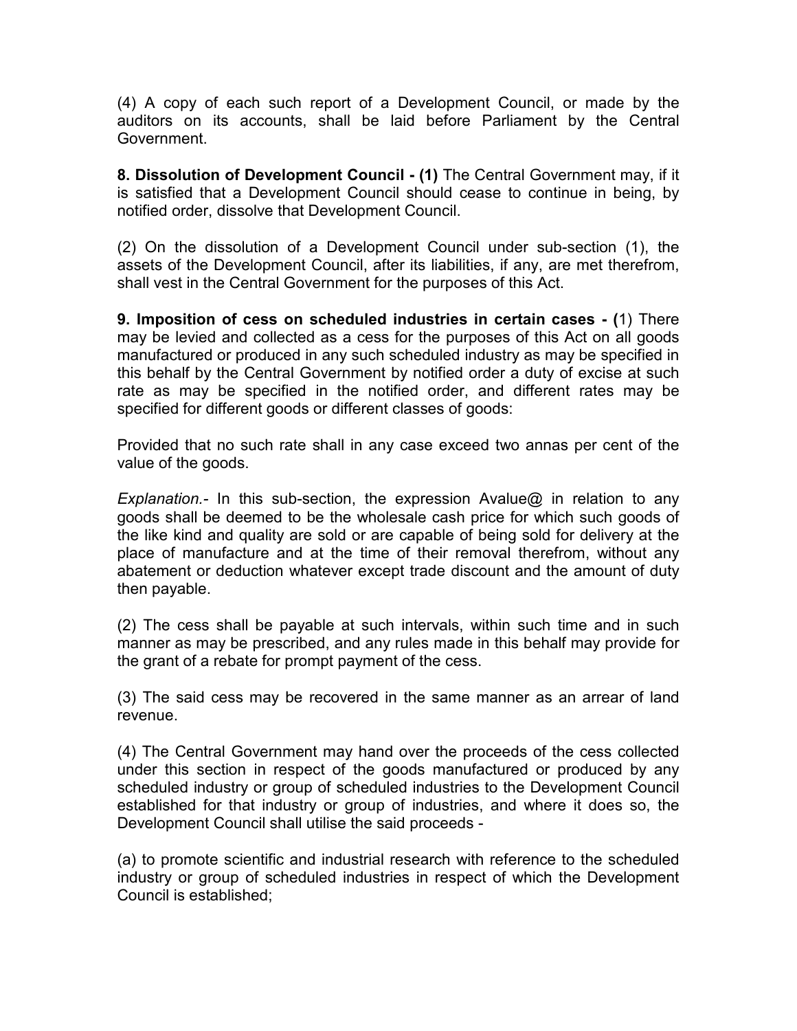(4) A copy of each such report of a Development Council, or made by the auditors on its accounts, shall be laid before Parliament by the Central Government.

**8. Dissolution of Development Council - (1)** The Central Government may, if it is satisfied that a Development Council should cease to continue in being, by notified order, dissolve that Development Council.

(2) On the dissolution of a Development Council under sub-section (1), the assets of the Development Council, after its liabilities, if any, are met therefrom, shall vest in the Central Government for the purposes of this Act.

**9. Imposition of cess on scheduled industries in certain cases - (**1) There may be levied and collected as a cess for the purposes of this Act on all goods manufactured or produced in any such scheduled industry as may be specified in this behalf by the Central Government by notified order a duty of excise at such rate as may be specified in the notified order, and different rates may be specified for different goods or different classes of goods:

Provided that no such rate shall in any case exceed two annas per cent of the value of the goods.

*Explanation.-* In this sub-section, the expression Avalue@ in relation to any goods shall be deemed to be the wholesale cash price for which such goods of the like kind and quality are sold or are capable of being sold for delivery at the place of manufacture and at the time of their removal therefrom, without any abatement or deduction whatever except trade discount and the amount of duty then payable.

(2) The cess shall be payable at such intervals, within such time and in such manner as may be prescribed, and any rules made in this behalf may provide for the grant of a rebate for prompt payment of the cess.

(3) The said cess may be recovered in the same manner as an arrear of land revenue.

(4) The Central Government may hand over the proceeds of the cess collected under this section in respect of the goods manufactured or produced by any scheduled industry or group of scheduled industries to the Development Council established for that industry or group of industries, and where it does so, the Development Council shall utilise the said proceeds -

(a) to promote scientific and industrial research with reference to the scheduled industry or group of scheduled industries in respect of which the Development Council is established;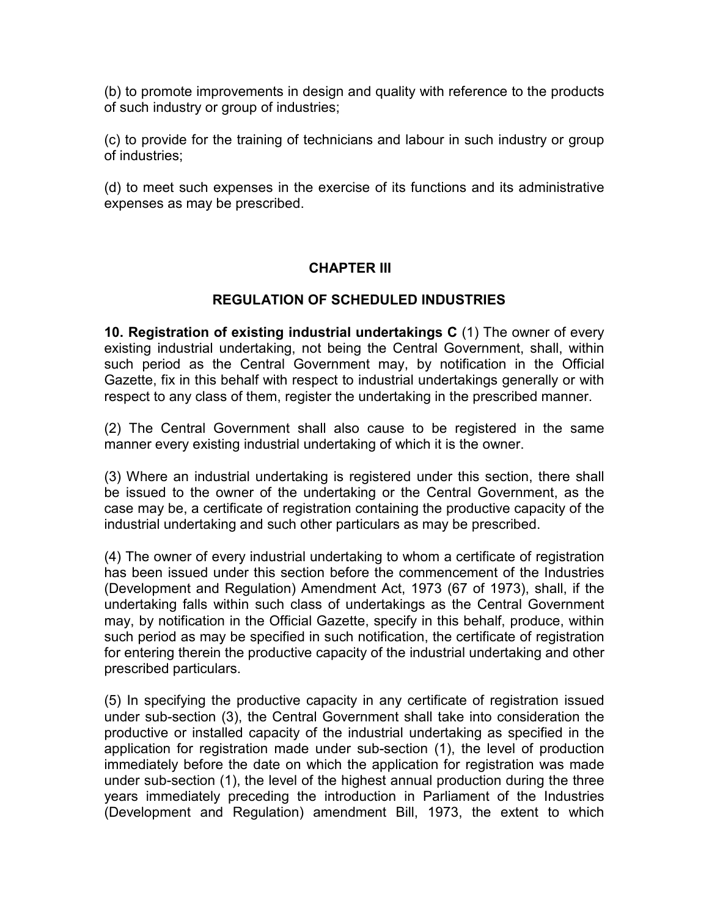(b) to promote improvements in design and quality with reference to the products of such industry or group of industries;

(c) to provide for the training of technicians and labour in such industry or group of industries;

(d) to meet such expenses in the exercise of its functions and its administrative expenses as may be prescribed.

## CHAPTER III

## REGULATION OF SCHEDULED INDUSTRIES

**10. Registration of existing industrial undertakings C** (1) The owner of every existing industrial undertaking, not being the Central Government, shall, within such period as the Central Government may, by notification in the Official Gazette, fix in this behalf with respect to industrial undertakings generally or with respect to any class of them, register the undertaking in the prescribed manner.

(2) The Central Government shall also cause to be registered in the same manner every existing industrial undertaking of which it is the owner.

(3) Where an industrial undertaking is registered under this section, there shall be issued to the owner of the undertaking or the Central Government, as the case may be, a certificate of registration containing the productive capacity of the industrial undertaking and such other particulars as may be prescribed.

(4) The owner of every industrial undertaking to whom a certificate of registration has been issued under this section before the commencement of the Industries (Development and Regulation) Amendment Act, 1973 (67 of 1973), shall, if the undertaking falls within such class of undertakings as the Central Government may, by notification in the Official Gazette, specify in this behalf, produce, within such period as may be specified in such notification, the certificate of registration for entering therein the productive capacity of the industrial undertaking and other prescribed particulars.

(5) In specifying the productive capacity in any certificate of registration issued under sub-section (3), the Central Government shall take into consideration the productive or installed capacity of the industrial undertaking as specified in the application for registration made under sub-section (1), the level of production immediately before the date on which the application for registration was made under sub-section (1), the level of the highest annual production during the three years immediately preceding the introduction in Parliament of the Industries (Development and Regulation) amendment Bill, 1973, the extent to which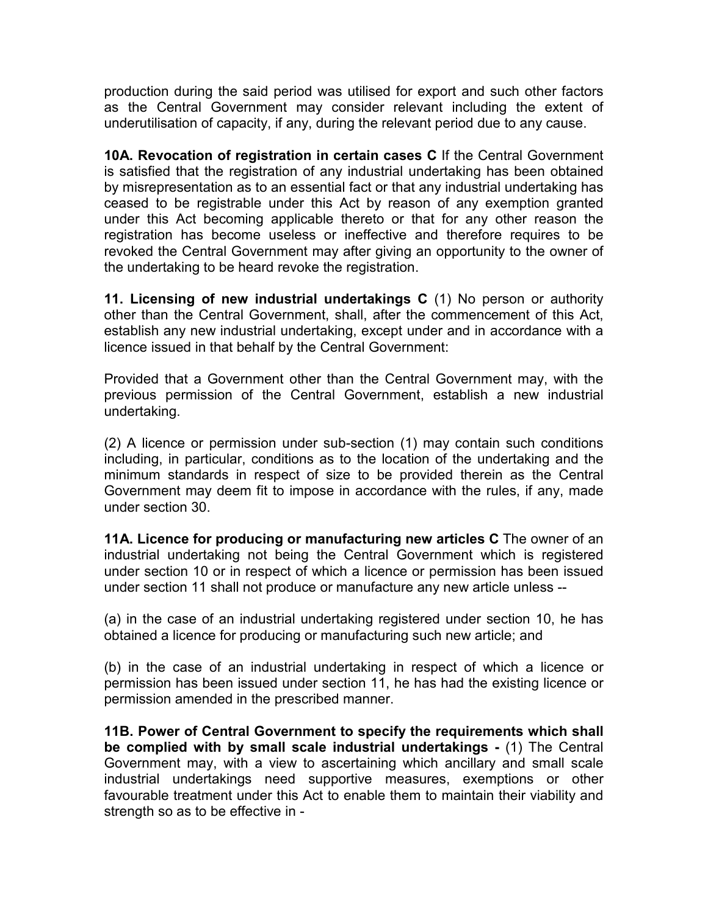production during the said period was utilised for export and such other factors as the Central Government may consider relevant including the extent of underutilisation of capacity, if any, during the relevant period due to any cause.

**10A. Revocation of registration in certain cases C** If the Central Government is satisfied that the registration of any industrial undertaking has been obtained by misrepresentation as to an essential fact or that any industrial undertaking has ceased to be registrable under this Act by reason of any exemption granted under this Act becoming applicable thereto or that for any other reason the registration has become useless or ineffective and therefore requires to be revoked the Central Government may after giving an opportunity to the owner of the undertaking to be heard revoke the registration.

**11. Licensing of new industrial undertakings C** (1) No person or authority other than the Central Government, shall, after the commencement of this Act, establish any new industrial undertaking, except under and in accordance with a licence issued in that behalf by the Central Government:

Provided that a Government other than the Central Government may, with the previous permission of the Central Government, establish a new industrial undertaking.

(2) A licence or permission under sub-section (1) may contain such conditions including, in particular, conditions as to the location of the undertaking and the minimum standards in respect of size to be provided therein as the Central Government may deem fit to impose in accordance with the rules, if any, made under section 30.

**11A. Licence for producing or manufacturing new articles C** The owner of an industrial undertaking not being the Central Government which is registered under section 10 or in respect of which a licence or permission has been issued under section 11 shall not produce or manufacture any new article unless --

(a) in the case of an industrial undertaking registered under section 10, he has obtained a licence for producing or manufacturing such new article; and

(b) in the case of an industrial undertaking in respect of which a licence or permission has been issued under section 11, he has had the existing licence or permission amended in the prescribed manner.

**11B. Power of Central Government to specify the requirements which shall be complied with by small scale industrial undertakings -** (1) The Central Government may, with a view to ascertaining which ancillary and small scale industrial undertakings need supportive measures, exemptions or other favourable treatment under this Act to enable them to maintain their viability and strength so as to be effective in -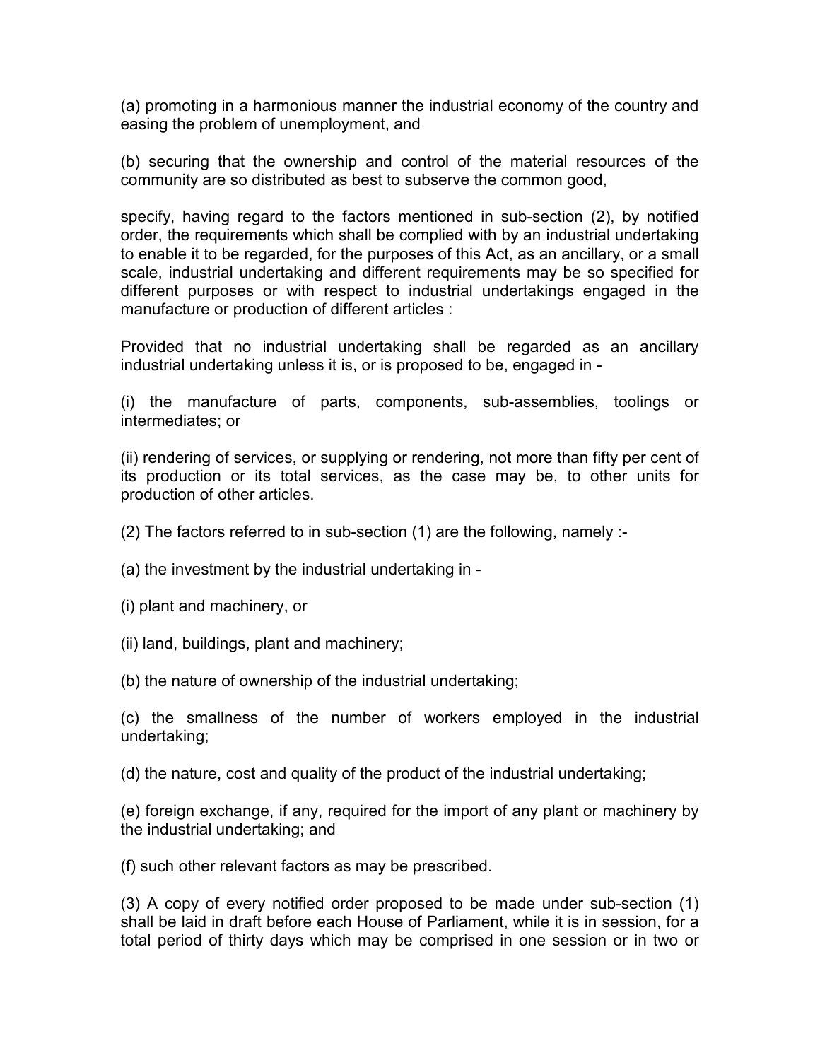(a) promoting in a harmonious manner the industrial economy of the country and easing the problem of unemployment, and

(b) securing that the ownership and control of the material resources of the community are so distributed as best to subserve the common good,

specify, having regard to the factors mentioned in sub-section (2), by notified order, the requirements which shall be complied with by an industrial undertaking to enable it to be regarded, for the purposes of this Act, as an ancillary, or a small scale, industrial undertaking and different requirements may be so specified for different purposes or with respect to industrial undertakings engaged in the manufacture or production of different articles :

Provided that no industrial undertaking shall be regarded as an ancillary industrial undertaking unless it is, or is proposed to be, engaged in -

(i) the manufacture of parts, components, sub-assemblies, toolings or intermediates; or

(ii) rendering of services, or supplying or rendering, not more than fifty per cent of its production or its total services, as the case may be, to other units for production of other articles.

(2) The factors referred to in sub-section (1) are the following, namely :-

(a) the investment by the industrial undertaking in -

(i) plant and machinery, or

(ii) land, buildings, plant and machinery;

(b) the nature of ownership of the industrial undertaking;

(c) the smallness of the number of workers employed in the industrial undertaking;

(d) the nature, cost and quality of the product of the industrial undertaking;

(e) foreign exchange, if any, required for the import of any plant or machinery by the industrial undertaking; and

(f) such other relevant factors as may be prescribed.

(3) A copy of every notified order proposed to be made under sub-section (1) shall be laid in draft before each House of Parliament, while it is in session, for a total period of thirty days which may be comprised in one session or in two or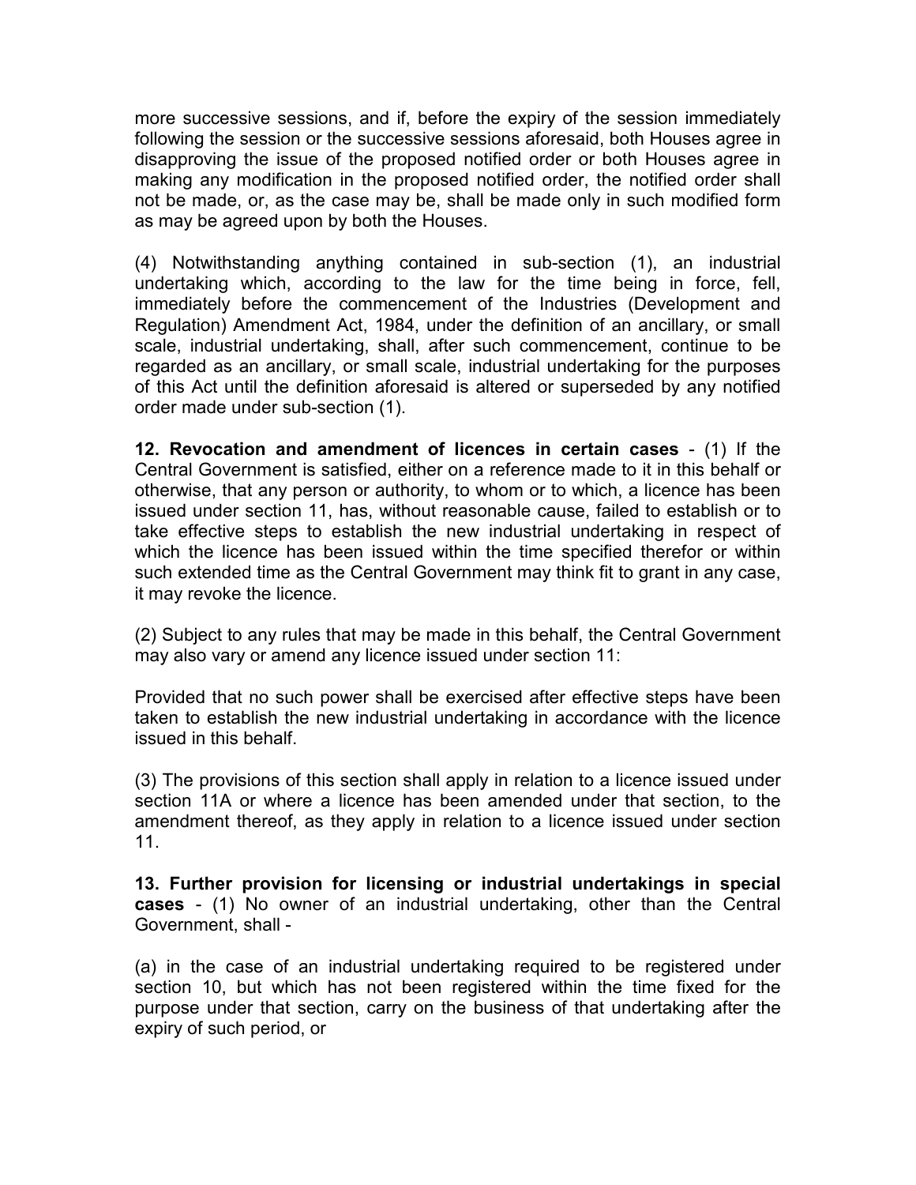more successive sessions, and if, before the expiry of the session immediately following the session or the successive sessions aforesaid, both Houses agree in disapproving the issue of the proposed notified order or both Houses agree in making any modification in the proposed notified order, the notified order shall not be made, or, as the case may be, shall be made only in such modified form as may be agreed upon by both the Houses.

(4) Notwithstanding anything contained in sub-section (1), an industrial undertaking which, according to the law for the time being in force, fell, immediately before the commencement of the Industries (Development and Regulation) Amendment Act, 1984, under the definition of an ancillary, or small scale, industrial undertaking, shall, after such commencement, continue to be regarded as an ancillary, or small scale, industrial undertaking for the purposes of this Act until the definition aforesaid is altered or superseded by any notified order made under sub-section (1).

**12. Revocation and amendment of licences in certain cases** - (1) If the Central Government is satisfied, either on a reference made to it in this behalf or otherwise, that any person or authority, to whom or to which, a licence has been issued under section 11, has, without reasonable cause, failed to establish or to take effective steps to establish the new industrial undertaking in respect of which the licence has been issued within the time specified therefor or within such extended time as the Central Government may think fit to grant in any case, it may revoke the licence.

(2) Subject to any rules that may be made in this behalf, the Central Government may also vary or amend any licence issued under section 11:

Provided that no such power shall be exercised after effective steps have been taken to establish the new industrial undertaking in accordance with the licence issued in this behalf.

(3) The provisions of this section shall apply in relation to a licence issued under section 11A or where a licence has been amended under that section, to the amendment thereof, as they apply in relation to a licence issued under section 11.

**13. Further provision for licensing or industrial undertakings in special cases** - (1) No owner of an industrial undertaking, other than the Central Government, shall -

(a) in the case of an industrial undertaking required to be registered under section 10, but which has not been registered within the time fixed for the purpose under that section, carry on the business of that undertaking after the expiry of such period, or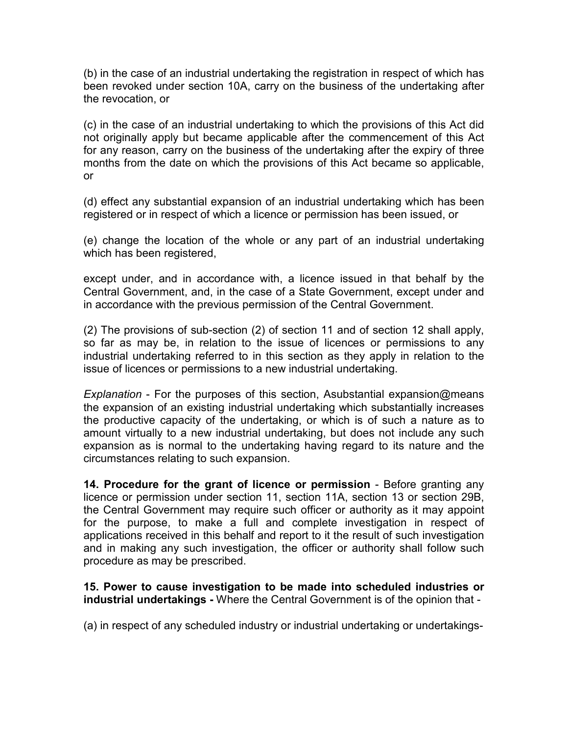(b) in the case of an industrial undertaking the registration in respect of which has been revoked under section 10A, carry on the business of the undertaking after the revocation, or

(c) in the case of an industrial undertaking to which the provisions of this Act did not originally apply but became applicable after the commencement of this Act for any reason, carry on the business of the undertaking after the expiry of three months from the date on which the provisions of this Act became so applicable, or

(d) effect any substantial expansion of an industrial undertaking which has been registered or in respect of which a licence or permission has been issued, or

(e) change the location of the whole or any part of an industrial undertaking which has been registered,

except under, and in accordance with, a licence issued in that behalf by the Central Government, and, in the case of a State Government, except under and in accordance with the previous permission of the Central Government.

(2) The provisions of sub-section (2) of section 11 and of section 12 shall apply, so far as may be, in relation to the issue of licences or permissions to any industrial undertaking referred to in this section as they apply in relation to the issue of licences or permissions to a new industrial undertaking.

*Explanation* - For the purposes of this section, Asubstantial expansion@means the expansion of an existing industrial undertaking which substantially increases the productive capacity of the undertaking, or which is of such a nature as to amount virtually to a new industrial undertaking, but does not include any such expansion as is normal to the undertaking having regard to its nature and the circumstances relating to such expansion.

**14. Procedure for the grant of licence or permission** - Before granting any licence or permission under section 11, section 11A, section 13 or section 29B, the Central Government may require such officer or authority as it may appoint for the purpose, to make a full and complete investigation in respect of applications received in this behalf and report to it the result of such investigation and in making any such investigation, the officer or authority shall follow such procedure as may be prescribed.

**15. Power to cause investigation to be made into scheduled industries or industrial undertakings -** Where the Central Government is of the opinion that -

(a) in respect of any scheduled industry or industrial undertaking or undertakings-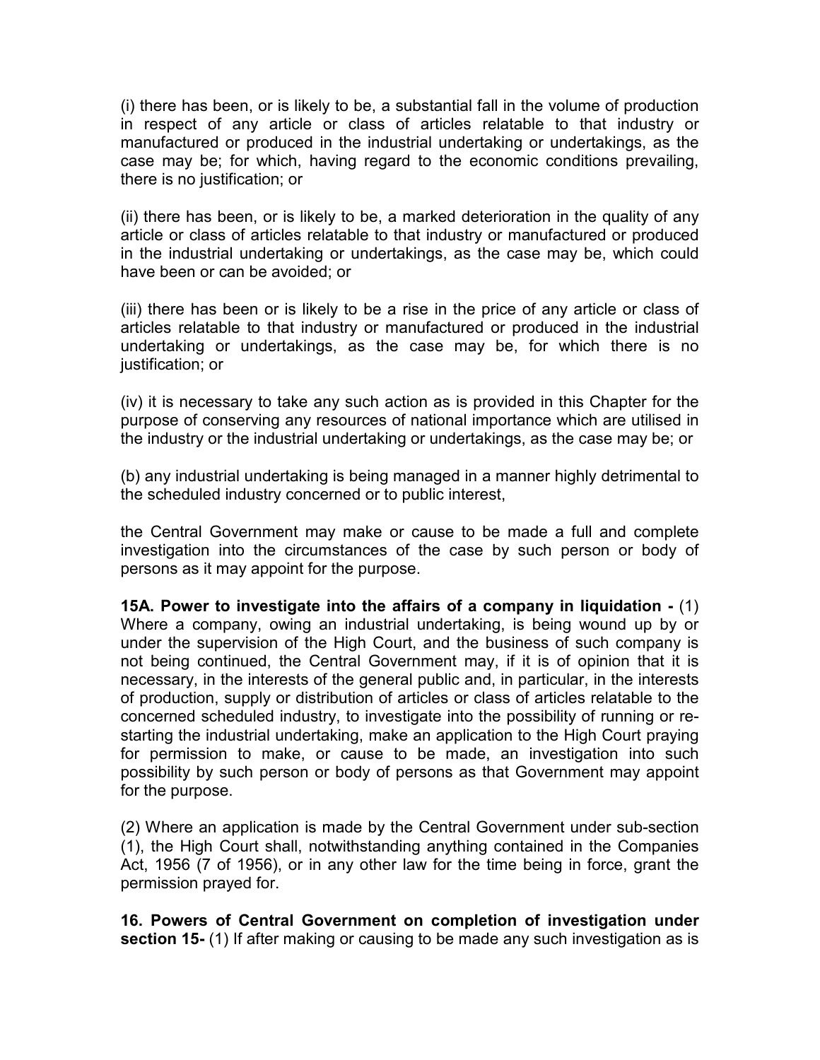(i) there has been, or is likely to be, a substantial fall in the volume of production in respect of any article or class of articles relatable to that industry or manufactured or produced in the industrial undertaking or undertakings, as the case may be; for which, having regard to the economic conditions prevailing, there is no justification; or

(ii) there has been, or is likely to be, a marked deterioration in the quality of any article or class of articles relatable to that industry or manufactured or produced in the industrial undertaking or undertakings, as the case may be, which could have been or can be avoided; or

(iii) there has been or is likely to be a rise in the price of any article or class of articles relatable to that industry or manufactured or produced in the industrial undertaking or undertakings, as the case may be, for which there is no justification; or

(iv) it is necessary to take any such action as is provided in this Chapter for the purpose of conserving any resources of national importance which are utilised in the industry or the industrial undertaking or undertakings, as the case may be; or

(b) any industrial undertaking is being managed in a manner highly detrimental to the scheduled industry concerned or to public interest,

the Central Government may make or cause to be made a full and complete investigation into the circumstances of the case by such person or body of persons as it may appoint for the purpose.

**15A. Power to investigate into the affairs of a company in liquidation -** (1) Where a company, owing an industrial undertaking, is being wound up by or under the supervision of the High Court, and the business of such company is not being continued, the Central Government may, if it is of opinion that it is necessary, in the interests of the general public and, in particular, in the interests of production, supply or distribution of articles or class of articles relatable to the concerned scheduled industry, to investigate into the possibility of running or re-starting the industrial undertaking, make an application to the High Court praying for permission to make, or cause to be made, an investigation into such possibility by such person or body of persons as that Government may appoint for the purpose.

(2) Where an application is made by the Central Government under sub-section (1), the High Court shall, notwithstanding anything contained in the Companies Act, 1956 (7 of 1956), or in any other law for the time being in force, grant the permission prayed for.

**16. Powers of Central Government on completion of investigation under section 15-** (1) If after making or causing to be made any such investigation as is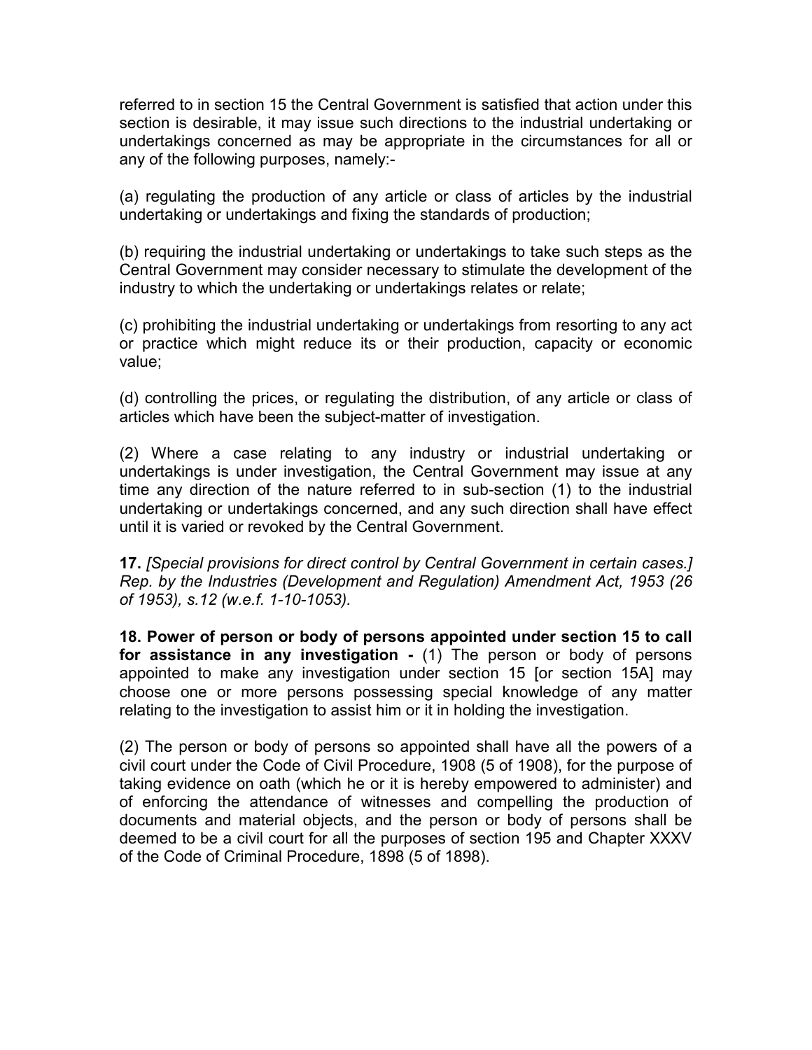referred to in section 15 the Central Government is satisfied that action under this section is desirable, it may issue such directions to the industrial undertaking or undertakings concerned as may be appropriate in the circumstances for all or any of the following purposes, namely:-

(a) regulating the production of any article or class of articles by the industrial undertaking or undertakings and fixing the standards of production;

(b) requiring the industrial undertaking or undertakings to take such steps as the Central Government may consider necessary to stimulate the development of the industry to which the undertaking or undertakings relates or relate;

(c) prohibiting the industrial undertaking or undertakings from resorting to any act or practice which might reduce its or their production, capacity or economic value;

(d) controlling the prices, or regulating the distribution, of any article or class of articles which have been the subject-matter of investigation.

(2) Where a case relating to any industry or industrial undertaking or undertakings is under investigation, the Central Government may issue at any time any direction of the nature referred to in sub-section (1) to the industrial undertaking or undertakings concerned, and any such direction shall have effect until it is varied or revoked by the Central Government.

**17.** *[Special provisions for direct control by Central Government in certain cases.] Rep. by the Industries (Development and Regulation) Amendment Act, 1953 (26 of 1953), s.12 (w.e.f. 1-10-1053).*

**18. Power of person or body of persons appointed under section 15 to call for assistance in any investigation -** (1) The person or body of persons appointed to make any investigation under section 15 [or section 15A] may choose one or more persons possessing special knowledge of any matter relating to the investigation to assist him or it in holding the investigation.

(2) The person or body of persons so appointed shall have all the powers of a civil court under the Code of Civil Procedure, 1908 (5 of 1908), for the purpose of taking evidence on oath (which he or it is hereby empowered to administer) and of enforcing the attendance of witnesses and compelling the production of documents and material objects, and the person or body of persons shall be deemed to be a civil court for all the purposes of section 195 and Chapter XXXV of the Code of Criminal Procedure, 1898 (5 of 1898).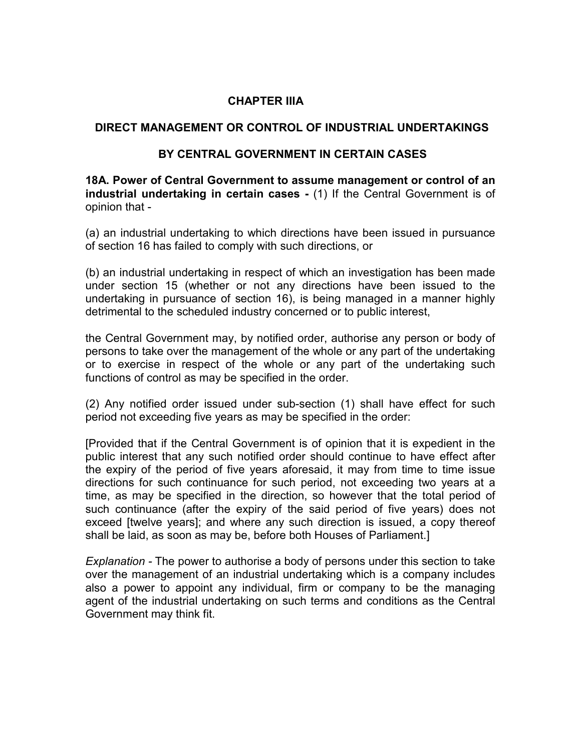## CHAPTER IIIA

## DIRECT MANAGEMENT OR CONTROL OF INDUSTRIAL UNDERTAKINGS

## BY CENTRAL GOVERNMENT IN CERTAIN CASES

**18A. Power of Central Government to assume management or control of an industrial undertaking in certain cases -** (1) If the Central Government is of opinion that -

(a) an industrial undertaking to which directions have been issued in pursuance of section 16 has failed to comply with such directions, or

(b) an industrial undertaking in respect of which an investigation has been made under section 15 (whether or not any directions have been issued to the undertaking in pursuance of section 16), is being managed in a manner highly detrimental to the scheduled industry concerned or to public interest,

the Central Government may, by notified order, authorise any person or body of persons to take over the management of the whole or any part of the undertaking or to exercise in respect of the whole or any part of the undertaking such functions of control as may be specified in the order.

(2) Any notified order issued under sub-section (1) shall have effect for such period not exceeding five years as may be specified in the order:

[Provided that if the Central Government is of opinion that it is expedient in the public interest that any such notified order should continue to have effect after the expiry of the period of five years aforesaid, it may from time to time issue directions for such continuance for such period, not exceeding two years at a time, as may be specified in the direction, so however that the total period of such continuance (after the expiry of the said period of five years) does not exceed [twelve years]; and where any such direction is issued, a copy thereof shall be laid, as soon as may be, before both Houses of Parliament.]

*Explanation* - The power to authorise a body of persons under this section to take over the management of an industrial undertaking which is a company includes also a power to appoint any individual, firm or company to be the managing agent of the industrial undertaking on such terms and conditions as the Central Government may think fit.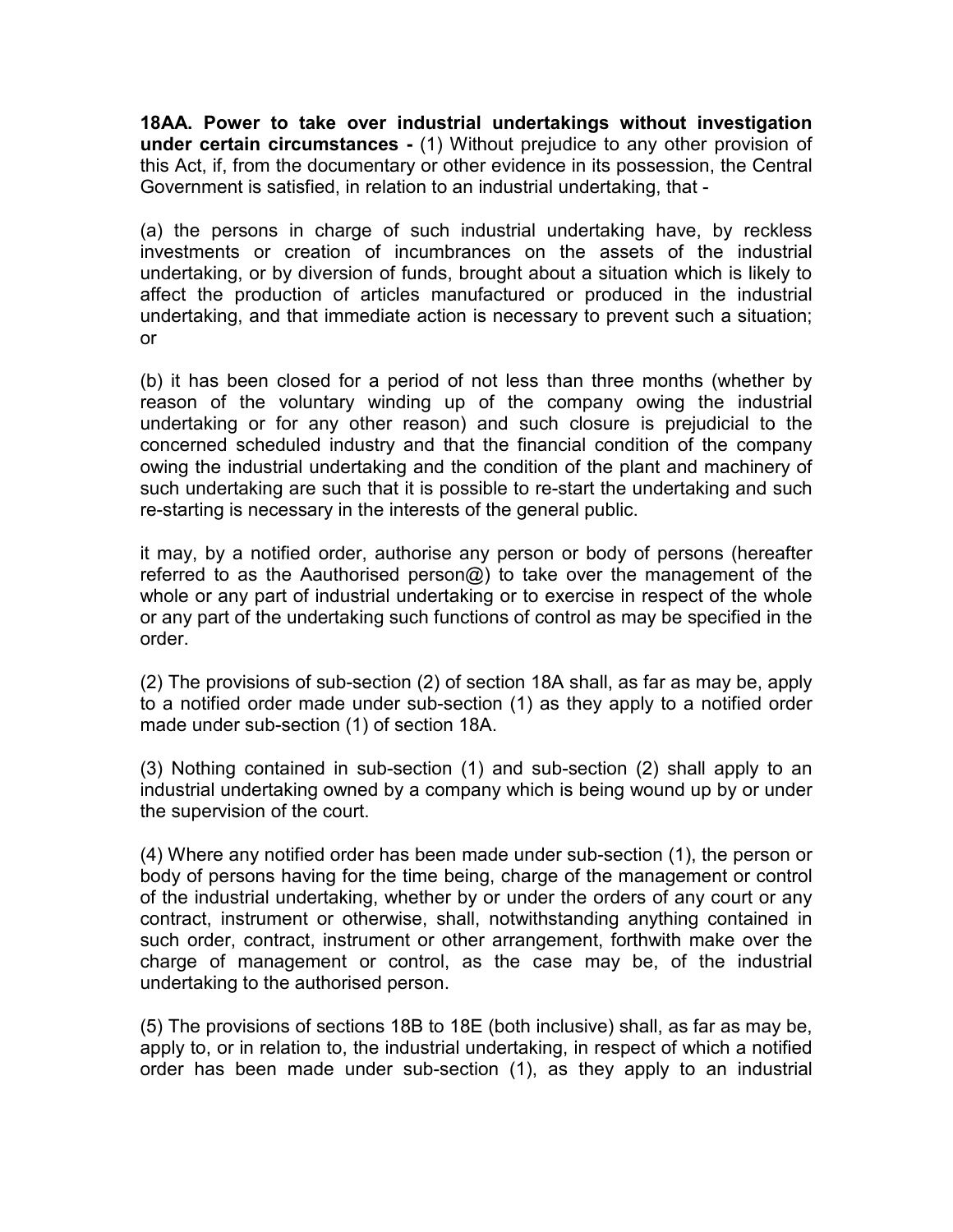**18AA. Power to take over industrial undertakings without investigation under certain circumstances -** (1) Without prejudice to any other provision of this Act, if, from the documentary or other evidence in its possession, the Central Government is satisfied, in relation to an industrial undertaking, that -

(a) the persons in charge of such industrial undertaking have, by reckless investments or creation of incumbrances on the assets of the industrial undertaking, or by diversion of funds, brought about a situation which is likely to affect the production of articles manufactured or produced in the industrial undertaking, and that immediate action is necessary to prevent such a situation; or

(b) it has been closed for a period of not less than three months (whether by reason of the voluntary winding up of the company owing the industrial undertaking or for any other reason) and such closure is prejudicial to the concerned scheduled industry and that the financial condition of the company owing the industrial undertaking and the condition of the plant and machinery of such undertaking are such that it is possible to re-start the undertaking and such re-starting is necessary in the interests of the general public.

it may, by a notified order, authorise any person or body of persons (hereafter referred to as the Aauthorised person@) to take over the management of the whole or any part of industrial undertaking or to exercise in respect of the whole or any part of the undertaking such functions of control as may be specified in the order.

(2) The provisions of sub-section (2) of section 18A shall, as far as may be, apply to a notified order made under sub-section (1) as they apply to a notified order made under sub-section (1) of section 18A.

(3) Nothing contained in sub-section (1) and sub-section (2) shall apply to an industrial undertaking owned by a company which is being wound up by or under the supervision of the court.

(4) Where any notified order has been made under sub-section (1), the person or body of persons having for the time being, charge of the management or control of the industrial undertaking, whether by or under the orders of any court or any contract, instrument or otherwise, shall, notwithstanding anything contained in such order, contract, instrument or other arrangement, forthwith make over the charge of management or control, as the case may be, of the industrial undertaking to the authorised person.

(5) The provisions of sections 18B to 18E (both inclusive) shall, as far as may be, apply to, or in relation to, the industrial undertaking, in respect of which a notified order has been made under sub-section (1), as they apply to an industrial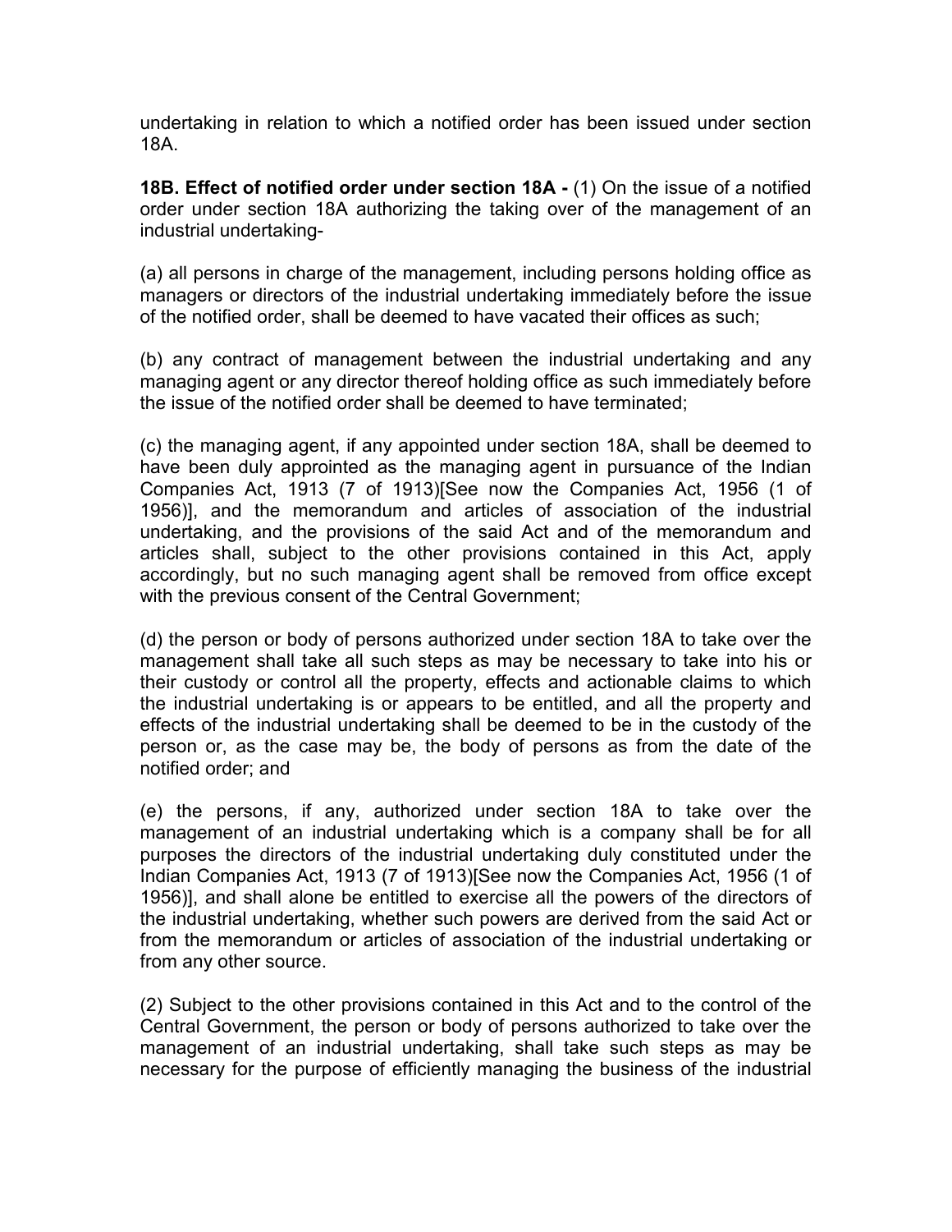undertaking in relation to which a notified order has been issued under section 18A.

**18B. Effect of notified order under section 18A -** (1) On the issue of a notified order under section 18A authorizing the taking over of the management of an industrial undertaking-

(a) all persons in charge of the management, including persons holding office as managers or directors of the industrial undertaking immediately before the issue of the notified order, shall be deemed to have vacated their offices as such;

(b) any contract of management between the industrial undertaking and any managing agent or any director thereof holding office as such immediately before the issue of the notified order shall be deemed to have terminated;

(c) the managing agent, if any appointed under section 18A, shall be deemed to have been duly approinted as the managing agent in pursuance of the Indian Companies Act, 1913 (7 of 1913)[See now the Companies Act, 1956 (1 of 1956)], and the memorandum and articles of association of the industrial undertaking, and the provisions of the said Act and of the memorandum and articles shall, subject to the other provisions contained in this Act, apply accordingly, but no such managing agent shall be removed from office except with the previous consent of the Central Government;

(d) the person or body of persons authorized under section 18A to take over the management shall take all such steps as may be necessary to take into his or their custody or control all the property, effects and actionable claims to which the industrial undertaking is or appears to be entitled, and all the property and effects of the industrial undertaking shall be deemed to be in the custody of the person or, as the case may be, the body of persons as from the date of the notified order; and

(e) the persons, if any, authorized under section 18A to take over the management of an industrial undertaking which is a company shall be for all purposes the directors of the industrial undertaking duly constituted under the Indian Companies Act, 1913 (7 of 1913)[See now the Companies Act, 1956 (1 of 1956)], and shall alone be entitled to exercise all the powers of the directors of the industrial undertaking, whether such powers are derived from the said Act or from the memorandum or articles of association of the industrial undertaking or from any other source.

(2) Subject to the other provisions contained in this Act and to the control of the Central Government, the person or body of persons authorized to take over the management of an industrial undertaking, shall take such steps as may be necessary for the purpose of efficiently managing the business of the industrial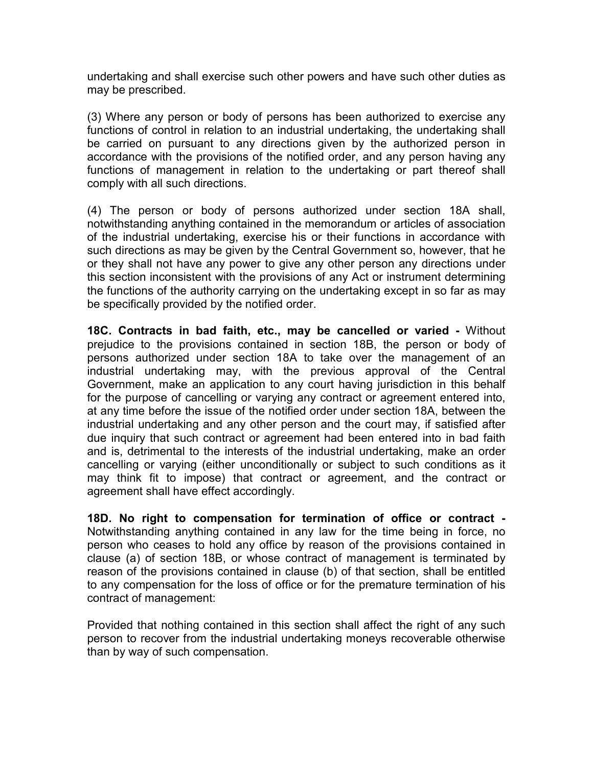undertaking and shall exercise such other powers and have such other duties as may be prescribed.

(3) Where any person or body of persons has been authorized to exercise any functions of control in relation to an industrial undertaking, the undertaking shall be carried on pursuant to any directions given by the authorized person in accordance with the provisions of the notified order, and any person having any functions of management in relation to the undertaking or part thereof shall comply with all such directions.

(4) The person or body of persons authorized under section 18A shall, notwithstanding anything contained in the memorandum or articles of association of the industrial undertaking, exercise his or their functions in accordance with such directions as may be given by the Central Government so, however, that he or they shall not have any power to give any other person any directions under this section inconsistent with the provisions of any Act or instrument determining the functions of the authority carrying on the undertaking except in so far as may be specifically provided by the notified order.

**18C. Contracts in bad faith, etc., may be cancelled or varied -** Without prejudice to the provisions contained in section 18B, the person or body of persons authorized under section 18A to take over the management of an industrial undertaking may, with the previous approval of the Central Government, make an application to any court having jurisdiction in this behalf for the purpose of cancelling or varying any contract or agreement entered into, at any time before the issue of the notified order under section 18A, between the industrial undertaking and any other person and the court may, if satisfied after due inquiry that such contract or agreement had been entered into in bad faith and is, detrimental to the interests of the industrial undertaking, make an order cancelling or varying (either unconditionally or subject to such conditions as it may think fit to impose) that contract or agreement, and the contract or agreement shall have effect accordingly.

**18D. No right to compensation for termination of office or contract -** Notwithstanding anything contained in any law for the time being in force, no person who ceases to hold any office by reason of the provisions contained in clause (a) of section 18B, or whose contract of management is terminated by reason of the provisions contained in clause (b) of that section, shall be entitled to any compensation for the loss of office or for the premature termination of his contract of management:

Provided that nothing contained in this section shall affect the right of any such person to recover from the industrial undertaking moneys recoverable otherwise than by way of such compensation.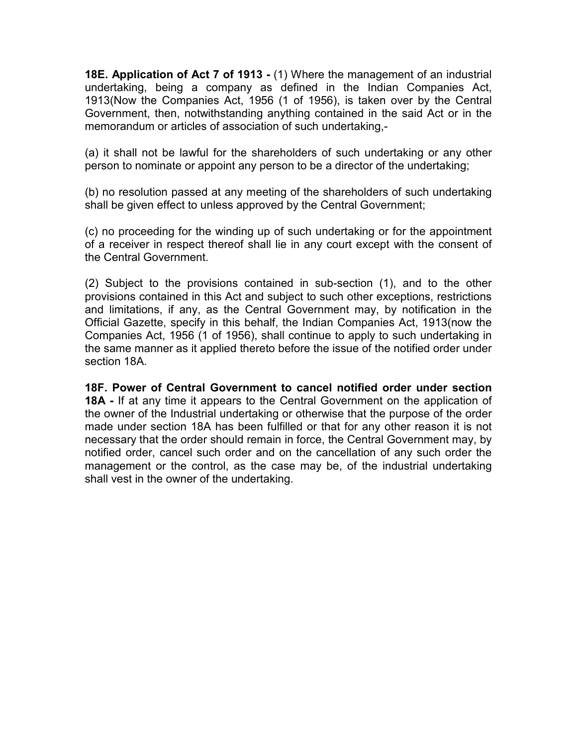**18E. Application of Act 7 of 1913 -** (1) Where the management of an industrial undertaking, being a company as defined in the Indian Companies Act, 1913(Now the Companies Act, 1956 (1 of 1956), is taken over by the Central Government, then, notwithstanding anything contained in the said Act or in the memorandum or articles of association of such undertaking,-

(a) it shall not be lawful for the shareholders of such undertaking or any other person to nominate or appoint any person to be a director of the undertaking;

(b) no resolution passed at any meeting of the shareholders of such undertaking shall be given effect to unless approved by the Central Government;

(c) no proceeding for the winding up of such undertaking or for the appointment of a receiver in respect thereof shall lie in any court except with the consent of the Central Government.

(2) Subject to the provisions contained in sub-section (1), and to the other provisions contained in this Act and subject to such other exceptions, restrictions and limitations, if any, as the Central Government may, by notification in the Official Gazette, specify in this behalf, the Indian Companies Act, 1913(now the Companies Act, 1956 (1 of 1956), shall continue to apply to such undertaking in the same manner as it applied thereto before the issue of the notified order under section 18A.

**18F. Power of Central Government to cancel notified order under section 18A -** If at any time it appears to the Central Government on the application of the owner of the Industrial undertaking or otherwise that the purpose of the order made under section 18A has been fulfilled or that for any other reason it is not necessary that the order should remain in force, the Central Government may, by notified order, cancel such order and on the cancellation of any such order the management or the control, as the case may be, of the industrial undertaking shall vest in the owner of the undertaking.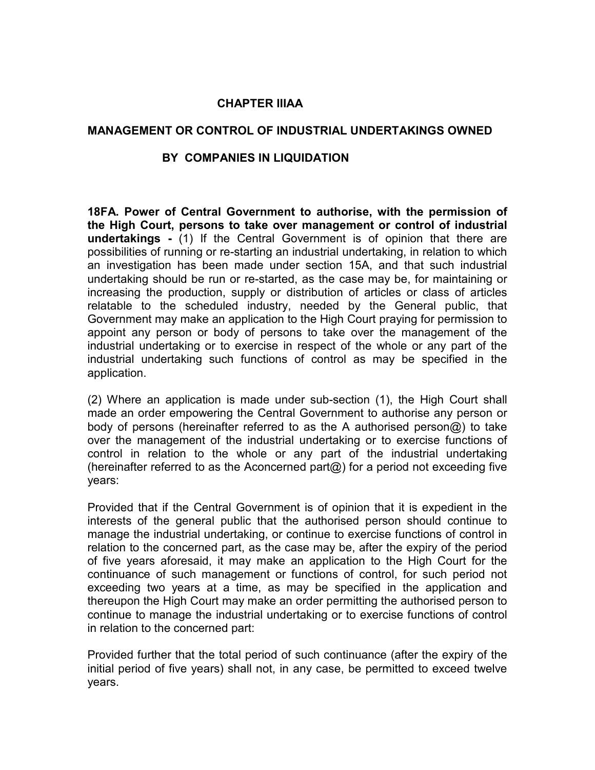## CHAPTER IIIAA

## MANAGEMENT OR CONTROL OF INDUSTRIAL UNDERTAKINGS OWNED BY COMPANIES IN LIQUIDATION

**18FA. Power of Central Government to authorise, with the permission of the High Court, persons to take over management or control of industrial undertakings -** (1) If the Central Government is of opinion that there are possibilities of running or re-starting an industrial undertaking, in relation to which an investigation has been made under section 15A, and that such industrial undertaking should be run or re-started, as the case may be, for maintaining or increasing the production, supply or distribution of articles or class of articles relatable to the scheduled industry, needed by the General public, that Government may make an application to the High Court praying for permission to appoint any person or body of persons to take over the management of the industrial undertaking or to exercise in respect of the whole or any part of the industrial undertaking such functions of control as may be specified in the application.

(2) Where an application is made under sub-section (1), the High Court shall made an order empowering the Central Government to authorise any person or body of persons (hereinafter referred to as the A authorised person@) to take over the management of the industrial undertaking or to exercise functions of control in relation to the whole or any part of the industrial undertaking (hereinafter referred to as the Aconcerned part@) for a period not exceeding five years:

Provided that if the Central Government is of opinion that it is expedient in the interests of the general public that the authorised person should continue to manage the industrial undertaking, or continue to exercise functions of control in relation to the concerned part, as the case may be, after the expiry of the period of five years aforesaid, it may make an application to the High Court for the continuance of such management or functions of control, for such period not exceeding two years at a time, as may be specified in the application and thereupon the High Court may make an order permitting the authorised person to continue to manage the industrial undertaking or to exercise functions of control in relation to the concerned part:

Provided further that the total period of such continuance (after the expiry of the initial period of five years) shall not, in any case, be permitted to exceed twelve years.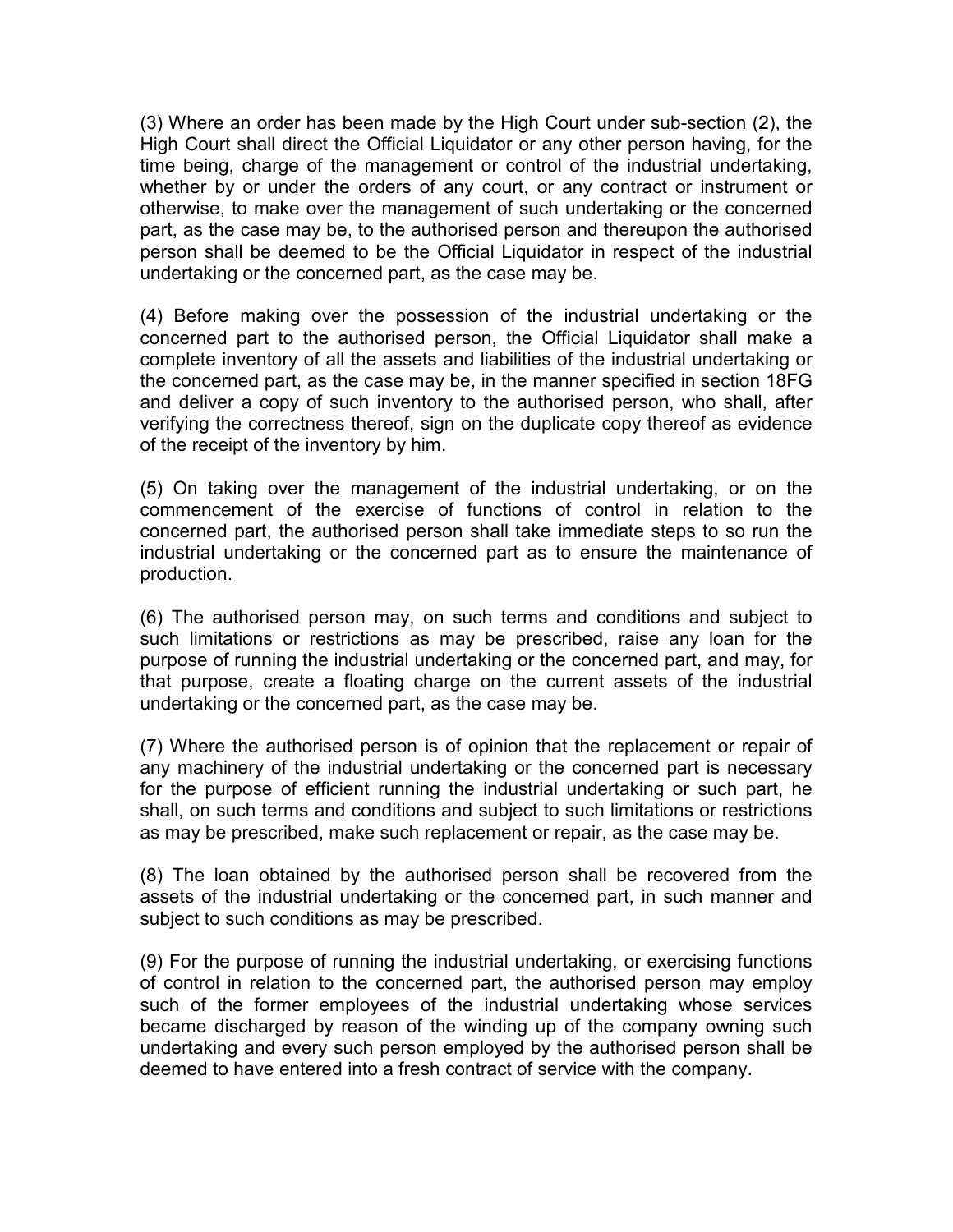(3) Where an order has been made by the High Court under sub-section (2), the High Court shall direct the Official Liquidator or any other person having, for the time being, charge of the management or control of the industrial undertaking, whether by or under the orders of any court, or any contract or instrument or otherwise, to make over the management of such undertaking or the concerned part, as the case may be, to the authorised person and thereupon the authorised person shall be deemed to be the Official Liquidator in respect of the industrial undertaking or the concerned part, as the case may be.

(4) Before making over the possession of the industrial undertaking or the concerned part to the authorised person, the Official Liquidator shall make a complete inventory of all the assets and liabilities of the industrial undertaking or the concerned part, as the case may be, in the manner specified in section 18FG and deliver a copy of such inventory to the authorised person, who shall, after verifying the correctness thereof, sign on the duplicate copy thereof as evidence of the receipt of the inventory by him.

(5) On taking over the management of the industrial undertaking, or on the commencement of the exercise of functions of control in relation to the concerned part, the authorised person shall take immediate steps to so run the industrial undertaking or the concerned part as to ensure the maintenance of production.

(6) The authorised person may, on such terms and conditions and subject to such limitations or restrictions as may be prescribed, raise any loan for the purpose of running the industrial undertaking or the concerned part, and may, for that purpose, create a floating charge on the current assets of the industrial undertaking or the concerned part, as the case may be.

(7) Where the authorised person is of opinion that the replacement or repair of any machinery of the industrial undertaking or the concerned part is necessary for the purpose of efficient running the industrial undertaking or such part, he shall, on such terms and conditions and subject to such limitations or restrictions as may be prescribed, make such replacement or repair, as the case may be.

(8) The loan obtained by the authorised person shall be recovered from the assets of the industrial undertaking or the concerned part, in such manner and subject to such conditions as may be prescribed.

(9) For the purpose of running the industrial undertaking, or exercising functions of control in relation to the concerned part, the authorised person may employ such of the former employees of the industrial undertaking whose services became discharged by reason of the winding up of the company owning such undertaking and every such person employed by the authorised person shall be deemed to have entered into a fresh contract of service with the company.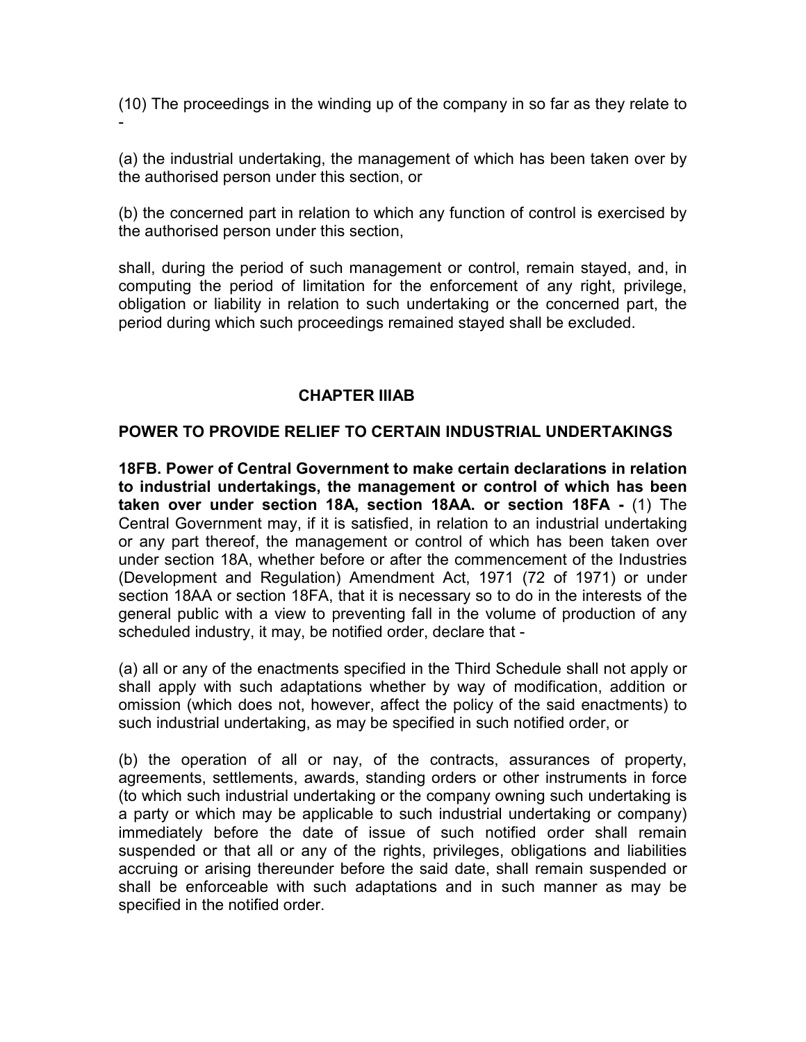(10) The proceedings in the winding up of the company in so far as they relate to -

(a) the industrial undertaking, the management of which has been taken over by the authorised person under this section, or

(b) the concerned part in relation to which any function of control is exercised by the authorised person under this section,

shall, during the period of such management or control, remain stayed, and, in computing the period of limitation for the enforcement of any right, privilege, obligation or liability in relation to such undertaking or the concerned part, the period during which such proceedings remained stayed shall be excluded.

## CHAPTER IIIAB

## POWER TO PROVIDE RELIEF TO CERTAIN INDUSTRIAL UNDERTAKINGS

**18FB. Power of Central Government to make certain declarations in relation to industrial undertakings, the management or control of which has been taken over under section 18A, section 18AA. or section 18FA -** (1) The Central Government may, if it is satisfied, in relation to an industrial undertaking or any part thereof, the management or control of which has been taken over under section 18A, whether before or after the commencement of the Industries (Development and Regulation) Amendment Act, 1971 (72 of 1971) or under section 18AA or section 18FA, that it is necessary so to do in the interests of the general public with a view to preventing fall in the volume of production of any scheduled industry, it may, be notified order, declare that -

(a) all or any of the enactments specified in the Third Schedule shall not apply or shall apply with such adaptations whether by way of modification, addition or omission (which does not, however, affect the policy of the said enactments) to such industrial undertaking, as may be specified in such notified order, or

(b) the operation of all or nay, of the contracts, assurances of property, agreements, settlements, awards, standing orders or other instruments in force (to which such industrial undertaking or the company owning such undertaking is a party or which may be applicable to such industrial undertaking or company) immediately before the date of issue of such notified order shall remain suspended or that all or any of the rights, privileges, obligations and liabilities accruing or arising thereunder before the said date, shall remain suspended or shall be enforceable with such adaptations and in such manner as may be specified in the notified order.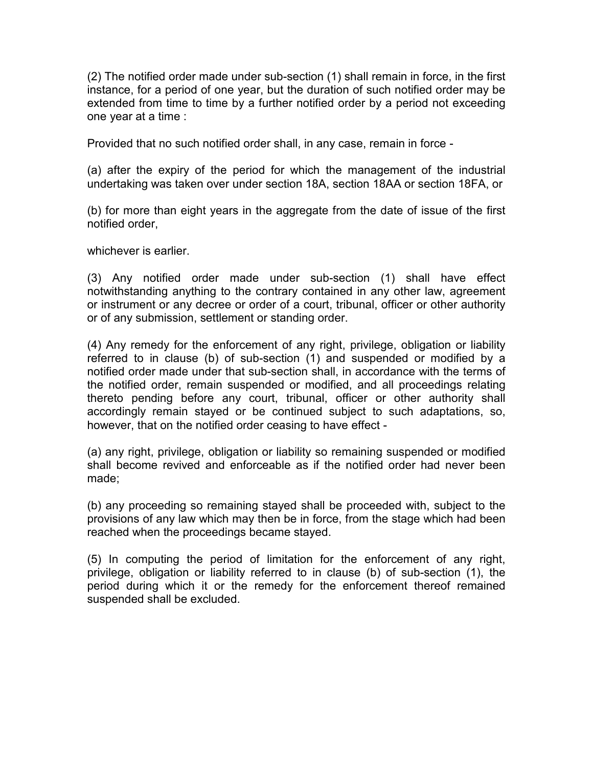(2) The notified order made under sub-section (1) shall remain in force, in the first instance, for a period of one year, but the duration of such notified order may be extended from time to time by a further notified order by a period not exceeding one year at a time :

Provided that no such notified order shall, in any case, remain in force -

(a) after the expiry of the period for which the management of the industrial undertaking was taken over under section 18A, section 18AA or section 18FA, or

(b) for more than eight years in the aggregate from the date of issue of the first notified order,

whichever is earlier.

(3) Any notified order made under sub-section (1) shall have effect notwithstanding anything to the contrary contained in any other law, agreement or instrument or any decree or order of a court, tribunal, officer or other authority or of any submission, settlement or standing order.

(4) Any remedy for the enforcement of any right, privilege, obligation or liability referred to in clause (b) of sub-section (1) and suspended or modified by a notified order made under that sub-section shall, in accordance with the terms of the notified order, remain suspended or modified, and all proceedings relating thereto pending before any court, tribunal, officer or other authority shall accordingly remain stayed or be continued subject to such adaptations, so, however, that on the notified order ceasing to have effect -

(a) any right, privilege, obligation or liability so remaining suspended or modified shall become revived and enforceable as if the notified order had never been made;

(b) any proceeding so remaining stayed shall be proceeded with, subject to the provisions of any law which may then be in force, from the stage which had been reached when the proceedings became stayed.

(5) In computing the period of limitation for the enforcement of any right, privilege, obligation or liability referred to in clause (b) of sub-section (1), the period during which it or the remedy for the enforcement thereof remained suspended shall be excluded.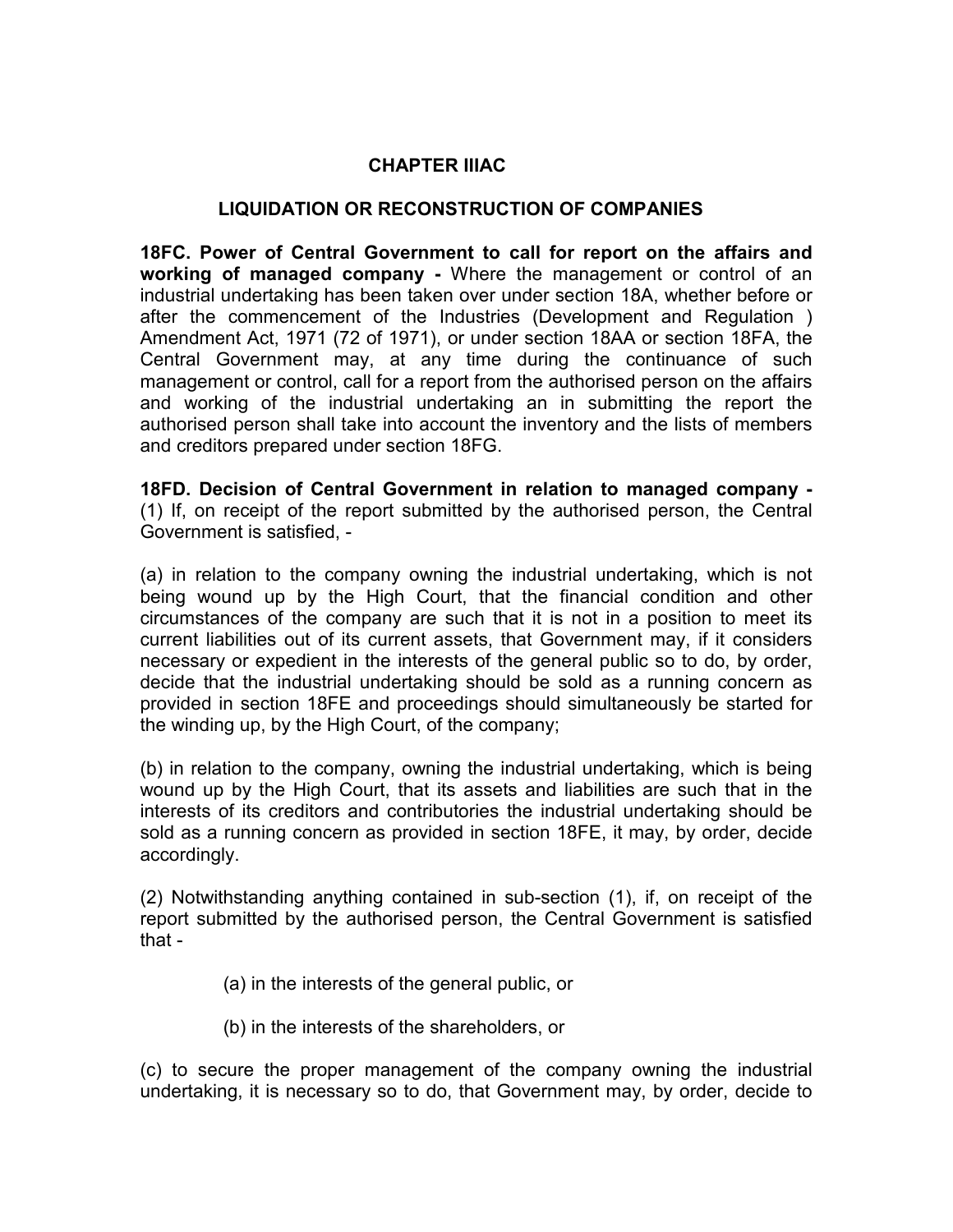## CHAPTER IIIAC

## LIQUIDATION OR RECONSTRUCTION OF COMPANIES

**18FC. Power of Central Government to call for report on the affairs and working of managed company -** Where the management or control of an industrial undertaking has been taken over under section 18A, whether before or after the commencement of the Industries (Development and Regulation ) Amendment Act, 1971 (72 of 1971), or under section 18AA or section 18FA, the Central Government may, at any time during the continuance of such management or control, call for a report from the authorised person on the affairs and working of the industrial undertaking an in submitting the report the authorised person shall take into account the inventory and the lists of members and creditors prepared under section 18FG.

**18FD. Decision of Central Government in relation to managed company -** (1) If, on receipt of the report submitted by the authorised person, the Central Government is satisfied, -

(a) in relation to the company owning the industrial undertaking, which is not being wound up by the High Court, that the financial condition and other circumstances of the company are such that it is not in a position to meet its current liabilities out of its current assets, that Government may, if it considers necessary or expedient in the interests of the general public so to do, by order, decide that the industrial undertaking should be sold as a running concern as provided in section 18FE and proceedings should simultaneously be started for the winding up, by the High Court, of the company;

(b) in relation to the company, owning the industrial undertaking, which is being wound up by the High Court, that its assets and liabilities are such that in the interests of its creditors and contributories the industrial undertaking should be sold as a running concern as provided in section 18FE, it may, by order, decide accordingly.

(2) Notwithstanding anything contained in sub-section (1), if, on receipt of the report submitted by the authorised person, the Central Government is satisfied that -

(a) in the interests of the general public, or

(b) in the interests of the shareholders, or

(c) to secure the proper management of the company owning the industrial undertaking, it is necessary so to do, that Government may, by order, decide to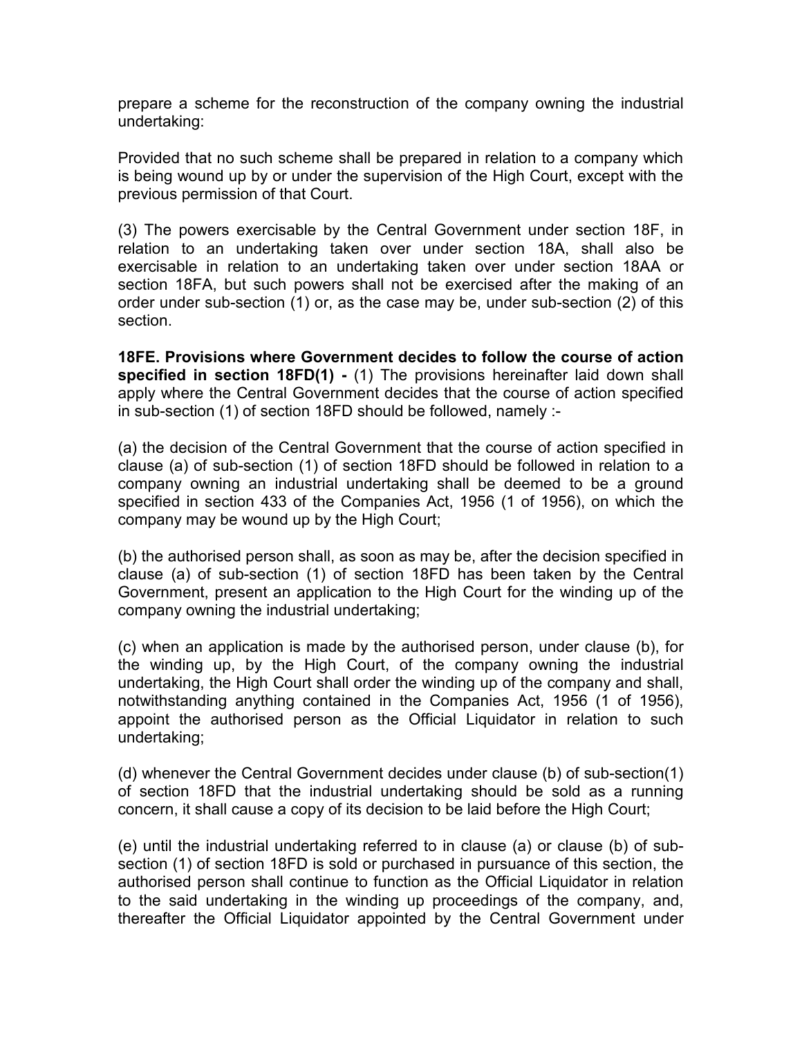prepare a scheme for the reconstruction of the company owning the industrial undertaking:

Provided that no such scheme shall be prepared in relation to a company which is being wound up by or under the supervision of the High Court, except with the previous permission of that Court.

(3) The powers exercisable by the Central Government under section 18F, in relation to an undertaking taken over under section 18A, shall also be exercisable in relation to an undertaking taken over under section 18AA or section 18FA, but such powers shall not be exercised after the making of an order under sub-section (1) or, as the case may be, under sub-section (2) of this section.

**18FE. Provisions where Government decides to follow the course of action specified in section 18FD(1) -** (1) The provisions hereinafter laid down shall apply where the Central Government decides that the course of action specified in sub-section (1) of section 18FD should be followed, namely :-

(a) the decision of the Central Government that the course of action specified in clause (a) of sub-section (1) of section 18FD should be followed in relation to a company owning an industrial undertaking shall be deemed to be a ground specified in section 433 of the Companies Act, 1956 (1 of 1956), on which the company may be wound up by the High Court;

(b) the authorised person shall, as soon as may be, after the decision specified in clause (a) of sub-section (1) of section 18FD has been taken by the Central Government, present an application to the High Court for the winding up of the company owning the industrial undertaking;

(c) when an application is made by the authorised person, under clause (b), for the winding up, by the High Court, of the company owning the industrial undertaking, the High Court shall order the winding up of the company and shall, notwithstanding anything contained in the Companies Act, 1956 (1 of 1956), appoint the authorised person as the Official Liquidator in relation to such undertaking;

(d) whenever the Central Government decides under clause (b) of sub-section(1) of section 18FD that the industrial undertaking should be sold as a running concern, it shall cause a copy of its decision to be laid before the High Court;

(e) until the industrial undertaking referred to in clause (a) or clause (b) of sub-section (1) of section 18FD is sold or purchased in pursuance of this section, the authorised person shall continue to function as the Official Liquidator in relation to the said undertaking in the winding up proceedings of the company, and, thereafter the Official Liquidator appointed by the Central Government under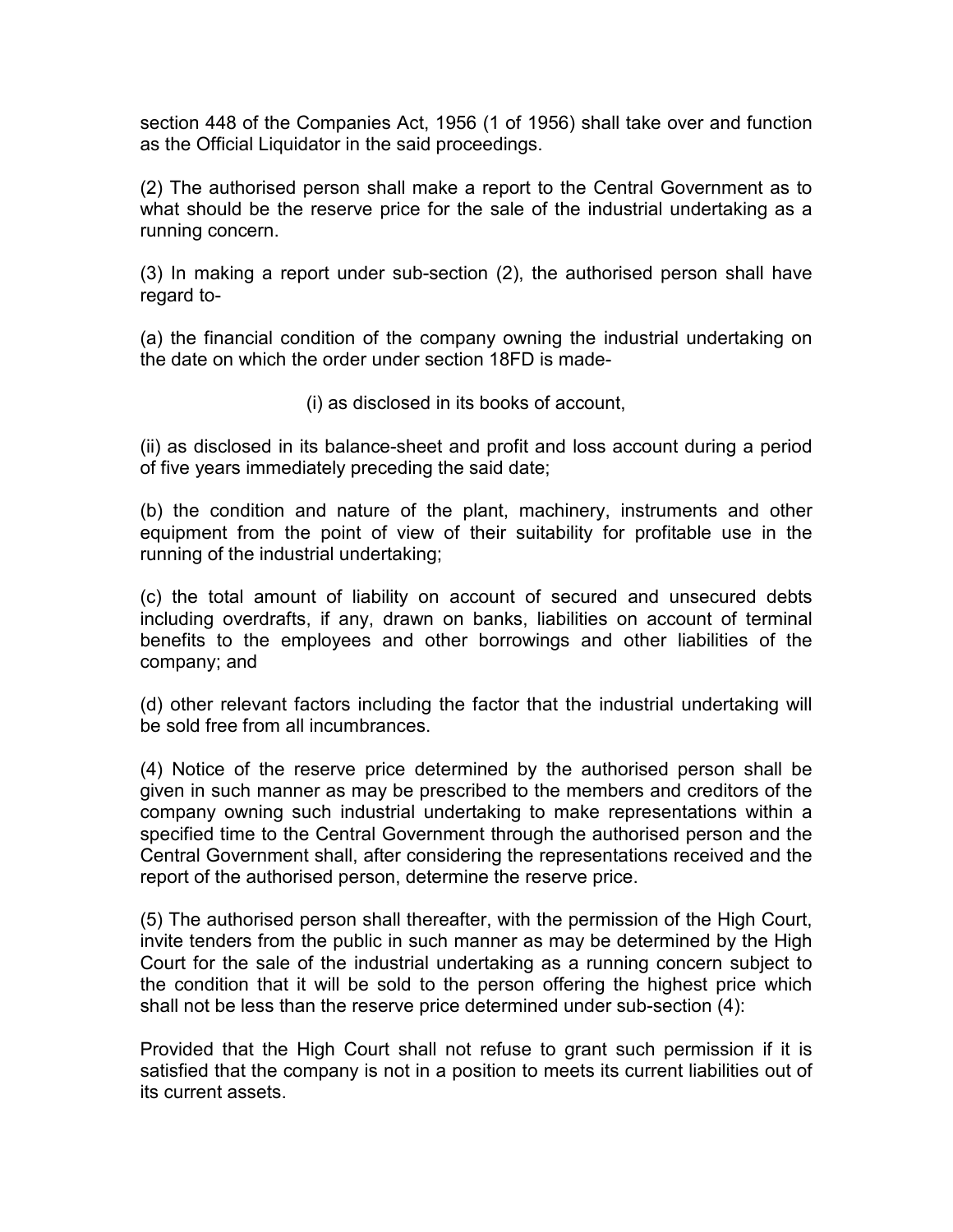section 448 of the Companies Act, 1956 (1 of 1956) shall take over and function as the Official Liquidator in the said proceedings.

(2) The authorised person shall make a report to the Central Government as to what should be the reserve price for the sale of the industrial undertaking as a running concern.

(3) In making a report under sub-section (2), the authorised person shall have regard to-

(a) the financial condition of the company owning the industrial undertaking on the date on which the order under section 18FD is made-

(i) as disclosed in its books of account,

(ii) as disclosed in its balance-sheet and profit and loss account during a period of five years immediately preceding the said date;

(b) the condition and nature of the plant, machinery, instruments and other equipment from the point of view of their suitability for profitable use in the running of the industrial undertaking;

(c) the total amount of liability on account of secured and unsecured debts including overdrafts, if any, drawn on banks, liabilities on account of terminal benefits to the employees and other borrowings and other liabilities of the company; and

(d) other relevant factors including the factor that the industrial undertaking will be sold free from all incumbrances.

(4) Notice of the reserve price determined by the authorised person shall be given in such manner as may be prescribed to the members and creditors of the company owning such industrial undertaking to make representations within a specified time to the Central Government through the authorised person and the Central Government shall, after considering the representations received and the report of the authorised person, determine the reserve price.

(5) The authorised person shall thereafter, with the permission of the High Court, invite tenders from the public in such manner as may be determined by the High Court for the sale of the industrial undertaking as a running concern subject to the condition that it will be sold to the person offering the highest price which shall not be less than the reserve price determined under sub-section (4):

Provided that the High Court shall not refuse to grant such permission if it is satisfied that the company is not in a position to meets its current liabilities out of its current assets.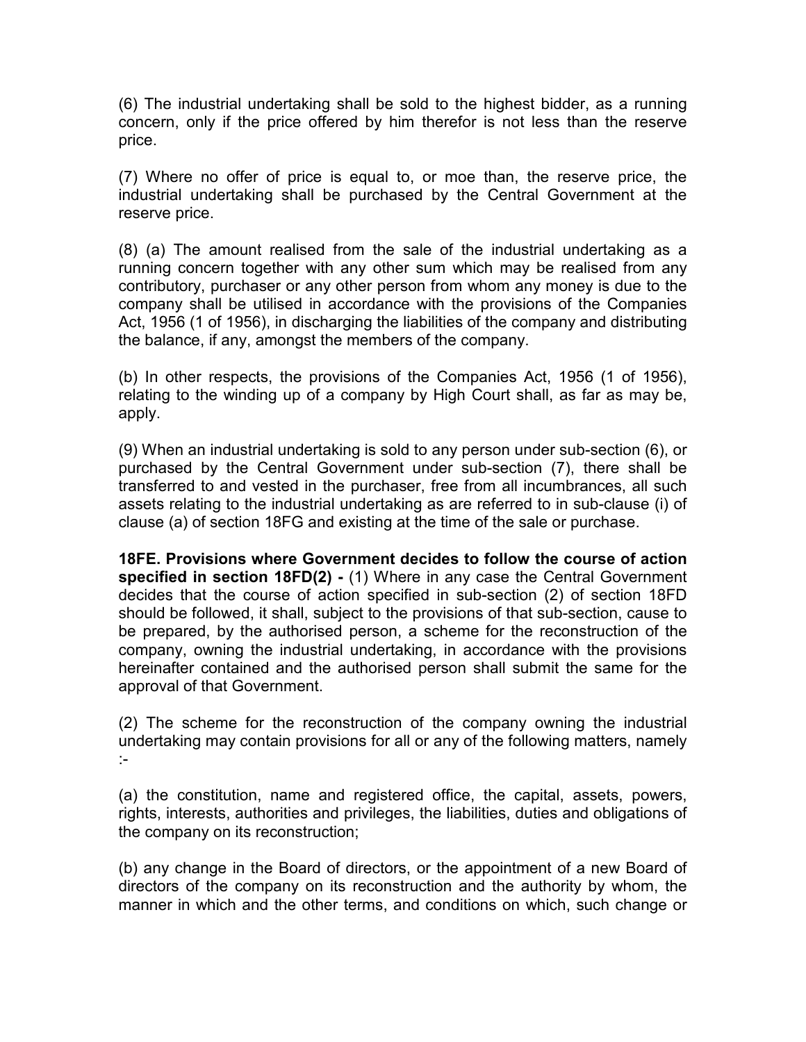(6) The industrial undertaking shall be sold to the highest bidder, as a running concern, only if the price offered by him therefor is not less than the reserve price.

(7) Where no offer of price is equal to, or moe than, the reserve price, the industrial undertaking shall be purchased by the Central Government at the reserve price.

(8) (a) The amount realised from the sale of the industrial undertaking as a running concern together with any other sum which may be realised from any contributory, purchaser or any other person from whom any money is due to the company shall be utilised in accordance with the provisions of the Companies Act, 1956 (1 of 1956), in discharging the liabilities of the company and distributing the balance, if any, amongst the members of the company.

(b) In other respects, the provisions of the Companies Act, 1956 (1 of 1956), relating to the winding up of a company by High Court shall, as far as may be, apply.

(9) When an industrial undertaking is sold to any person under sub-section (6), or purchased by the Central Government under sub-section (7), there shall be transferred to and vested in the purchaser, free from all incumbrances, all such assets relating to the industrial undertaking as are referred to in sub-clause (i) of clause (a) of section 18FG and existing at the time of the sale or purchase.

**18FE. Provisions where Government decides to follow the course of action specified in section 18FD(2) -** (1) Where in any case the Central Government decides that the course of action specified in sub-section (2) of section 18FD should be followed, it shall, subject to the provisions of that sub-section, cause to be prepared, by the authorised person, a scheme for the reconstruction of the company, owning the industrial undertaking, in accordance with the provisions hereinafter contained and the authorised person shall submit the same for the approval of that Government.

(2) The scheme for the reconstruction of the company owning the industrial undertaking may contain provisions for all or any of the following matters, namely :-

(a) the constitution, name and registered office, the capital, assets, powers, rights, interests, authorities and privileges, the liabilities, duties and obligations of the company on its reconstruction;

(b) any change in the Board of directors, or the appointment of a new Board of directors of the company on its reconstruction and the authority by whom, the manner in which and the other terms, and conditions on which, such change or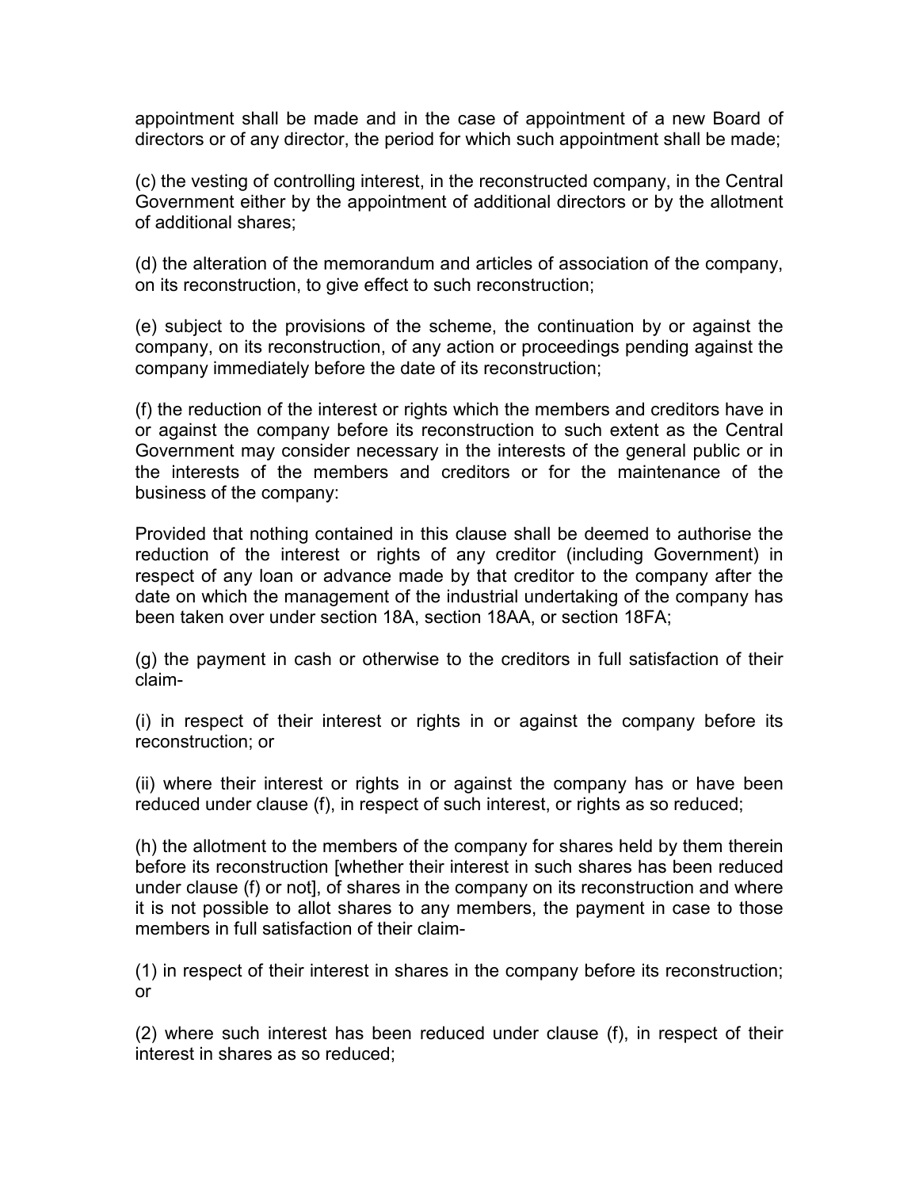appointment shall be made and in the case of appointment of a new Board of directors or of any director, the period for which such appointment shall be made;

(c) the vesting of controlling interest, in the reconstructed company, in the Central Government either by the appointment of additional directors or by the allotment of additional shares;

(d) the alteration of the memorandum and articles of association of the company, on its reconstruction, to give effect to such reconstruction;

(e) subject to the provisions of the scheme, the continuation by or against the company, on its reconstruction, of any action or proceedings pending against the company immediately before the date of its reconstruction;

(f) the reduction of the interest or rights which the members and creditors have in or against the company before its reconstruction to such extent as the Central Government may consider necessary in the interests of the general public or in the interests of the members and creditors or for the maintenance of the business of the company:

Provided that nothing contained in this clause shall be deemed to authorise the reduction of the interest or rights of any creditor (including Government) in respect of any loan or advance made by that creditor to the company after the date on which the management of the industrial undertaking of the company has been taken over under section 18A, section 18AA, or section 18FA;

(g) the payment in cash or otherwise to the creditors in full satisfaction of their claim-

(i) in respect of their interest or rights in or against the company before its reconstruction; or

(ii) where their interest or rights in or against the company has or have been reduced under clause (f), in respect of such interest, or rights as so reduced;

(h) the allotment to the members of the company for shares held by them therein before its reconstruction [whether their interest in such shares has been reduced under clause (f) or not], of shares in the company on its reconstruction and where it is not possible to allot shares to any members, the payment in case to those members in full satisfaction of their claim-

(1) in respect of their interest in shares in the company before its reconstruction; or

(2) where such interest has been reduced under clause (f), in respect of their interest in shares as so reduced;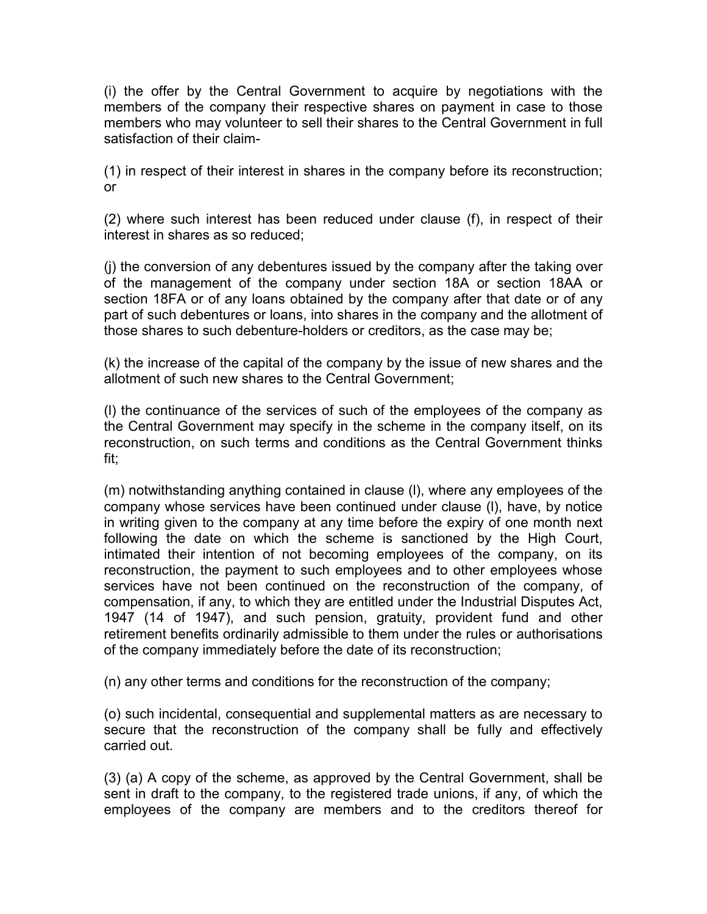(i) the offer by the Central Government to acquire by negotiations with the members of the company their respective shares on payment in case to those members who may volunteer to sell their shares to the Central Government in full satisfaction of their claim-

(1) in respect of their interest in shares in the company before its reconstruction; or

(2) where such interest has been reduced under clause (f), in respect of their interest in shares as so reduced;

(j) the conversion of any debentures issued by the company after the taking over of the management of the company under section 18A or section 18AA or section 18FA or of any loans obtained by the company after that date or of any part of such debentures or loans, into shares in the company and the allotment of those shares to such debenture-holders or creditors, as the case may be;

(k) the increase of the capital of the company by the issue of new shares and the allotment of such new shares to the Central Government;

(l) the continuance of the services of such of the employees of the company as the Central Government may specify in the scheme in the company itself, on its reconstruction, on such terms and conditions as the Central Government thinks fit;

(m) notwithstanding anything contained in clause (l), where any employees of the company whose services have been continued under clause (l), have, by notice in writing given to the company at any time before the expiry of one month next following the date on which the scheme is sanctioned by the High Court, intimated their intention of not becoming employees of the company, on its reconstruction, the payment to such employees and to other employees whose services have not been continued on the reconstruction of the company, of compensation, if any, to which they are entitled under the Industrial Disputes Act, 1947 (14 of 1947), and such pension, gratuity, provident fund and other retirement benefits ordinarily admissible to them under the rules or authorisations of the company immediately before the date of its reconstruction;

(n) any other terms and conditions for the reconstruction of the company;

(o) such incidental, consequential and supplemental matters as are necessary to secure that the reconstruction of the company shall be fully and effectively carried out.

(3) (a) A copy of the scheme, as approved by the Central Government, shall be sent in draft to the company, to the registered trade unions, if any, of which the employees of the company are members and to the creditors thereof for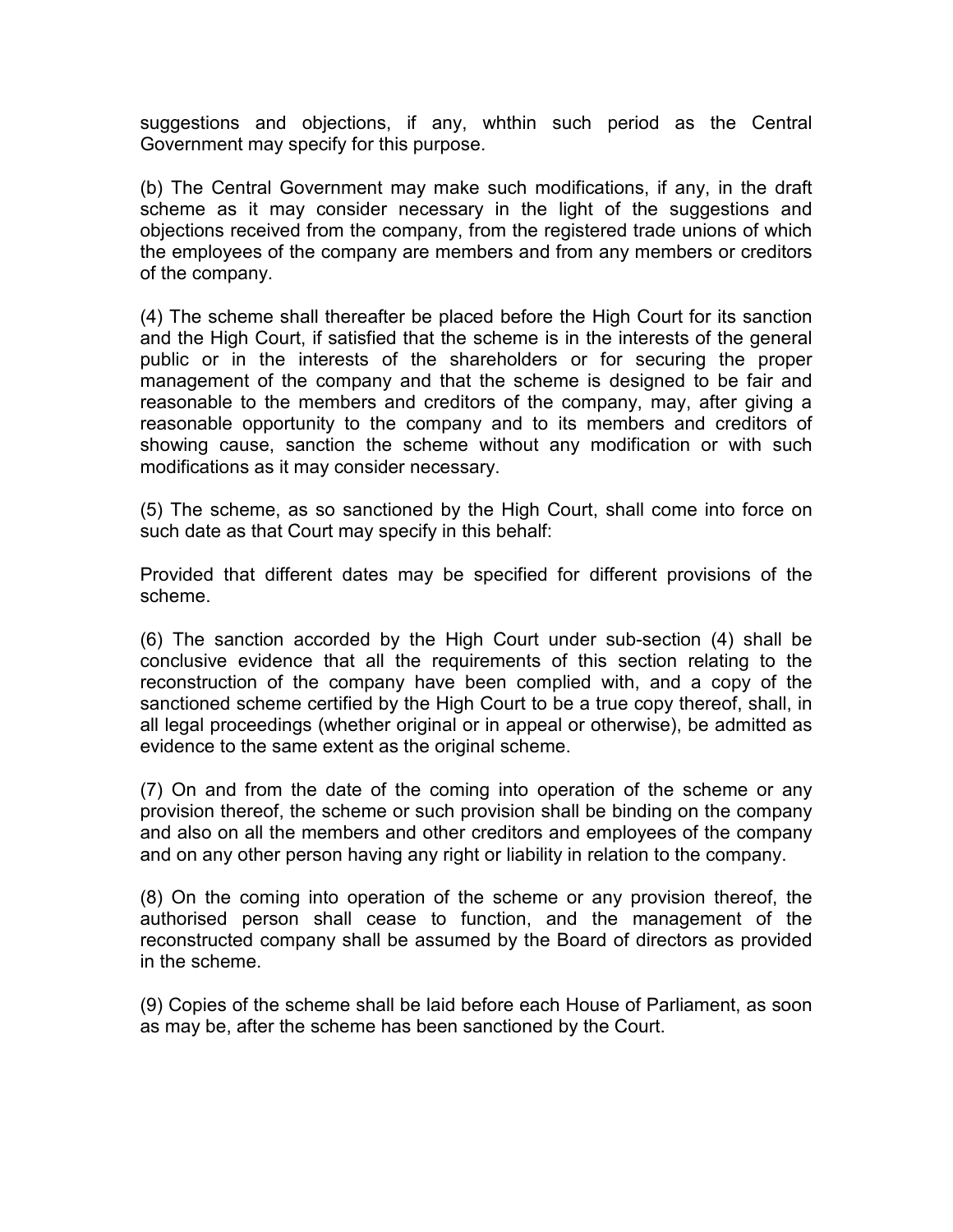suggestions and objections, if any, whthin such period as the Central Government may specify for this purpose.

(b) The Central Government may make such modifications, if any, in the draft scheme as it may consider necessary in the light of the suggestions and objections received from the company, from the registered trade unions of which the employees of the company are members and from any members or creditors of the company.

(4) The scheme shall thereafter be placed before the High Court for its sanction and the High Court, if satisfied that the scheme is in the interests of the general public or in the interests of the shareholders or for securing the proper management of the company and that the scheme is designed to be fair and reasonable to the members and creditors of the company, may, after giving a reasonable opportunity to the company and to its members and creditors of showing cause, sanction the scheme without any modification or with such modifications as it may consider necessary.

(5) The scheme, as so sanctioned by the High Court, shall come into force on such date as that Court may specify in this behalf:

Provided that different dates may be specified for different provisions of the scheme.

(6) The sanction accorded by the High Court under sub-section (4) shall be conclusive evidence that all the requirements of this section relating to the reconstruction of the company have been complied with, and a copy of the sanctioned scheme certified by the High Court to be a true copy thereof, shall, in all legal proceedings (whether original or in appeal or otherwise), be admitted as evidence to the same extent as the original scheme.

(7) On and from the date of the coming into operation of the scheme or any provision thereof, the scheme or such provision shall be binding on the company and also on all the members and other creditors and employees of the company and on any other person having any right or liability in relation to the company.

(8) On the coming into operation of the scheme or any provision thereof, the authorised person shall cease to function, and the management of the reconstructed company shall be assumed by the Board of directors as provided in the scheme.

(9) Copies of the scheme shall be laid before each House of Parliament, as soon as may be, after the scheme has been sanctioned by the Court.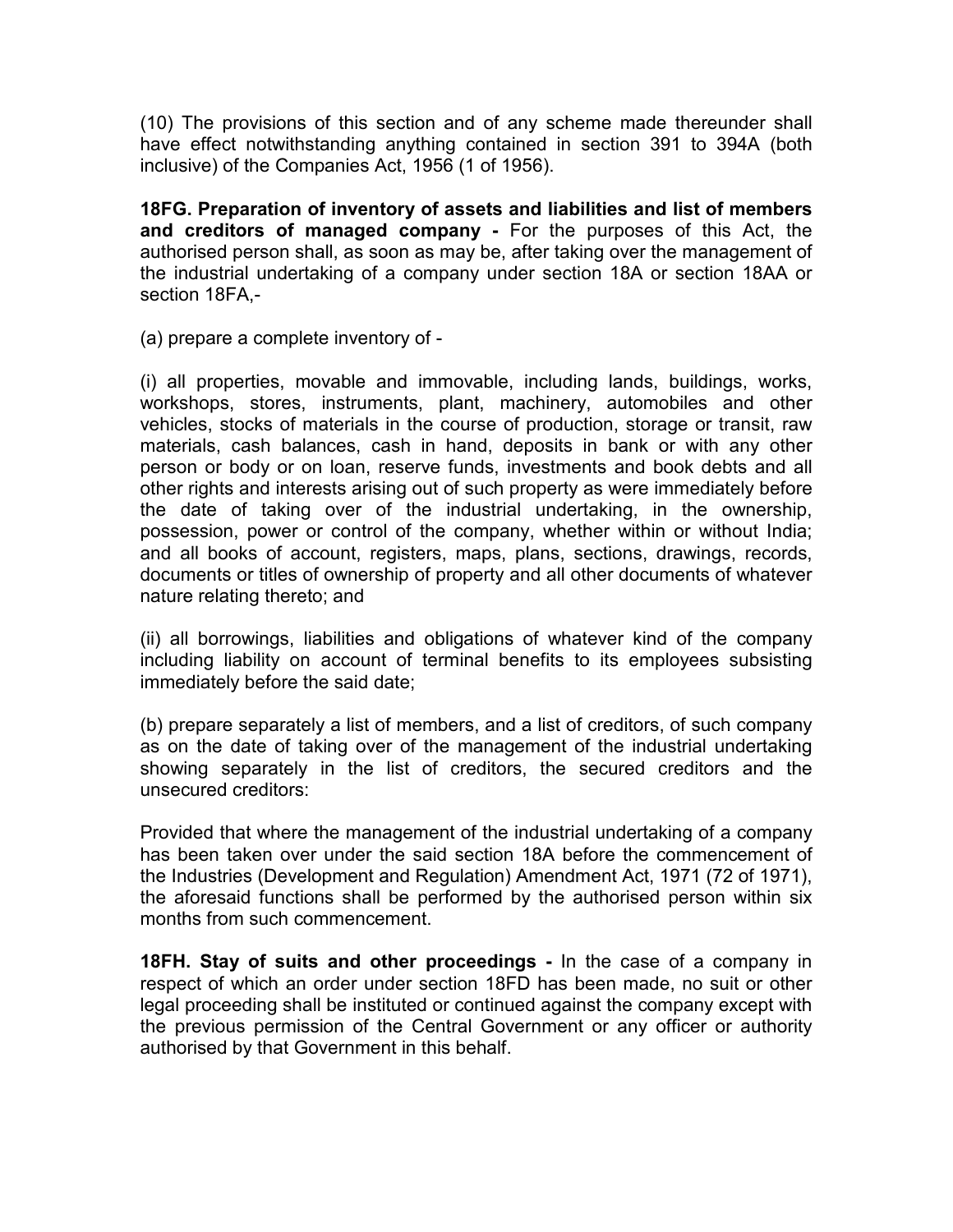(10) The provisions of this section and of any scheme made thereunder shall have effect notwithstanding anything contained in section 391 to 394A (both inclusive) of the Companies Act, 1956 (1 of 1956).

**18FG. Preparation of inventory of assets and liabilities and list of members and creditors of managed company -** For the purposes of this Act, the authorised person shall, as soon as may be, after taking over the management of the industrial undertaking of a company under section 18A or section 18AA or section 18FA,-

(a) prepare a complete inventory of -

(i) all properties, movable and immovable, including lands, buildings, works, workshops, stores, instruments, plant, machinery, automobiles and other vehicles, stocks of materials in the course of production, storage or transit, raw materials, cash balances, cash in hand, deposits in bank or with any other person or body or on loan, reserve funds, investments and book debts and all other rights and interests arising out of such property as were immediately before the date of taking over of the industrial undertaking, in the ownership, possession, power or control of the company, whether within or without India; and all books of account, registers, maps, plans, sections, drawings, records, documents or titles of ownership of property and all other documents of whatever nature relating thereto; and

(ii) all borrowings, liabilities and obligations of whatever kind of the company including liability on account of terminal benefits to its employees subsisting immediately before the said date;

(b) prepare separately a list of members, and a list of creditors, of such company as on the date of taking over of the management of the industrial undertaking showing separately in the list of creditors, the secured creditors and the unsecured creditors:

Provided that where the management of the industrial undertaking of a company has been taken over under the said section 18A before the commencement of the Industries (Development and Regulation) Amendment Act, 1971 (72 of 1971), the aforesaid functions shall be performed by the authorised person within six months from such commencement.

**18FH. Stay of suits and other proceedings -** In the case of a company in respect of which an order under section 18FD has been made, no suit or other legal proceeding shall be instituted or continued against the company except with the previous permission of the Central Government or any officer or authority authorised by that Government in this behalf.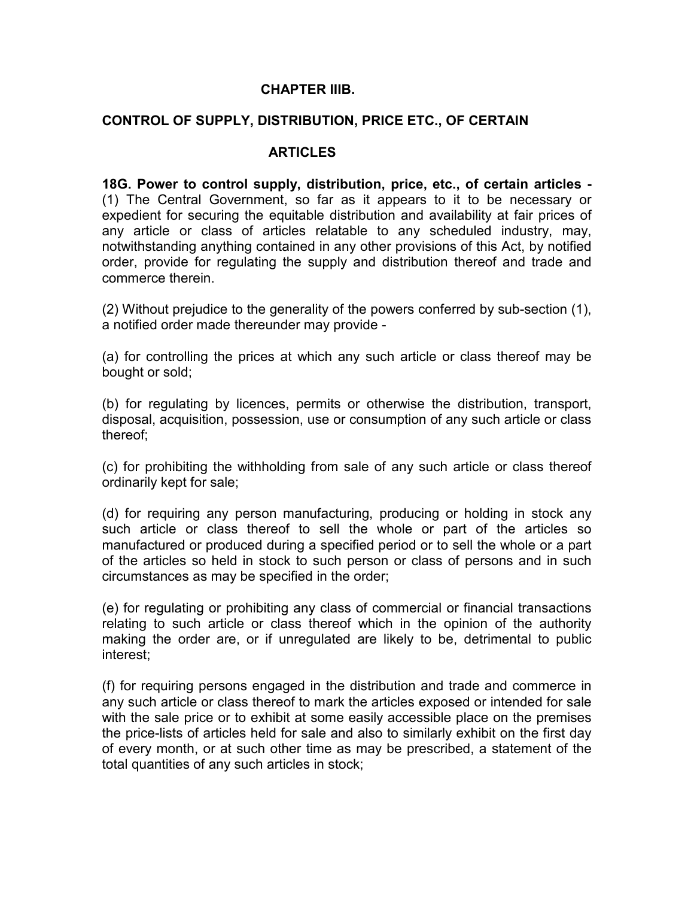## CHAPTER IIIB.

## CONTROL OF SUPPLY, DISTRIBUTION, PRICE ETC., OF CERTAIN ARTICLES

**18G. Power to control supply, distribution, price, etc., of certain articles -** (1) The Central Government, so far as it appears to it to be necessary or expedient for securing the equitable distribution and availability at fair prices of any article or class of articles relatable to any scheduled industry, may, notwithstanding anything contained in any other provisions of this Act, by notified order, provide for regulating the supply and distribution thereof and trade and commerce therein.

(2) Without prejudice to the generality of the powers conferred by sub-section (1), a notified order made thereunder may provide -

(a) for controlling the prices at which any such article or class thereof may be bought or sold;

(b) for regulating by licences, permits or otherwise the distribution, transport, disposal, acquisition, possession, use or consumption of any such article or class thereof;

(c) for prohibiting the withholding from sale of any such article or class thereof ordinarily kept for sale;

(d) for requiring any person manufacturing, producing or holding in stock any such article or class thereof to sell the whole or part of the articles so manufactured or produced during a specified period or to sell the whole or a part of the articles so held in stock to such person or class of persons and in such circumstances as may be specified in the order;

(e) for regulating or prohibiting any class of commercial or financial transactions relating to such article or class thereof which in the opinion of the authority making the order are, or if unregulated are likely to be, detrimental to public interest;

(f) for requiring persons engaged in the distribution and trade and commerce in any such article or class thereof to mark the articles exposed or intended for sale with the sale price or to exhibit at some easily accessible place on the premises the price-lists of articles held for sale and also to similarly exhibit on the first day of every month, or at such other time as may be prescribed, a statement of the total quantities of any such articles in stock;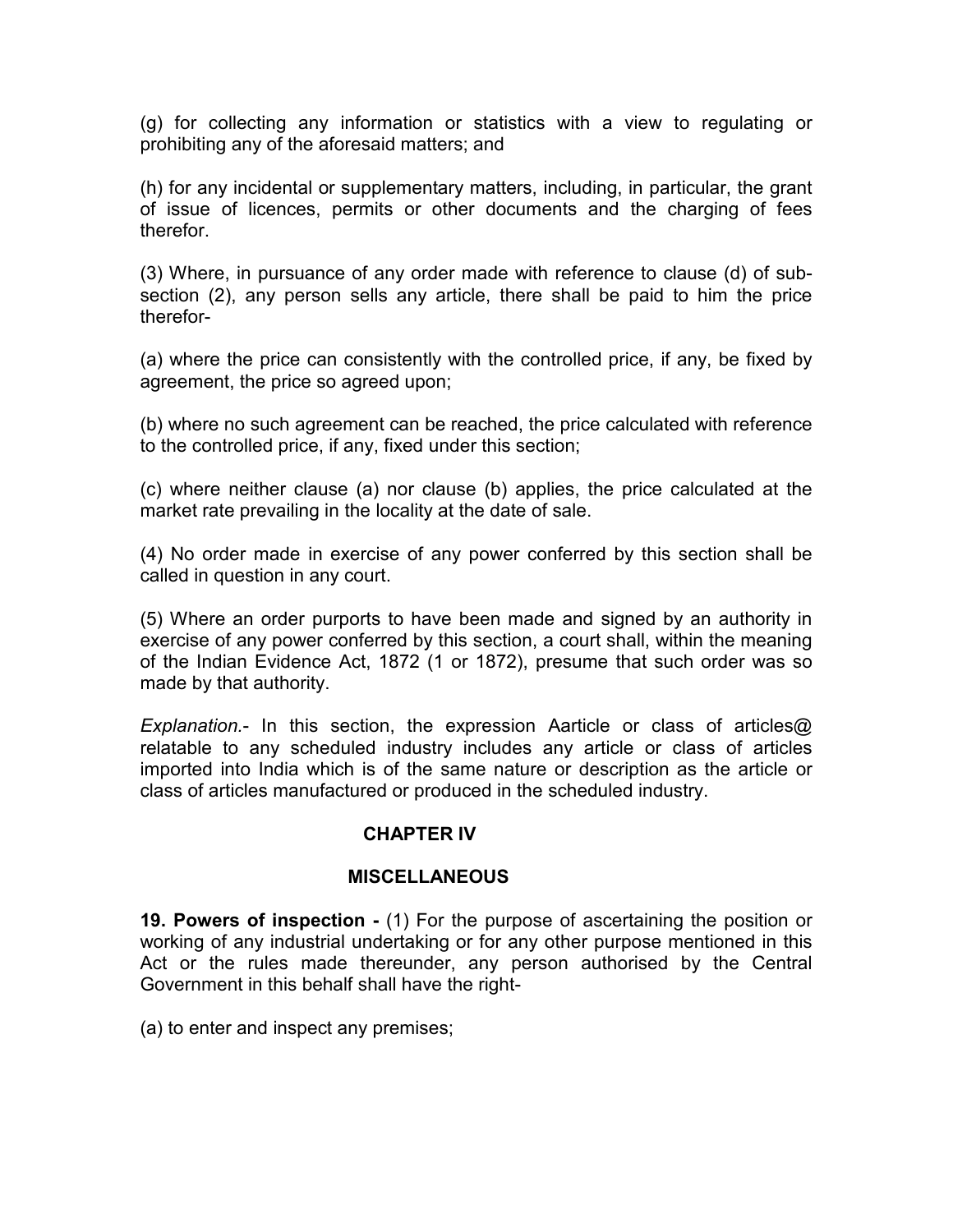(g) for collecting any information or statistics with a view to regulating or prohibiting any of the aforesaid matters; and

(h) for any incidental or supplementary matters, including, in particular, the grant of issue of licences, permits or other documents and the charging of fees therefor.

(3) Where, in pursuance of any order made with reference to clause (d) of sub-section (2), any person sells any article, there shall be paid to him the price therefor-

(a) where the price can consistently with the controlled price, if any, be fixed by agreement, the price so agreed upon;

(b) where no such agreement can be reached, the price calculated with reference to the controlled price, if any, fixed under this section;

(c) where neither clause (a) nor clause (b) applies, the price calculated at the market rate prevailing in the locality at the date of sale.

(4) No order made in exercise of any power conferred by this section shall be called in question in any court.

(5) Where an order purports to have been made and signed by an authority in exercise of any power conferred by this section, a court shall, within the meaning of the Indian Evidence Act, 1872 (1 or 1872), presume that such order was so made by that authority.

*Explanation.*- In this section, the expression Aarticle or class of articles@ relatable to any scheduled industry includes any article or class of articles imported into India which is of the same nature or description as the article or class of articles manufactured or produced in the scheduled industry.

## CHAPTER IV

## MISCELLANEOUS

**19. Powers of inspection -** (1) For the purpose of ascertaining the position or working of any industrial undertaking or for any other purpose mentioned in this Act or the rules made thereunder, any person authorised by the Central Government in this behalf shall have the right-

(a) to enter and inspect any premises;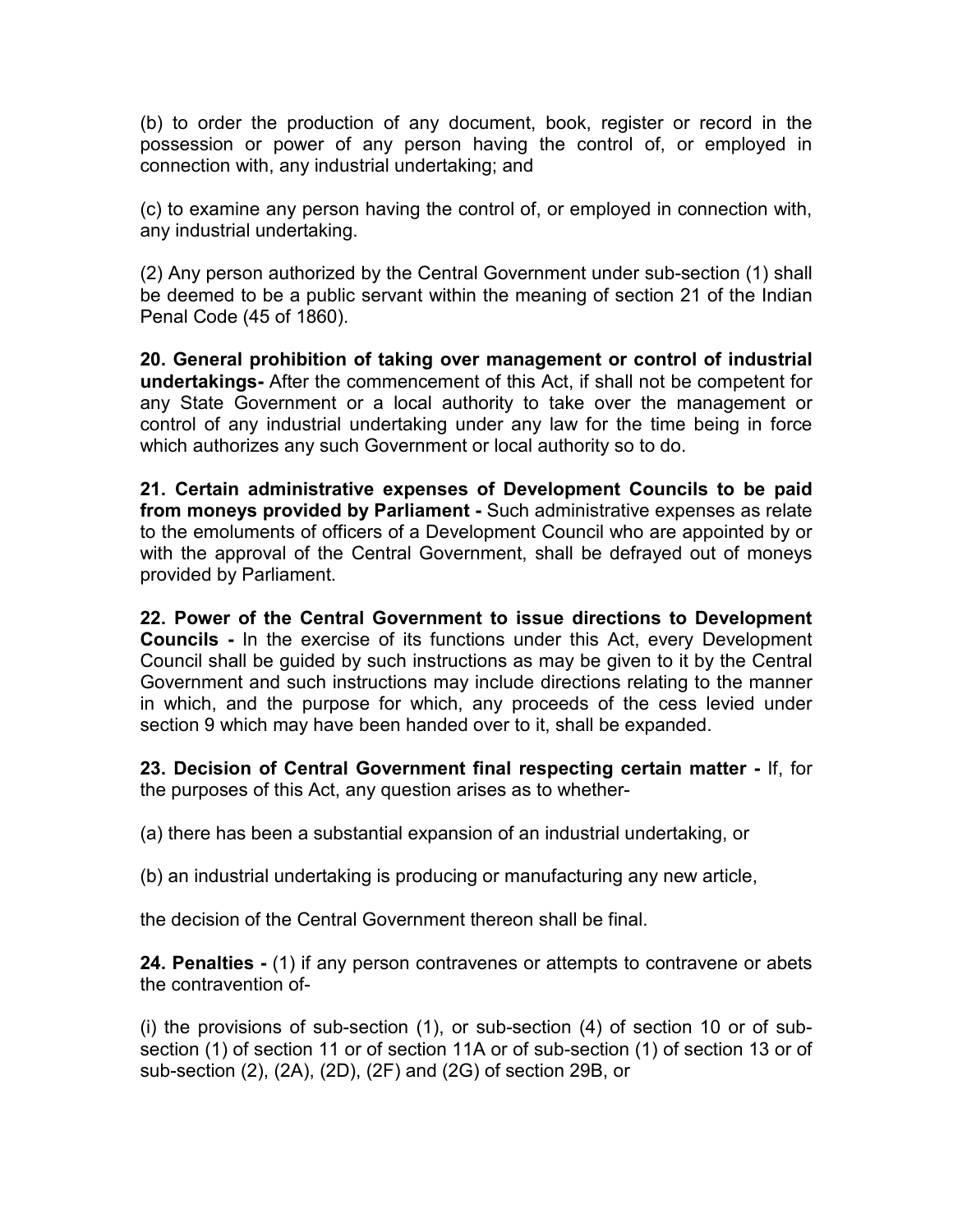(b) to order the production of any document, book, register or record in the possession or power of any person having the control of, or employed in connection with, any industrial undertaking; and

(c) to examine any person having the control of, or employed in connection with, any industrial undertaking.

(2) Any person authorized by the Central Government under sub-section (1) shall be deemed to be a public servant within the meaning of section 21 of the Indian Penal Code (45 of 1860).

**20. General prohibition of taking over management or control of industrial undertakings-** After the commencement of this Act, if shall not be competent for any State Government or a local authority to take over the management or control of any industrial undertaking under any law for the time being in force which authorizes any such Government or local authority so to do.

**21. Certain administrative expenses of Development Councils to be paid from moneys provided by Parliament -** Such administrative expenses as relate to the emoluments of officers of a Development Council who are appointed by or with the approval of the Central Government, shall be defrayed out of moneys provided by Parliament.

**22. Power of the Central Government to issue directions to Development Councils -** In the exercise of its functions under this Act, every Development Council shall be guided by such instructions as may be given to it by the Central Government and such instructions may include directions relating to the manner in which, and the purpose for which, any proceeds of the cess levied under section 9 which may have been handed over to it, shall be expanded.

**23. Decision of Central Government final respecting certain matter -** If, for the purposes of this Act, any question arises as to whether-

(a) there has been a substantial expansion of an industrial undertaking, or

(b) an industrial undertaking is producing or manufacturing any new article,

the decision of the Central Government thereon shall be final.

**24. Penalties -** (1) if any person contravenes or attempts to contravene or abets the contravention of-

(i) the provisions of sub-section (1), or sub-section (4) of section 10 or of sub-section (1) of section 11 or of section 11A or of sub-section (1) of section 13 or of sub-section (2), (2A), (2D), (2F) and (2G) of section 29B, or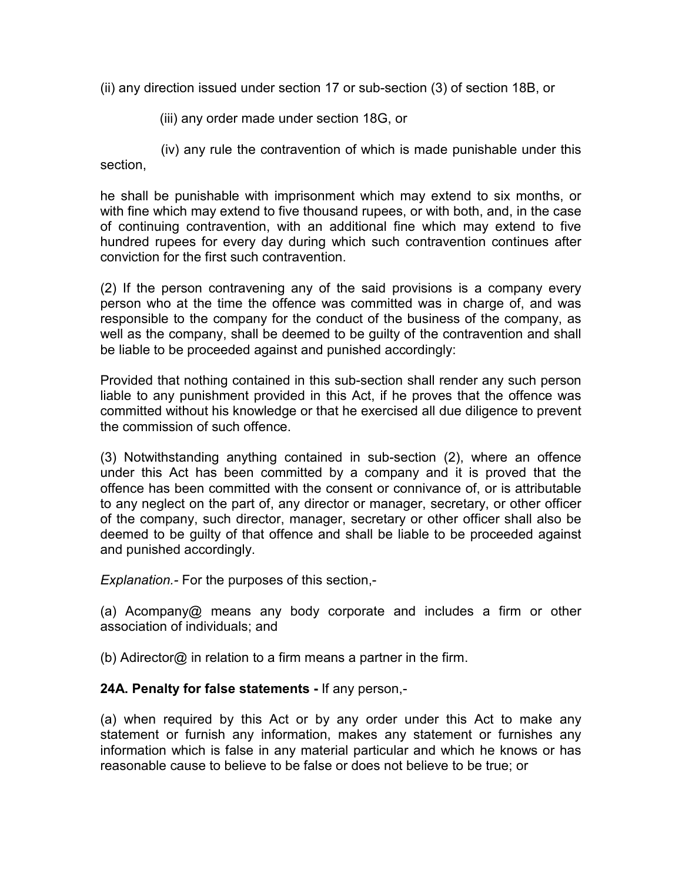(ii) any direction issued under section 17 or sub-section (3) of section 18B, or

(iii) any order made under section 18G, or

(iv) any rule the contravention of which is made punishable under this section,

he shall be punishable with imprisonment which may extend to six months, or with fine which may extend to five thousand rupees, or with both, and, in the case of continuing contravention, with an additional fine which may extend to five hundred rupees for every day during which such contravention continues after conviction for the first such contravention.

(2) If the person contravening any of the said provisions is a company every person who at the time the offence was committed was in charge of, and was responsible to the company for the conduct of the business of the company, as well as the company, shall be deemed to be guilty of the contravention and shall be liable to be proceeded against and punished accordingly:

Provided that nothing contained in this sub-section shall render any such person liable to any punishment provided in this Act, if he proves that the offence was committed without his knowledge or that he exercised all due diligence to prevent the commission of such offence.

(3) Notwithstanding anything contained in sub-section (2), where an offence under this Act has been committed by a company and it is proved that the offence has been committed with the consent or connivance of, or is attributable to any neglect on the part of, any director or manager, secretary, or other officer of the company, such director, manager, secretary or other officer shall also be deemed to be guilty of that offence and shall be liable to be proceeded against and punished accordingly.

*Explanation.-* For the purposes of this section,-

(a) Acompany@ means any body corporate and includes a firm or other association of individuals; and

(b) Adirector@ in relation to a firm means a partner in the firm.

**24A. Penalty for false statements -** If any person,-

(a) when required by this Act or by any order under this Act to make any statement or furnish any information, makes any statement or furnishes any information which is false in any material particular and which he knows or has reasonable cause to believe to be false or does not believe to be true; or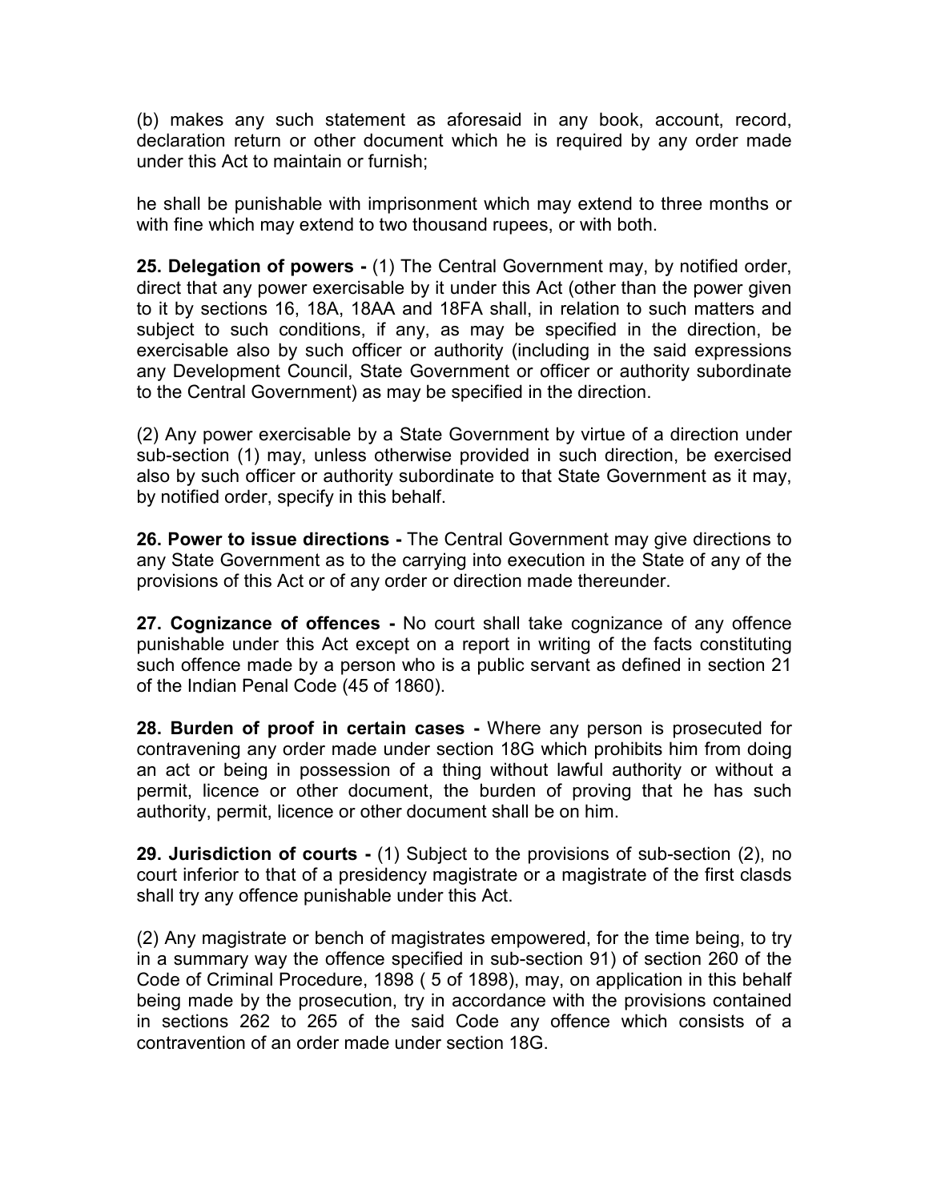(b) makes any such statement as aforesaid in any book, account, record, declaration return or other document which he is required by any order made under this Act to maintain or furnish;

he shall be punishable with imprisonment which may extend to three months or with fine which may extend to two thousand rupees, or with both.

**25. Delegation of powers -** (1) The Central Government may, by notified order, direct that any power exercisable by it under this Act (other than the power given to it by sections 16, 18A, 18AA and 18FA shall, in relation to such matters and subject to such conditions, if any, as may be specified in the direction, be exercisable also by such officer or authority (including in the said expressions any Development Council, State Government or officer or authority subordinate to the Central Government) as may be specified in the direction.

(2) Any power exercisable by a State Government by virtue of a direction under sub-section (1) may, unless otherwise provided in such direction, be exercised also by such officer or authority subordinate to that State Government as it may, by notified order, specify in this behalf.

**26. Power to issue directions -** The Central Government may give directions to any State Government as to the carrying into execution in the State of any of the provisions of this Act or of any order or direction made thereunder.

**27. Cognizance of offences -** No court shall take cognizance of any offence punishable under this Act except on a report in writing of the facts constituting such offence made by a person who is a public servant as defined in section 21 of the Indian Penal Code (45 of 1860).

**28. Burden of proof in certain cases -** Where any person is prosecuted for contravening any order made under section 18G which prohibits him from doing an act or being in possession of a thing without lawful authority or without a permit, licence or other document, the burden of proving that he has such authority, permit, licence or other document shall be on him.

**29. Jurisdiction of courts -** (1) Subject to the provisions of sub-section (2), no court inferior to that of a presidency magistrate or a magistrate of the first clasds shall try any offence punishable under this Act.

(2) Any magistrate or bench of magistrates empowered, for the time being, to try in a summary way the offence specified in sub-section 91) of section 260 of the Code of Criminal Procedure, 1898 ( 5 of 1898), may, on application in this behalf being made by the prosecution, try in accordance with the provisions contained in sections 262 to 265 of the said Code any offence which consists of a contravention of an order made under section 18G.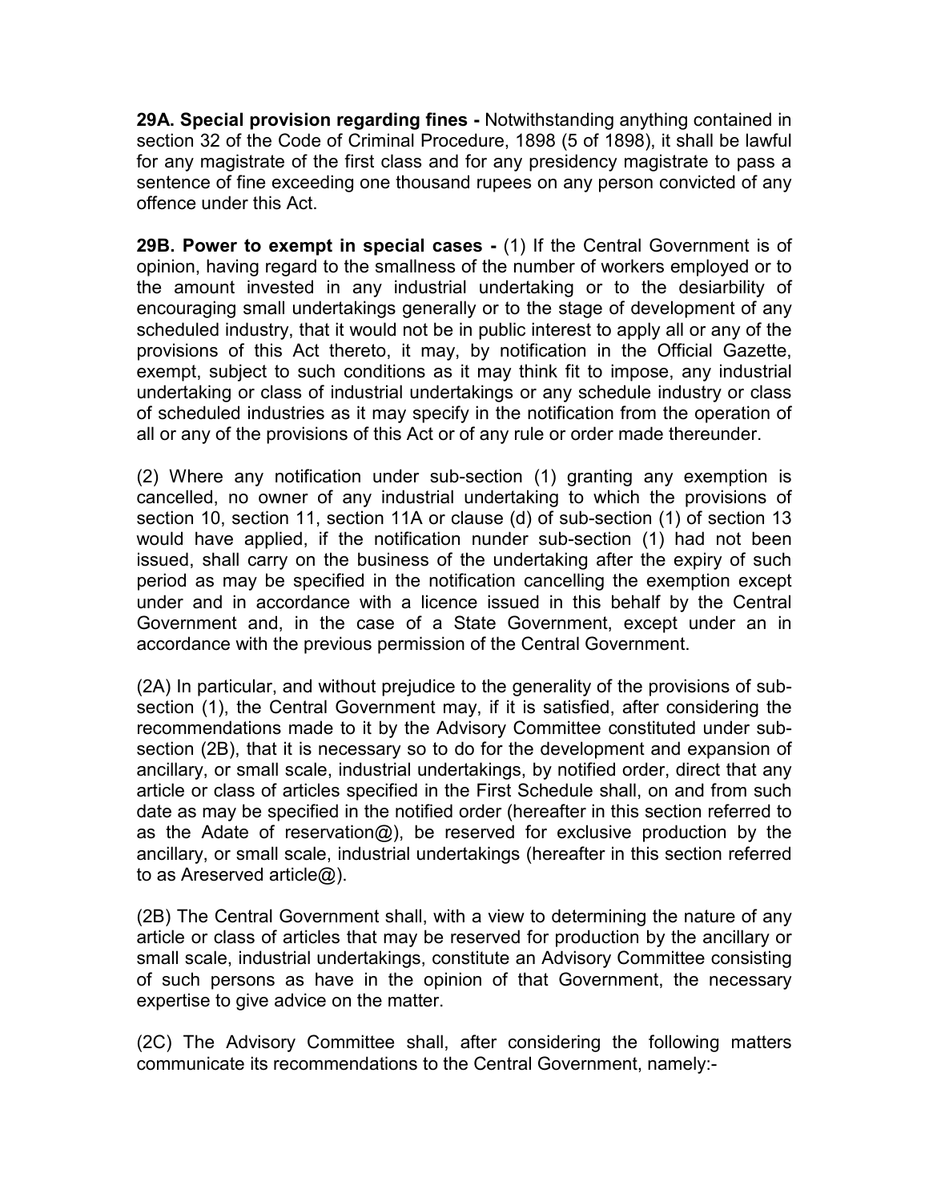**29A. Special provision regarding fines -** Notwithstanding anything contained in section 32 of the Code of Criminal Procedure, 1898 (5 of 1898), it shall be lawful for any magistrate of the first class and for any presidency magistrate to pass a sentence of fine exceeding one thousand rupees on any person convicted of any offence under this Act.

**29B. Power to exempt in special cases -** (1) If the Central Government is of opinion, having regard to the smallness of the number of workers employed or to the amount invested in any industrial undertaking or to the desiarbility of encouraging small undertakings generally or to the stage of development of any scheduled industry, that it would not be in public interest to apply all or any of the provisions of this Act thereto, it may, by notification in the Official Gazette, exempt, subject to such conditions as it may think fit to impose, any industrial undertaking or class of industrial undertakings or any schedule industry or class of scheduled industries as it may specify in the notification from the operation of all or any of the provisions of this Act or of any rule or order made thereunder.

(2) Where any notification under sub-section (1) granting any exemption is cancelled, no owner of any industrial undertaking to which the provisions of section 10, section 11, section 11A or clause (d) of sub-section (1) of section 13 would have applied, if the notification nunder sub-section (1) had not been issued, shall carry on the business of the undertaking after the expiry of such period as may be specified in the notification cancelling the exemption except under and in accordance with a licence issued in this behalf by the Central Government and, in the case of a State Government, except under an in accordance with the previous permission of the Central Government.

(2A) In particular, and without prejudice to the generality of the provisions of sub-section (1), the Central Government may, if it is satisfied, after considering the recommendations made to it by the Advisory Committee constituted under sub-section (2B), that it is necessary so to do for the development and expansion of ancillary, or small scale, industrial undertakings, by notified order, direct that any article or class of articles specified in the First Schedule shall, on and from such date as may be specified in the notified order (hereafter in this section referred to as the Adate of reservation@), be reserved for exclusive production by the ancillary, or small scale, industrial undertakings (hereafter in this section referred to as Areserved article@).

(2B) The Central Government shall, with a view to determining the nature of any article or class of articles that may be reserved for production by the ancillary or small scale, industrial undertakings, constitute an Advisory Committee consisting of such persons as have in the opinion of that Government, the necessary expertise to give advice on the matter.

(2C) The Advisory Committee shall, after considering the following matters communicate its recommendations to the Central Government, namely:-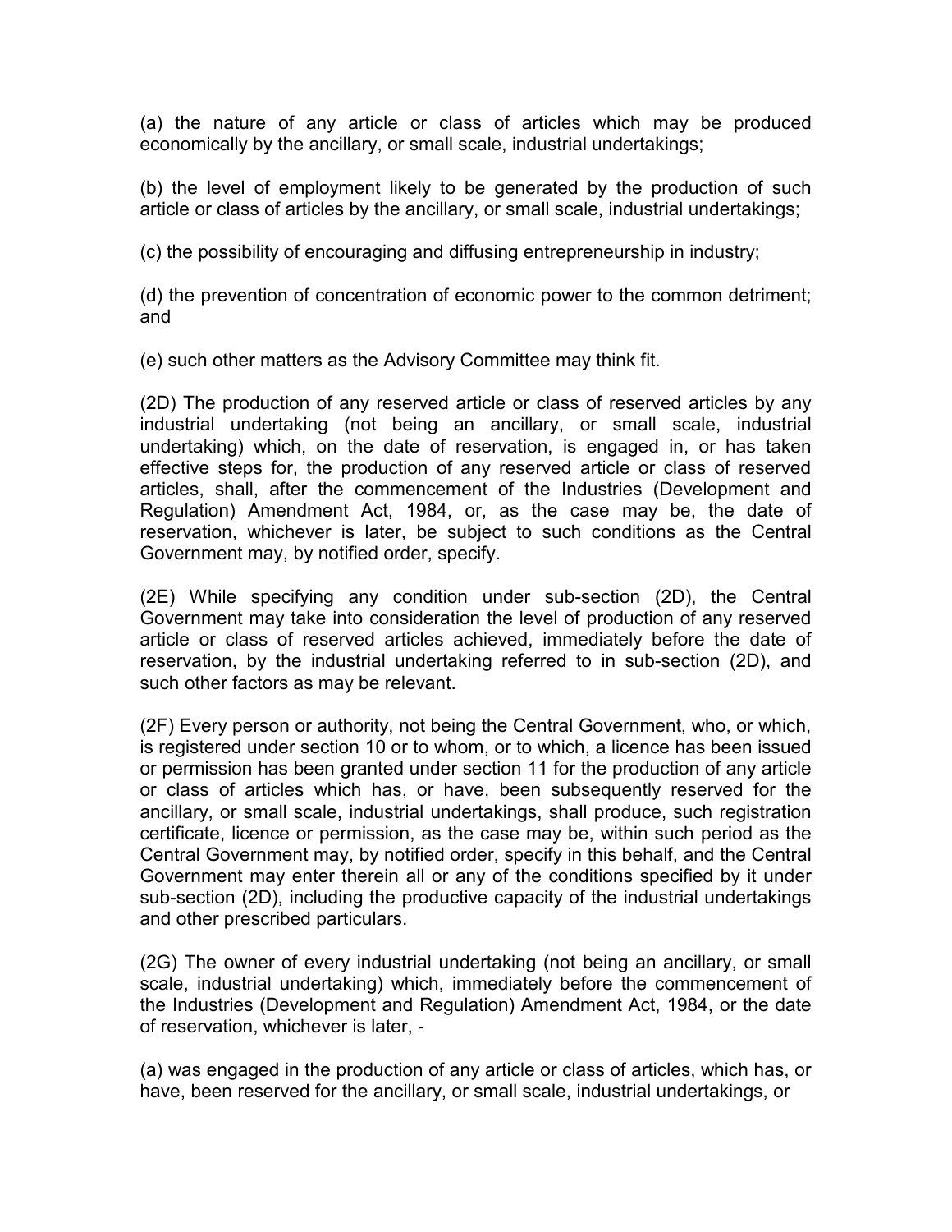(a) the nature of any article or class of articles which may be produced economically by the ancillary, or small scale, industrial undertakings;

(b) the level of employment likely to be generated by the production of such article or class of articles by the ancillary, or small scale, industrial undertakings;

(c) the possibility of encouraging and diffusing entrepreneurship in industry;

(d) the prevention of concentration of economic power to the common detriment; and

(e) such other matters as the Advisory Committee may think fit.

(2D) The production of any reserved article or class of reserved articles by any industrial undertaking (not being an ancillary, or small scale, industrial undertaking) which, on the date of reservation, is engaged in, or has taken effective steps for, the production of any reserved article or class of reserved articles, shall, after the commencement of the Industries (Development and Regulation) Amendment Act, 1984, or, as the case may be, the date of reservation, whichever is later, be subject to such conditions as the Central Government may, by notified order, specify.

(2E) While specifying any condition under sub-section (2D), the Central Government may take into consideration the level of production of any reserved article or class of reserved articles achieved, immediately before the date of reservation, by the industrial undertaking referred to in sub-section (2D), and such other factors as may be relevant.

(2F) Every person or authority, not being the Central Government, who, or which, is registered under section 10 or to whom, or to which, a licence has been issued or permission has been granted under section 11 for the production of any article or class of articles which has, or have, been subsequently reserved for the ancillary, or small scale, industrial undertakings, shall produce, such registration certificate, licence or permission, as the case may be, within such period as the Central Government may, by notified order, specify in this behalf, and the Central Government may enter therein all or any of the conditions specified by it under sub-section (2D), including the productive capacity of the industrial undertakings and other prescribed particulars.

(2G) The owner of every industrial undertaking (not being an ancillary, or small scale, industrial undertaking) which, immediately before the commencement of the Industries (Development and Regulation) Amendment Act, 1984, or the date of reservation, whichever is later, -

(a) was engaged in the production of any article or class of articles, which has, or have, been reserved for the ancillary, or small scale, industrial undertakings, or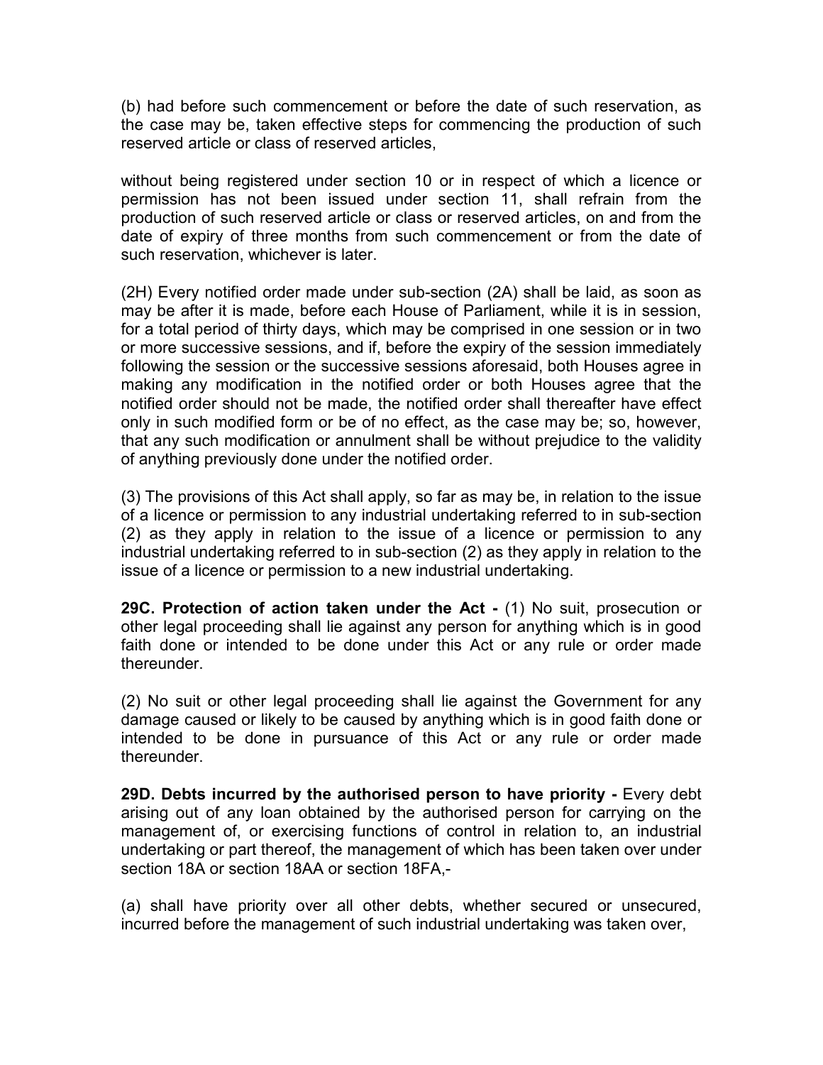(b) had before such commencement or before the date of such reservation, as the case may be, taken effective steps for commencing the production of such reserved article or class of reserved articles,

without being registered under section 10 or in respect of which a licence or permission has not been issued under section 11, shall refrain from the production of such reserved article or class or reserved articles, on and from the date of expiry of three months from such commencement or from the date of such reservation, whichever is later.

(2H) Every notified order made under sub-section (2A) shall be laid, as soon as may be after it is made, before each House of Parliament, while it is in session, for a total period of thirty days, which may be comprised in one session or in two or more successive sessions, and if, before the expiry of the session immediately following the session or the successive sessions aforesaid, both Houses agree in making any modification in the notified order or both Houses agree that the notified order should not be made, the notified order shall thereafter have effect only in such modified form or be of no effect, as the case may be; so, however, that any such modification or annulment shall be without prejudice to the validity of anything previously done under the notified order.

(3) The provisions of this Act shall apply, so far as may be, in relation to the issue of a licence or permission to any industrial undertaking referred to in sub-section (2) as they apply in relation to the issue of a licence or permission to any industrial undertaking referred to in sub-section (2) as they apply in relation to the issue of a licence or permission to a new industrial undertaking.

**29C. Protection of action taken under the Act -** (1) No suit, prosecution or other legal proceeding shall lie against any person for anything which is in good faith done or intended to be done under this Act or any rule or order made thereunder.

(2) No suit or other legal proceeding shall lie against the Government for any damage caused or likely to be caused by anything which is in good faith done or intended to be done in pursuance of this Act or any rule or order made thereunder.

**29D. Debts incurred by the authorised person to have priority -** Every debt arising out of any loan obtained by the authorised person for carrying on the management of, or exercising functions of control in relation to, an industrial undertaking or part thereof, the management of which has been taken over under section 18A or section 18AA or section 18FA,-

(a) shall have priority over all other debts, whether secured or unsecured, incurred before the management of such industrial undertaking was taken over,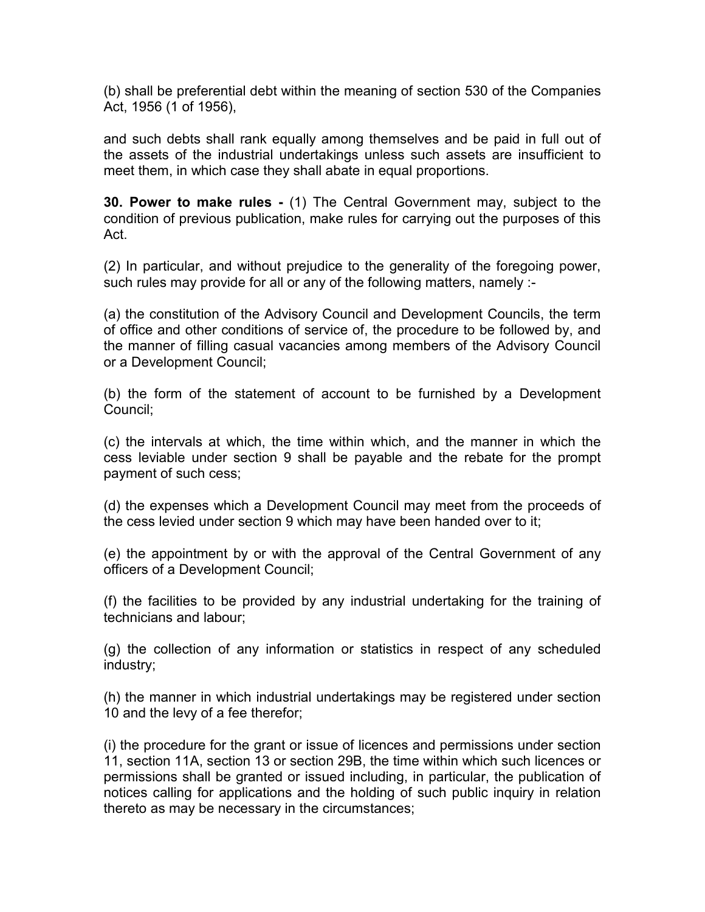(b) shall be preferential debt within the meaning of section 530 of the Companies Act, 1956 (1 of 1956),

and such debts shall rank equally among themselves and be paid in full out of the assets of the industrial undertakings unless such assets are insufficient to meet them, in which case they shall abate in equal proportions.

**30. Power to make rules -** (1) The Central Government may, subject to the condition of previous publication, make rules for carrying out the purposes of this Act.

(2) In particular, and without prejudice to the generality of the foregoing power, such rules may provide for all or any of the following matters, namely :-

(a) the constitution of the Advisory Council and Development Councils, the term of office and other conditions of service of, the procedure to be followed by, and the manner of filling casual vacancies among members of the Advisory Council or a Development Council;

(b) the form of the statement of account to be furnished by a Development Council;

(c) the intervals at which, the time within which, and the manner in which the cess leviable under section 9 shall be payable and the rebate for the prompt payment of such cess;

(d) the expenses which a Development Council may meet from the proceeds of the cess levied under section 9 which may have been handed over to it;

(e) the appointment by or with the approval of the Central Government of any officers of a Development Council;

(f) the facilities to be provided by any industrial undertaking for the training of technicians and labour;

(g) the collection of any information or statistics in respect of any scheduled industry;

(h) the manner in which industrial undertakings may be registered under section 10 and the levy of a fee therefor;

(i) the procedure for the grant or issue of licences and permissions under section 11, section 11A, section 13 or section 29B, the time within which such licences or permissions shall be granted or issued including, in particular, the publication of notices calling for applications and the holding of such public inquiry in relation thereto as may be necessary in the circumstances;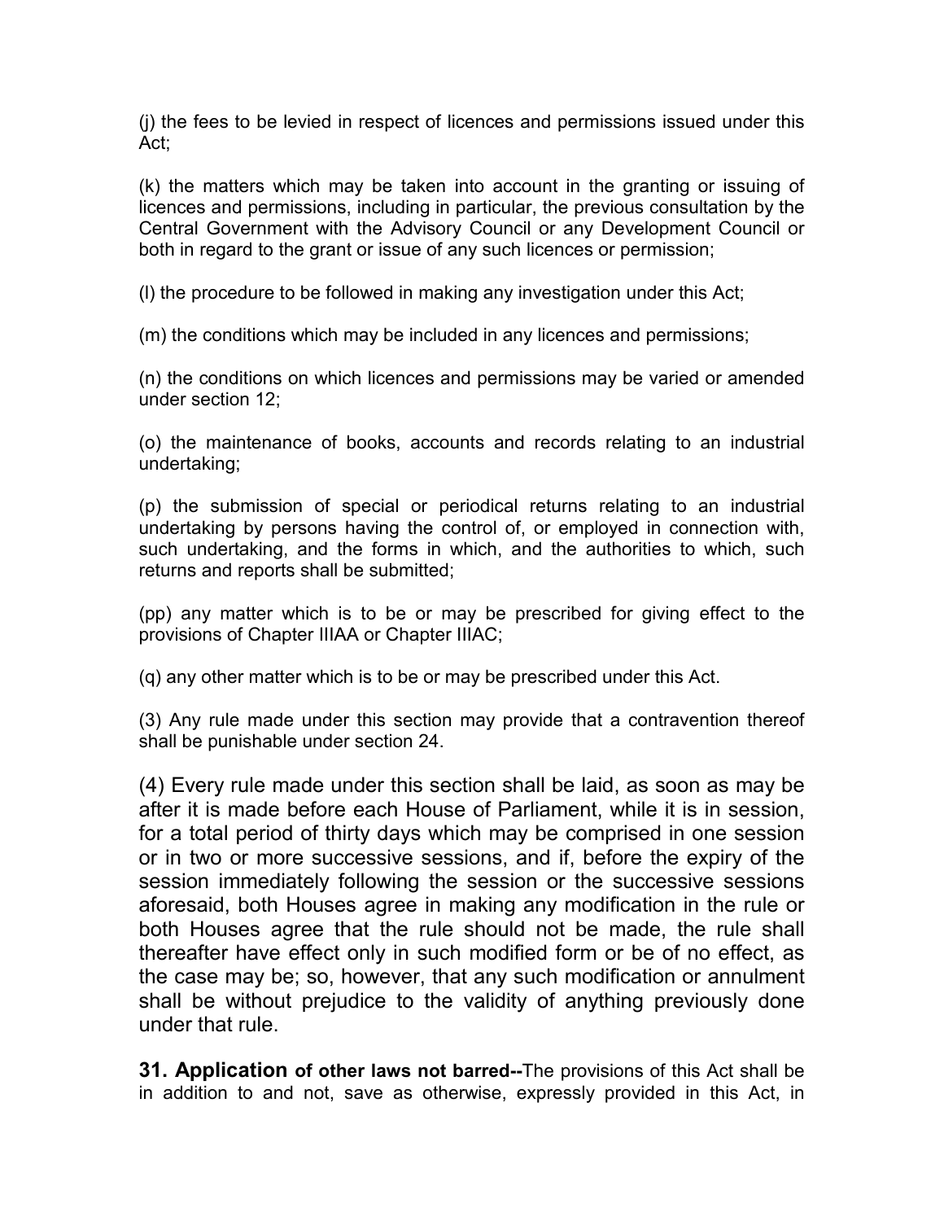(j) the fees to be levied in respect of licences and permissions issued under this Act;

(k) the matters which may be taken into account in the granting or issuing of licences and permissions, including in particular, the previous consultation by the Central Government with the Advisory Council or any Development Council or both in regard to the grant or issue of any such licences or permission;

(l) the procedure to be followed in making any investigation under this Act;

(m) the conditions which may be included in any licences and permissions;

(n) the conditions on which licences and permissions may be varied or amended under section 12;

(o) the maintenance of books, accounts and records relating to an industrial undertaking;

(p) the submission of special or periodical returns relating to an industrial undertaking by persons having the control of, or employed in connection with, such undertaking, and the forms in which, and the authorities to which, such returns and reports shall be submitted;

(pp) any matter which is to be or may be prescribed for giving effect to the provisions of Chapter IIIAA or Chapter IIIAC;

(q) any other matter which is to be or may be prescribed under this Act.

(3) Any rule made under this section may provide that a contravention thereof shall be punishable under section 24.

(4) Every rule made under this section shall be laid, as soon as may be after it is made before each House of Parliament, while it is in session, for a total period of thirty days which may be comprised in one session or in two or more successive sessions, and if, before the expiry of the session immediately following the session or the successive sessions aforesaid, both Houses agree in making any modification in the rule or both Houses agree that the rule should not be made, the rule shall thereafter have effect only in such modified form or be of no effect, as the case may be; so, however, that any such modification or annulment shall be without prejudice to the validity of anything previously done under that rule.

**31. Application of other laws not barred--**The provisions of this Act shall be in addition to and not, save as otherwise, expressly provided in this Act, in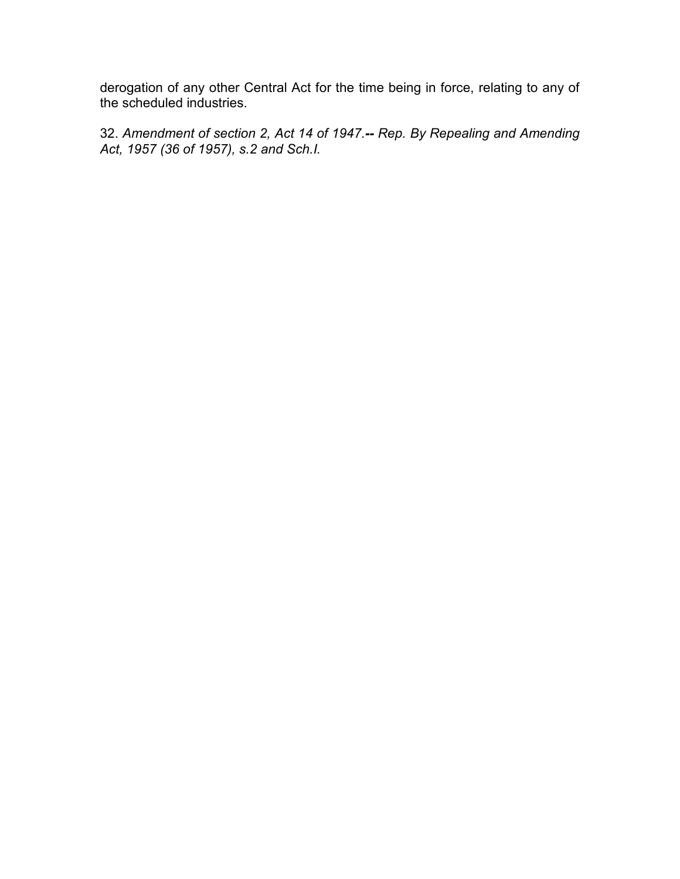derogation of any other Central Act for the time being in force, relating to any of the scheduled industries.

32. *Amendment of section 2, Act 14 of 1947.*-- *Rep. By Repealing and Amending Act, 1957 (36 of 1957), s.2 and Sch.I.*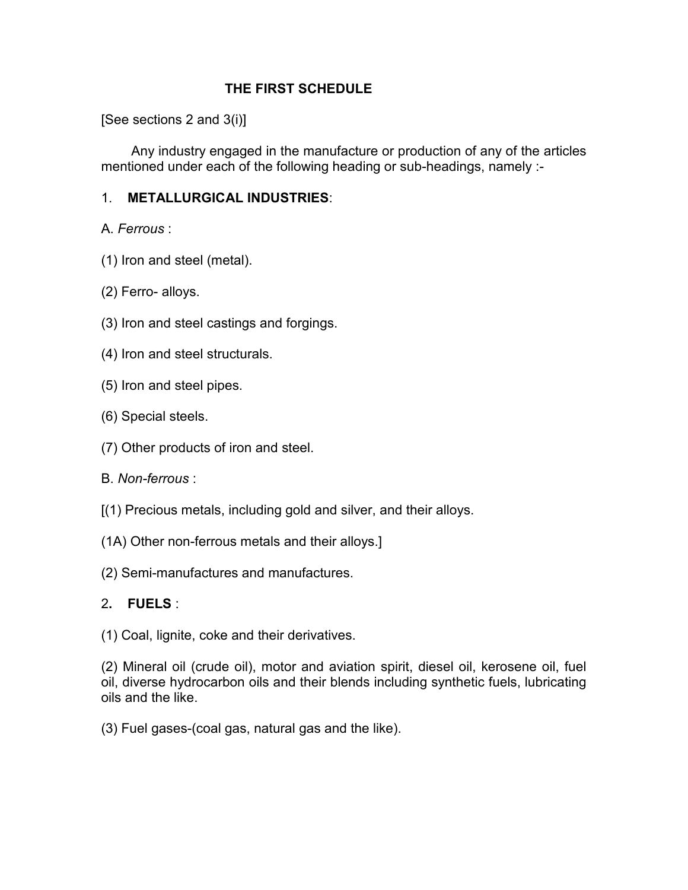# THE FIRST SCHEDULE

[See sections 2 and 3(i)]

Any industry engaged in the manufacture or production of any of the articles mentioned under each of the following heading or sub-headings, namely :-

1. **METALLURGICAL INDUSTRIES**:

A. *Ferrous* :

(1) Iron and steel (metal).

(2) Ferro- alloys.

(3) Iron and steel castings and forgings.

(4) Iron and steel structurals.

(5) Iron and steel pipes.

(6) Special steels.

(7) Other products of iron and steel.

B. *Non-ferrous* :

[(1) Precious metals, including gold and silver, and their alloys.

(1A) Other non-ferrous metals and their alloys.]

(2) Semi-manufactures and manufactures.

2. **FUELS** :

(1) Coal, lignite, coke and their derivatives.

(2) Mineral oil (crude oil), motor and aviation spirit, diesel oil, kerosene oil, fuel oil, diverse hydrocarbon oils and their blends including synthetic fuels, lubricating oils and the like.

(3) Fuel gases-(coal gas, natural gas and the like).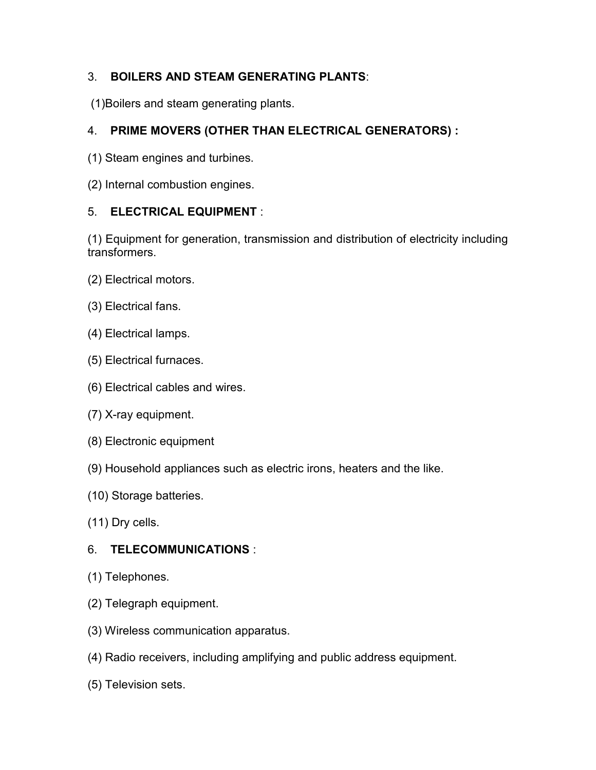3. **BOILERS AND STEAM GENERATING PLANTS**:

(1)Boilers and steam generating plants.

4. **PRIME MOVERS (OTHER THAN ELECTRICAL GENERATORS) :**

(1) Steam engines and turbines.

(2) Internal combustion engines.

5. **ELECTRICAL EQUIPMENT** :

(1) Equipment for generation, transmission and distribution of electricity including transformers.

(2) Electrical motors.

(3) Electrical fans.

(4) Electrical lamps.

(5) Electrical furnaces.

(6) Electrical cables and wires.

(7) X-ray equipment.

(8) Electronic equipment

(9) Household appliances such as electric irons, heaters and the like.

(10) Storage batteries.

(11) Dry cells.

6. **TELECOMMUNICATIONS** :

(1) Telephones.

(2) Telegraph equipment.

(3) Wireless communication apparatus.

(4) Radio receivers, including amplifying and public address equipment.

(5) Television sets.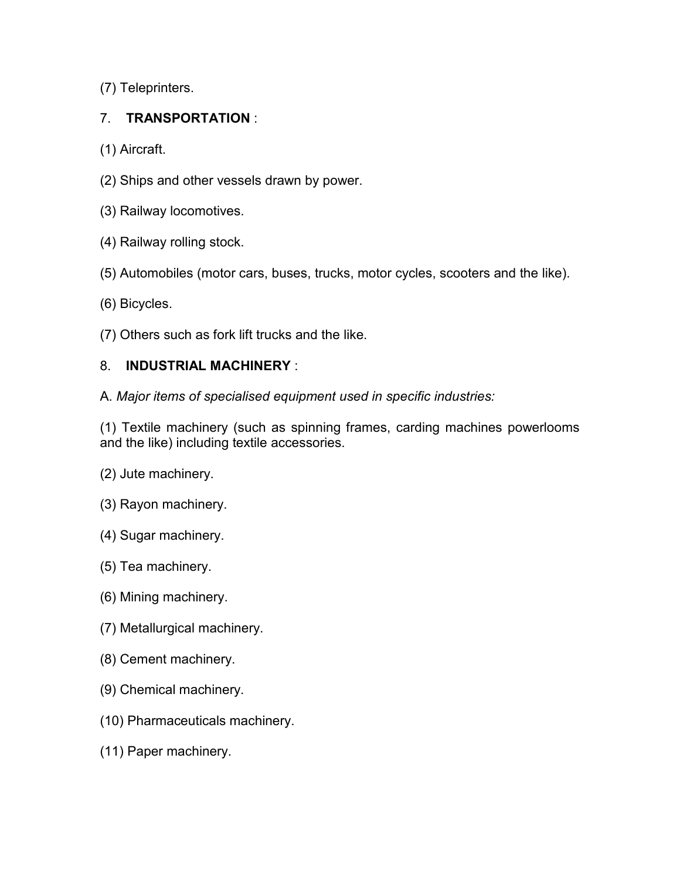(7) Teleprinters.

7. **TRANSPORTATION** :

(1) Aircraft.

(2) Ships and other vessels drawn by power.

(3) Railway locomotives.

(4) Railway rolling stock.

(5) Automobiles (motor cars, buses, trucks, motor cycles, scooters and the like).

(6) Bicycles.

(7) Others such as fork lift trucks and the like.

8. **INDUSTRIAL MACHINERY** :

A. *Major items of specialised equipment used in specific industries:*

(1) Textile machinery (such as spinning frames, carding machines powerlooms and the like) including textile accessories.

(2) Jute machinery.

(3) Rayon machinery.

(4) Sugar machinery.

(5) Tea machinery.

(6) Mining machinery.

(7) Metallurgical machinery.

(8) Cement machinery.

(9) Chemical machinery.

(10) Pharmaceuticals machinery.

(11) Paper machinery.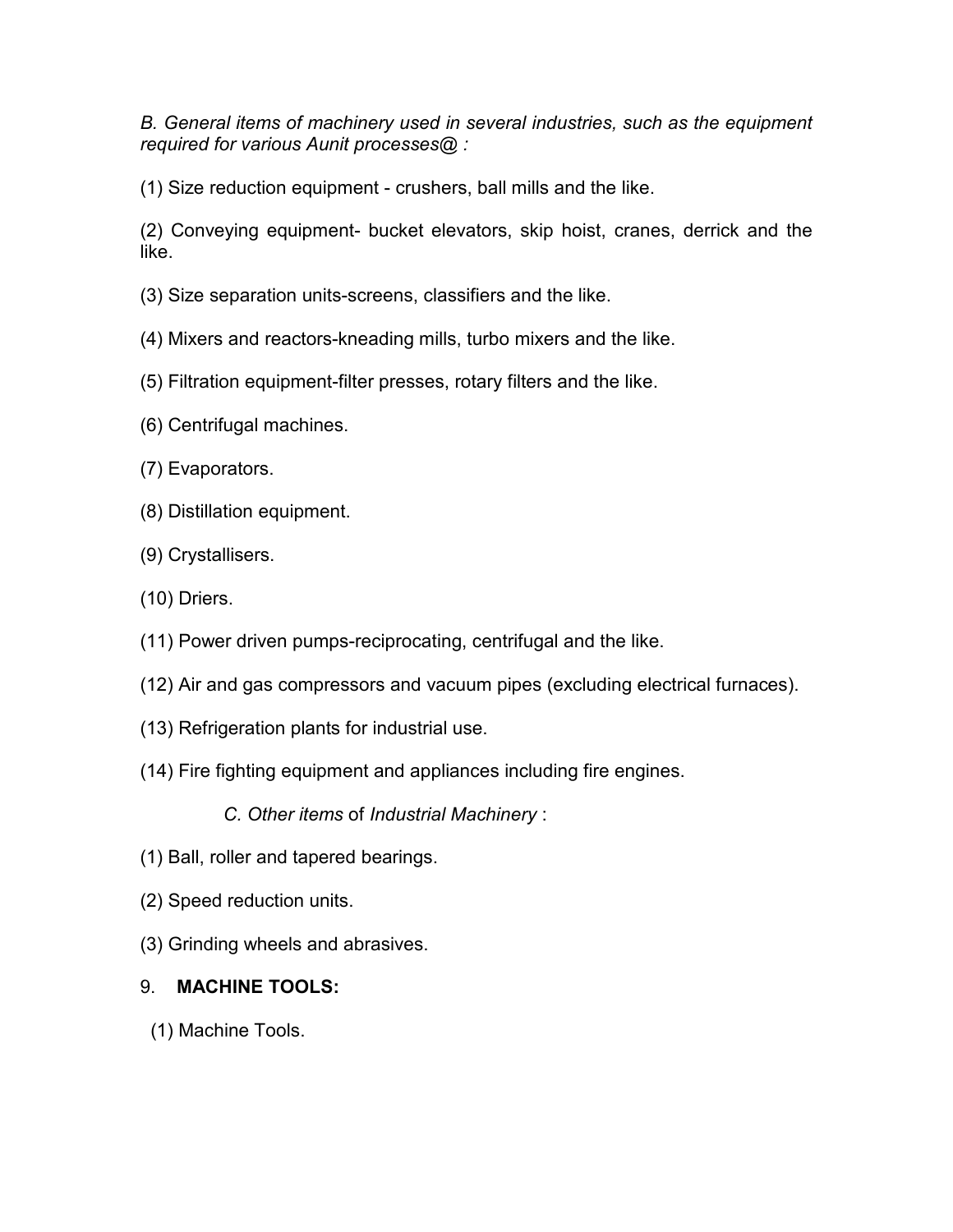*B. General items of machinery used in several industries, such as the equipment required for various Aunit processes@ :*

(1) Size reduction equipment - crushers, ball mills and the like.

(2) Conveying equipment- bucket elevators, skip hoist, cranes, derrick and the like.

(3) Size separation units-screens, classifiers and the like.

(4) Mixers and reactors-kneading mills, turbo mixers and the like.

(5) Filtration equipment-filter presses, rotary filters and the like.

(6) Centrifugal machines.

(7) Evaporators.

(8) Distillation equipment.

(9) Crystallisers.

(10) Driers.

(11) Power driven pumps-reciprocating, centrifugal and the like.

(12) Air and gas compressors and vacuum pipes (excluding electrical furnaces).

(13) Refrigeration plants for industrial use.

(14) Fire fighting equipment and appliances including fire engines.

*C. Other items* of *Industrial Machinery* :

(1) Ball, roller and tapered bearings.

(2) Speed reduction units.

(3) Grinding wheels and abrasives.

9. **MACHINE TOOLS:**

(1) Machine Tools.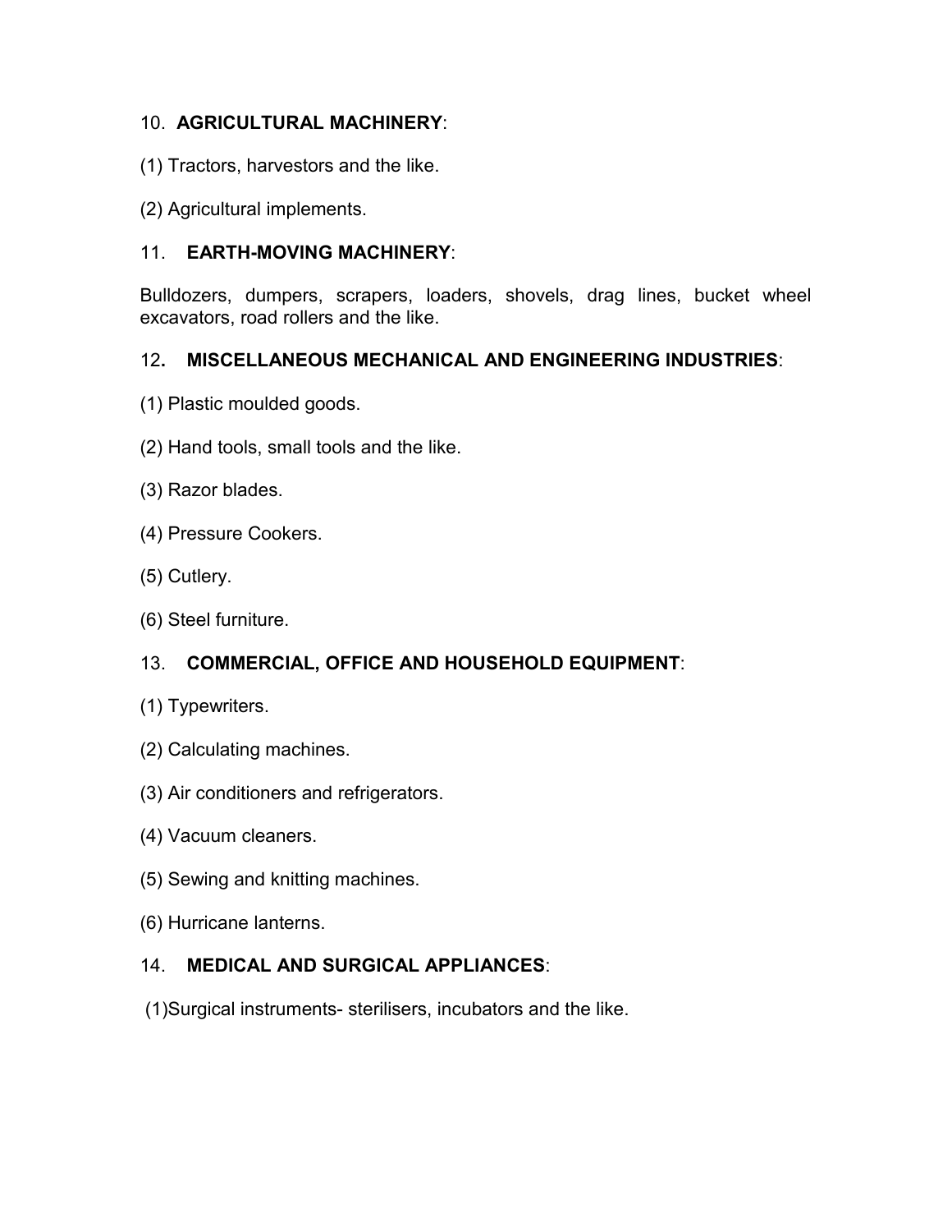10. **AGRICULTURAL MACHINERY**:

(1) Tractors, harvestors and the like.

(2) Agricultural implements.

11. **EARTH-MOVING MACHINERY**:

Bulldozers, dumpers, scrapers, loaders, shovels, drag lines, bucket wheel excavators, road rollers and the like.

12**. MISCELLANEOUS MECHANICAL AND ENGINEERING INDUSTRIES**:

(1) Plastic moulded goods.

(2) Hand tools, small tools and the like.

(3) Razor blades.

(4) Pressure Cookers.

(5) Cutlery.

(6) Steel furniture.

13. **COMMERCIAL, OFFICE AND HOUSEHOLD EQUIPMENT**:

(1) Typewriters.

(2) Calculating machines.

(3) Air conditioners and refrigerators.

(4) Vacuum cleaners.

(5) Sewing and knitting machines.

(6) Hurricane lanterns.

14. **MEDICAL AND SURGICAL APPLIANCES**:

(1)Surgical instruments- sterilisers, incubators and the like.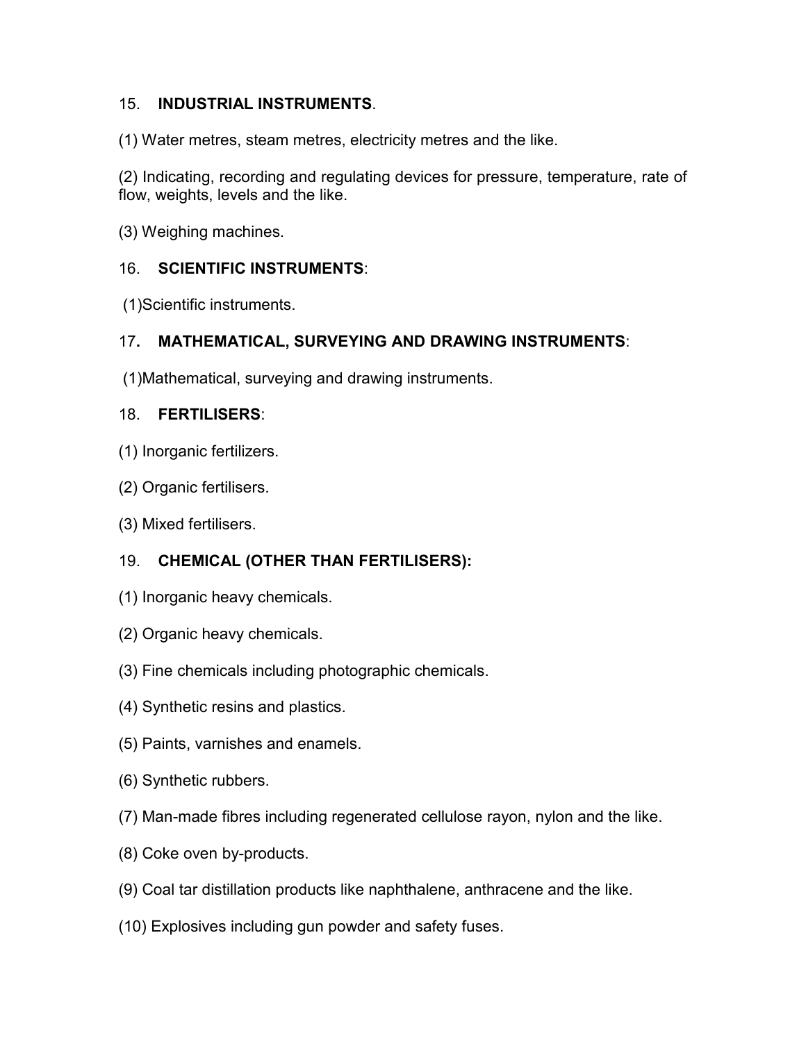15. **INDUSTRIAL INSTRUMENTS**.

(1) Water metres, steam metres, electricity metres and the like.

(2) Indicating, recording and regulating devices for pressure, temperature, rate of flow, weights, levels and the like.

(3) Weighing machines.

16. **SCIENTIFIC INSTRUMENTS**:

(1)Scientific instruments.

17**. MATHEMATICAL, SURVEYING AND DRAWING INSTRUMENTS**:

(1)Mathematical, surveying and drawing instruments.

18. **FERTILISERS**:

(1) Inorganic fertilizers.

(2) Organic fertilisers.

(3) Mixed fertilisers.

19. **CHEMICAL (OTHER THAN FERTILISERS):**

(1) Inorganic heavy chemicals.

(2) Organic heavy chemicals.

(3) Fine chemicals including photographic chemicals.

(4) Synthetic resins and plastics.

(5) Paints, varnishes and enamels.

(6) Synthetic rubbers.

(7) Man-made fibres including regenerated cellulose rayon, nylon and the like.

(8) Coke oven by-products.

(9) Coal tar distillation products like naphthalene, anthracene and the like.

(10) Explosives including gun powder and safety fuses.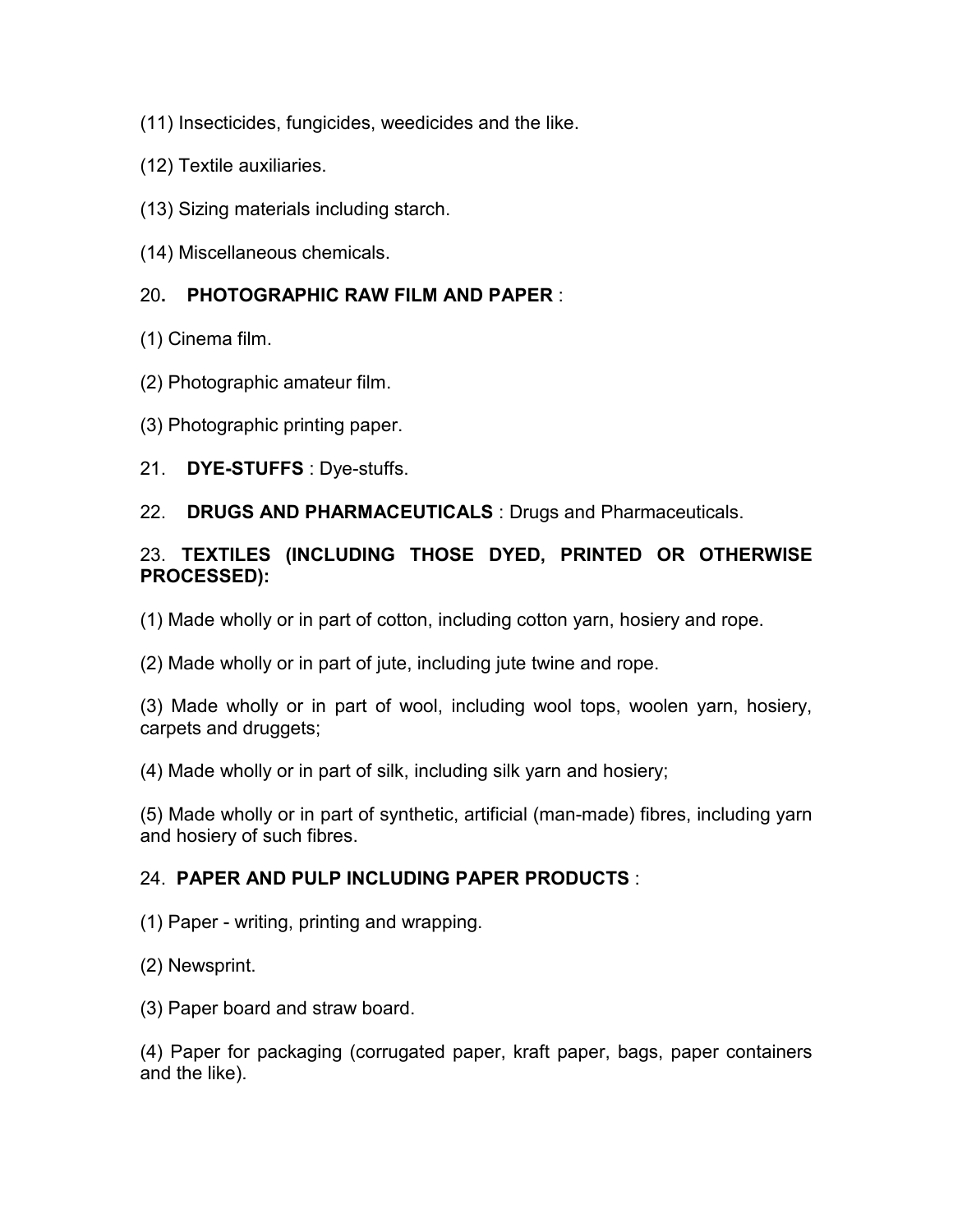(11) Insecticides, fungicides, weedicides and the like.

(12) Textile auxiliaries.

(13) Sizing materials including starch.

(14) Miscellaneous chemicals.

20**. PHOTOGRAPHIC RAW FILM AND PAPER** :

(1) Cinema film.

(2) Photographic amateur film.

(3) Photographic printing paper.

21. **DYE-STUFFS** : Dye-stuffs.

22. **DRUGS AND PHARMACEUTICALS** : Drugs and Pharmaceuticals.

23. **TEXTILES (INCLUDING THOSE DYED, PRINTED OR OTHERWISE PROCESSED):**

(1) Made wholly or in part of cotton, including cotton yarn, hosiery and rope.

(2) Made wholly or in part of jute, including jute twine and rope.

(3) Made wholly or in part of wool, including wool tops, woolen yarn, hosiery, carpets and druggets;

(4) Made wholly or in part of silk, including silk yarn and hosiery;

(5) Made wholly or in part of synthetic, artificial (man-made) fibres, including yarn and hosiery of such fibres.

24. **PAPER AND PULP INCLUDING PAPER PRODUCTS** :

(1) Paper - writing, printing and wrapping.

(2) Newsprint.

(3) Paper board and straw board.

(4) Paper for packaging (corrugated paper, kraft paper, bags, paper containers and the like).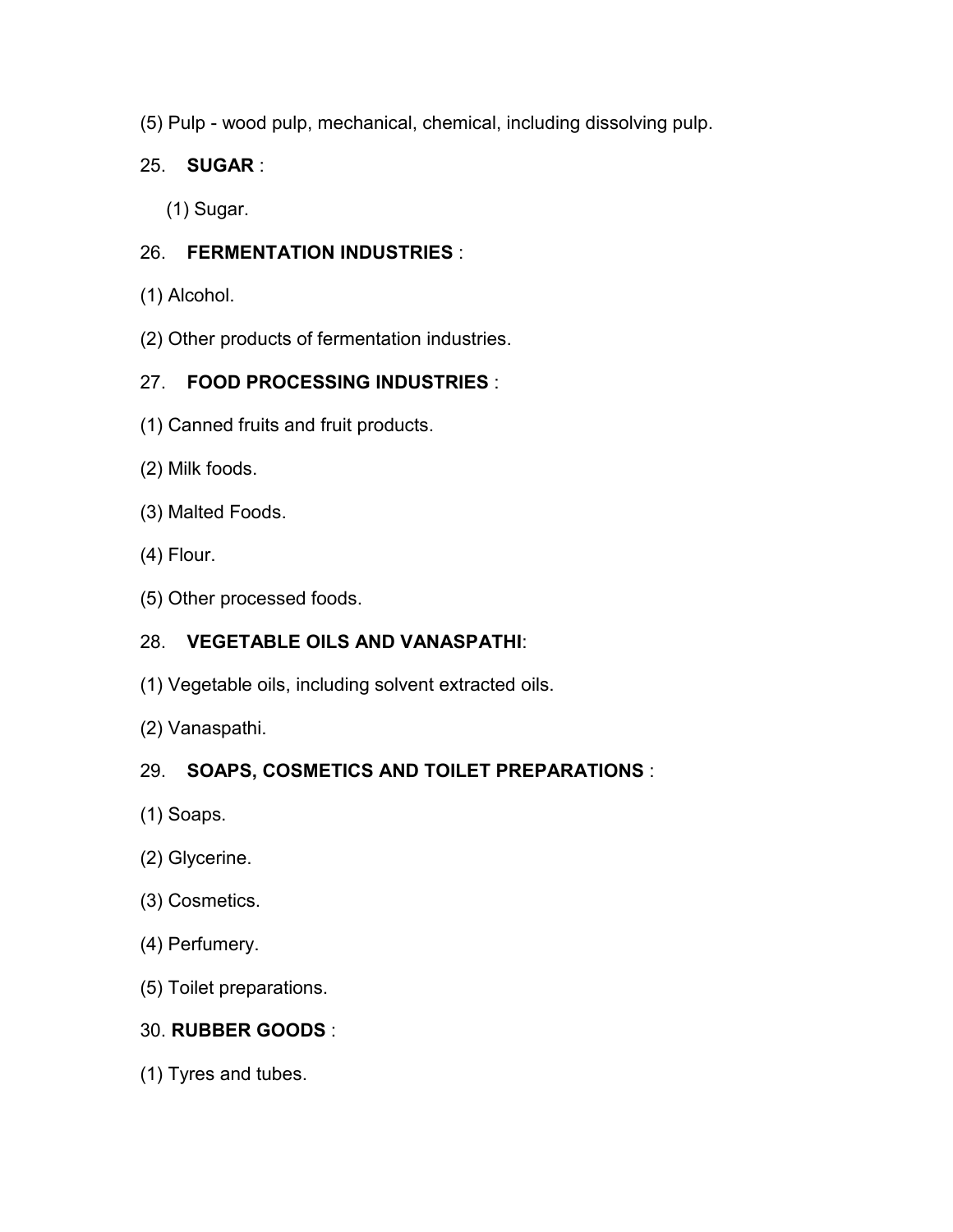(5) Pulp - wood pulp, mechanical, chemical, including dissolving pulp.

25. **SUGAR** :

(1) Sugar.

26. **FERMENTATION INDUSTRIES** :

(1) Alcohol.

(2) Other products of fermentation industries.

27. **FOOD PROCESSING INDUSTRIES** :

(1) Canned fruits and fruit products.

(2) Milk foods.

(3) Malted Foods.

(4) Flour.

(5) Other processed foods.

28. **VEGETABLE OILS AND VANASPATHI**:

(1) Vegetable oils, including solvent extracted oils.

(2) Vanaspathi.

29. **SOAPS, COSMETICS AND TOILET PREPARATIONS** :

(1) Soaps.

(2) Glycerine.

(3) Cosmetics.

(4) Perfumery.

(5) Toilet preparations.

30. **RUBBER GOODS** :

(1) Tyres and tubes.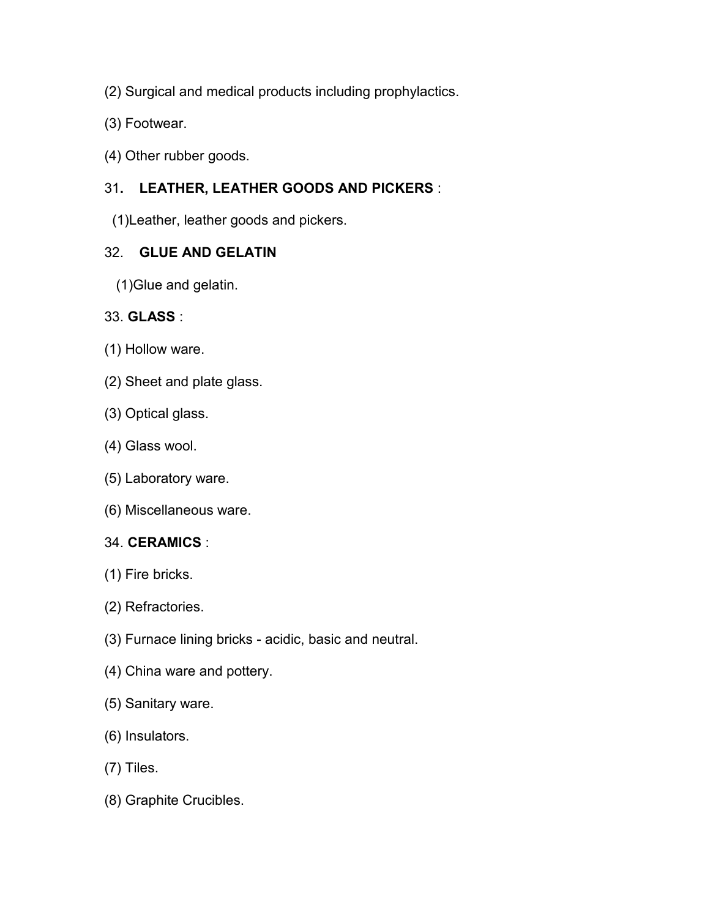(2) Surgical and medical products including prophylactics.

(3) Footwear.

(4) Other rubber goods.

31. **LEATHER, LEATHER GOODS AND PICKERS** :

(1)Leather, leather goods and pickers.

32. **GLUE AND GELATIN**

(1)Glue and gelatin.

33. **GLASS** :

(1) Hollow ware.

(2) Sheet and plate glass.

(3) Optical glass.

(4) Glass wool.

(5) Laboratory ware.

(6) Miscellaneous ware.

34. **CERAMICS** :

(1) Fire bricks.

(2) Refractories.

(3) Furnace lining bricks - acidic, basic and neutral.

(4) China ware and pottery.

(5) Sanitary ware.

(6) Insulators.

(7) Tiles.

(8) Graphite Crucibles.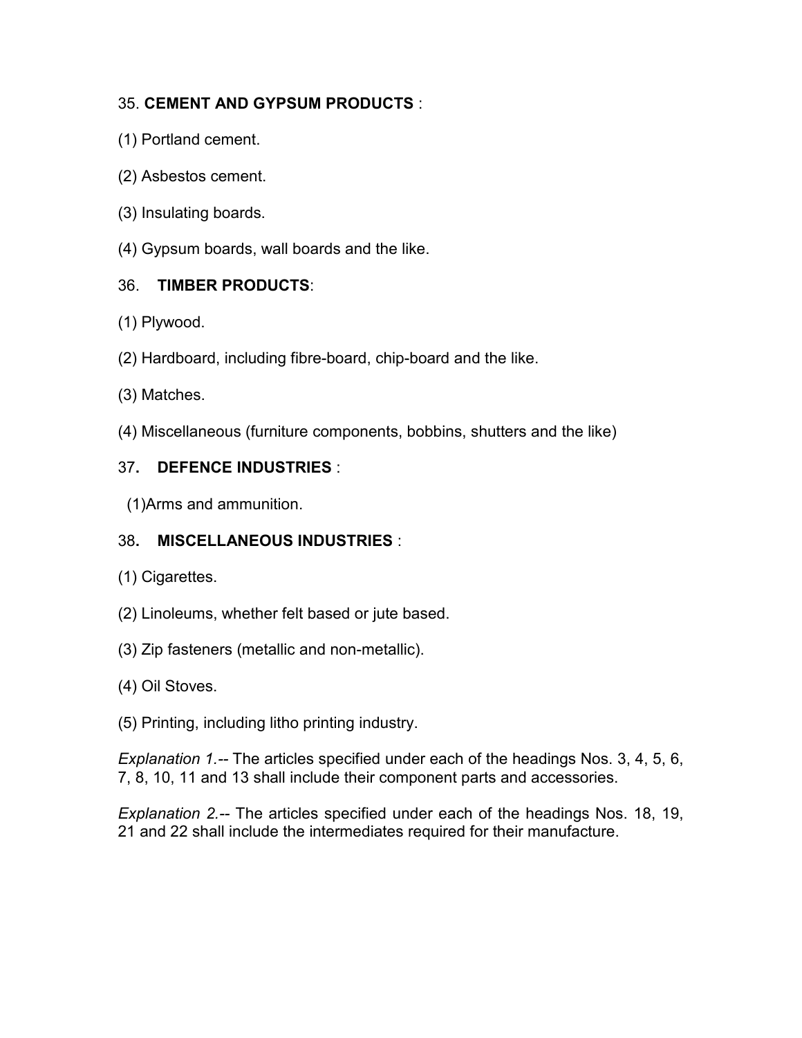35. **CEMENT AND GYPSUM PRODUCTS** :

(1) Portland cement.

(2) Asbestos cement.

(3) Insulating boards.

(4) Gypsum boards, wall boards and the like.

36. **TIMBER PRODUCTS**:

(1) Plywood.

(2) Hardboard, including fibre-board, chip-board and the like.

(3) Matches.

(4) Miscellaneous (furniture components, bobbins, shutters and the like)

37**. DEFENCE INDUSTRIES** :

(1)Arms and ammunition.

38**. MISCELLANEOUS INDUSTRIES** :

(1) Cigarettes.

(2) Linoleums, whether felt based or jute based.

(3) Zip fasteners (metallic and non-metallic).

(4) Oil Stoves.

(5) Printing, including litho printing industry.

*Explanation 1.*-- The articles specified under each of the headings Nos. 3, 4, 5, 6, 7, 8, 10, 11 and 13 shall include their component parts and accessories.

*Explanation 2.*-- The articles specified under each of the headings Nos. 18, 19, 21 and 22 shall include the intermediates required for their manufacture.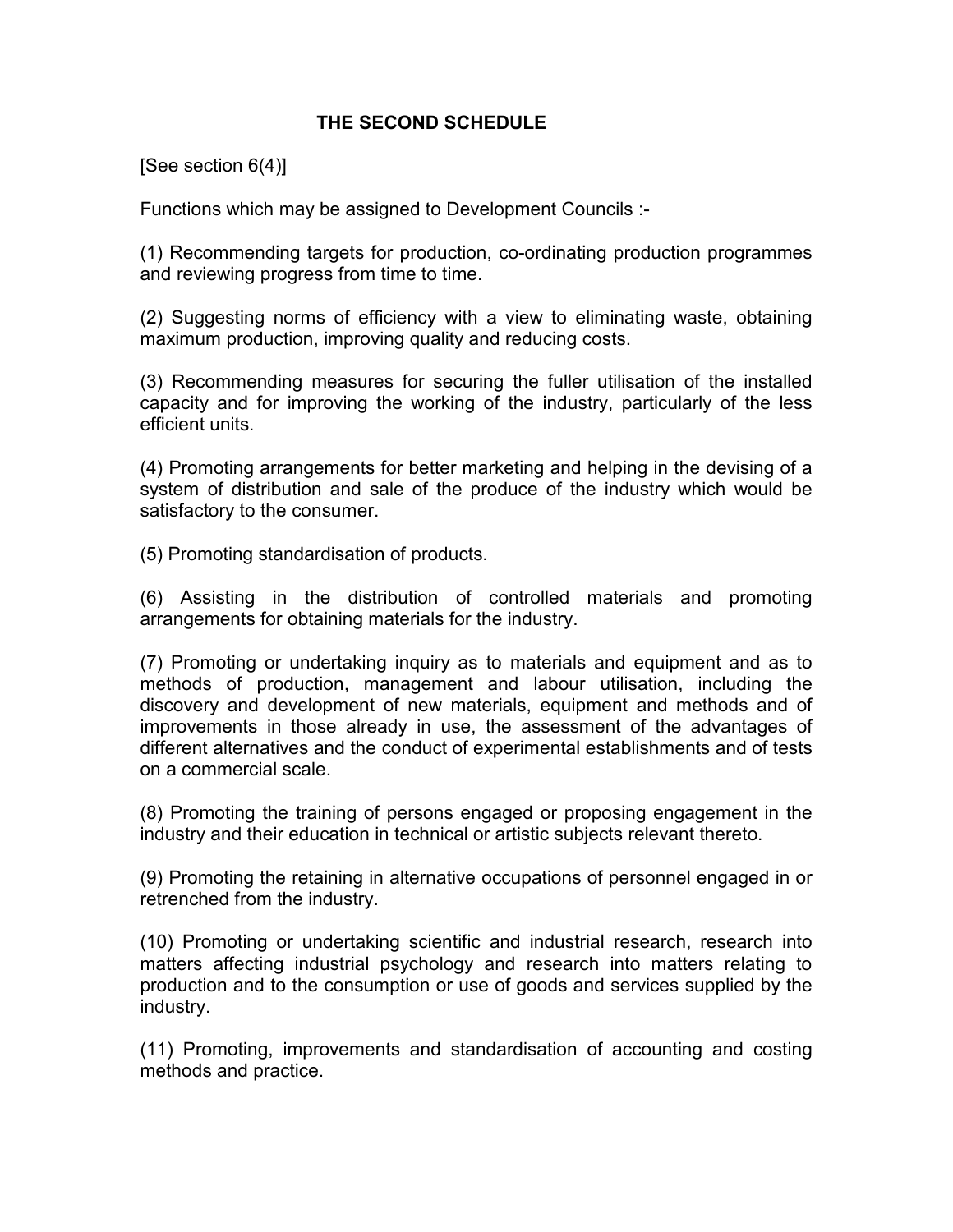## THE SECOND SCHEDULE

[See section 6(4)]

Functions which may be assigned to Development Councils :-

(1) Recommending targets for production, co-ordinating production programmes and reviewing progress from time to time.

(2) Suggesting norms of efficiency with a view to eliminating waste, obtaining maximum production, improving quality and reducing costs.

(3) Recommending measures for securing the fuller utilisation of the installed capacity and for improving the working of the industry, particularly of the less efficient units.

(4) Promoting arrangements for better marketing and helping in the devising of a system of distribution and sale of the produce of the industry which would be satisfactory to the consumer.

(5) Promoting standardisation of products.

(6) Assisting in the distribution of controlled materials and promoting arrangements for obtaining materials for the industry.

(7) Promoting or undertaking inquiry as to materials and equipment and as to methods of production, management and labour utilisation, including the discovery and development of new materials, equipment and methods and of improvements in those already in use, the assessment of the advantages of different alternatives and the conduct of experimental establishments and of tests on a commercial scale.

(8) Promoting the training of persons engaged or proposing engagement in the industry and their education in technical or artistic subjects relevant thereto.

(9) Promoting the retaining in alternative occupations of personnel engaged in or retrenched from the industry.

(10) Promoting or undertaking scientific and industrial research, research into matters affecting industrial psychology and research into matters relating to production and to the consumption or use of goods and services supplied by the industry.

(11) Promoting, improvements and standardisation of accounting and costing methods and practice.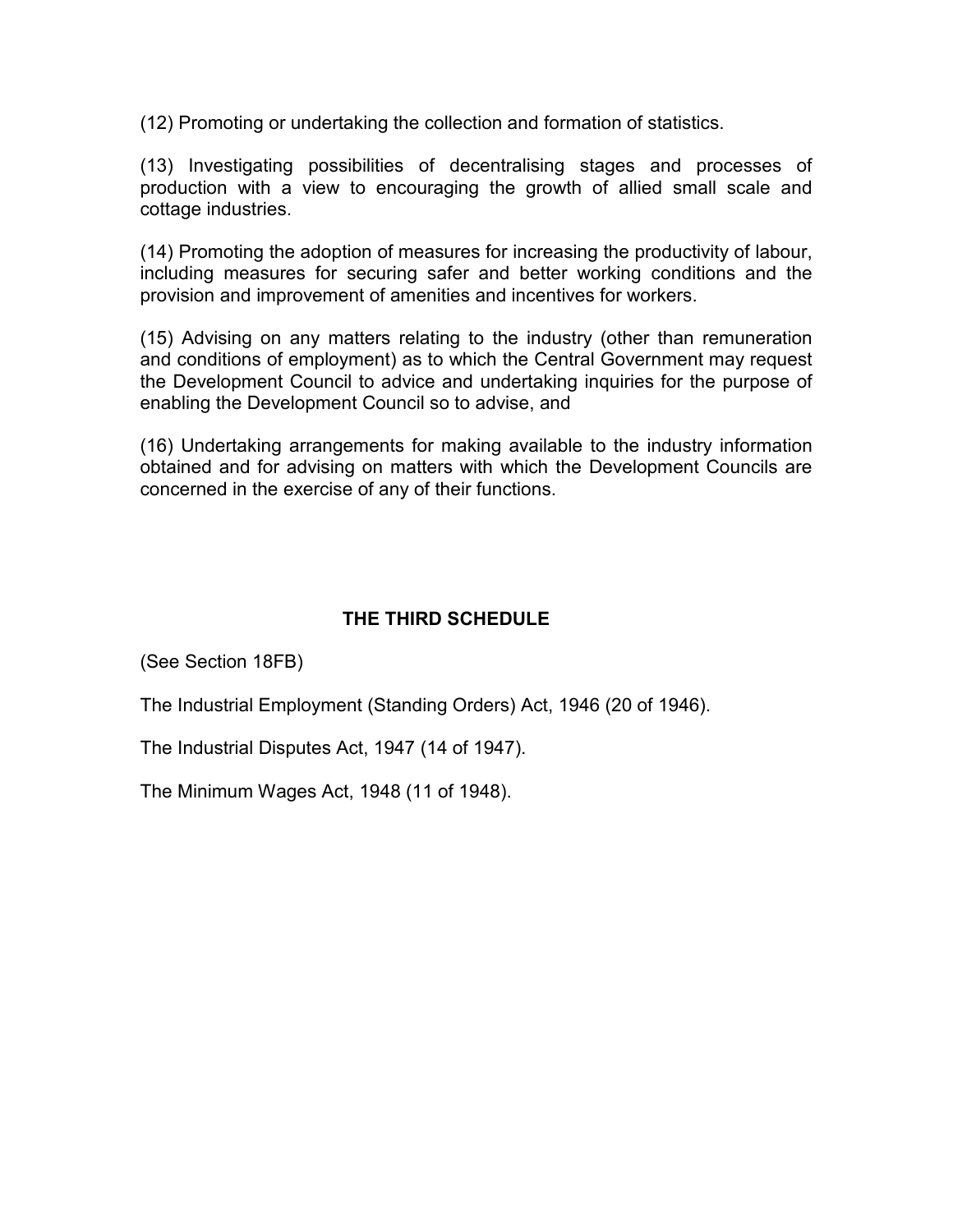(12) Promoting or undertaking the collection and formation of statistics.

(13) Investigating possibilities of decentralising stages and processes of production with a view to encouraging the growth of allied small scale and cottage industries.

(14) Promoting the adoption of measures for increasing the productivity of labour, including measures for securing safer and better working conditions and the provision and improvement of amenities and incentives for workers.

(15) Advising on any matters relating to the industry (other than remuneration and conditions of employment) as to which the Central Government may request the Development Council to advice and undertaking inquiries for the purpose of enabling the Development Council so to advise, and

(16) Undertaking arrangements for making available to the industry information obtained and for advising on matters with which the Development Councils are concerned in the exercise of any of their functions.

## THE THIRD SCHEDULE

(See Section 18FB)

The Industrial Employment (Standing Orders) Act, 1946 (20 of 1946).

The Industrial Disputes Act, 1947 (14 of 1947).

The Minimum Wages Act, 1948 (11 of 1948).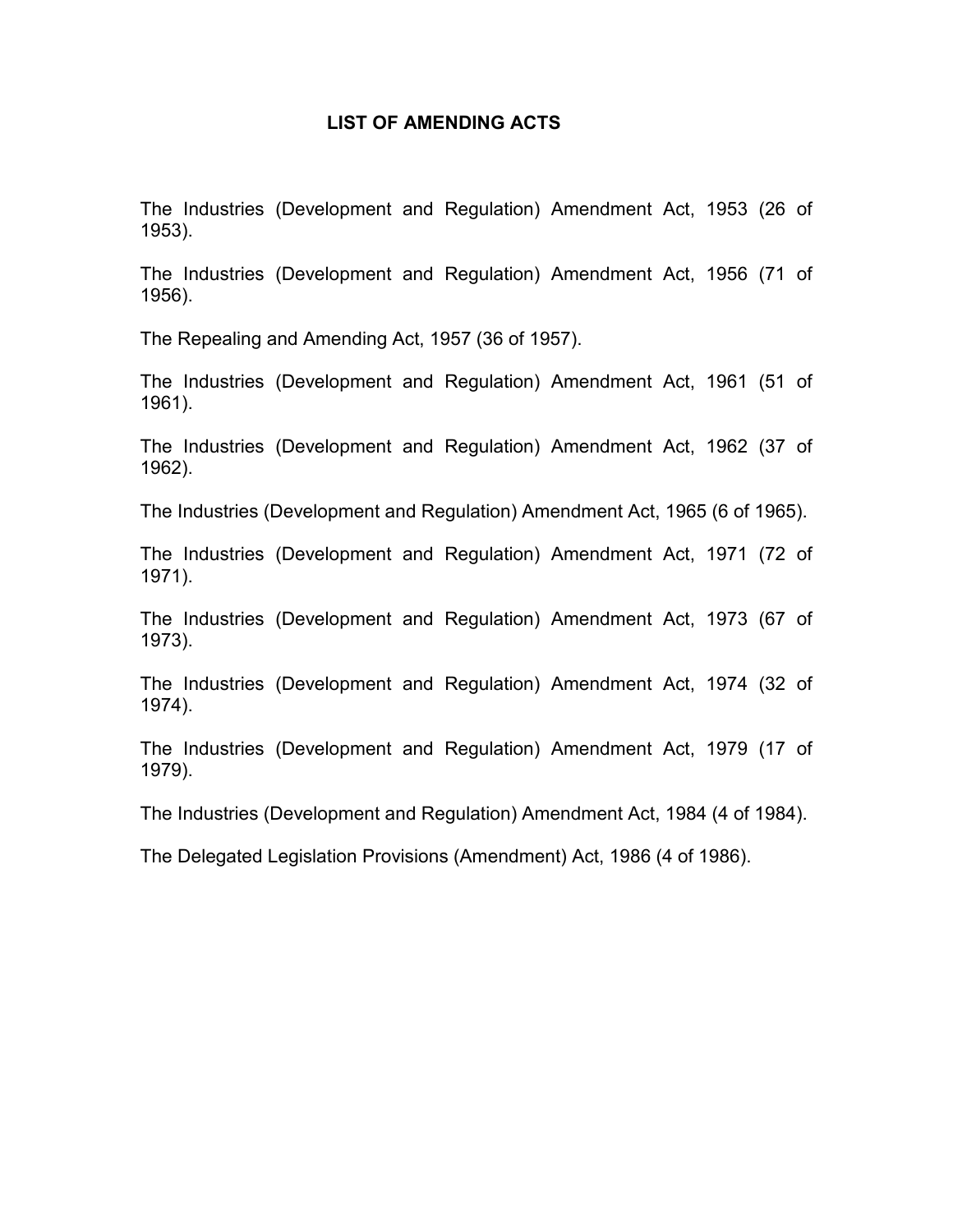# LIST OF AMENDING ACTS

The Industries (Development and Regulation) Amendment Act, 1953 (26 of 1953).

The Industries (Development and Regulation) Amendment Act, 1956 (71 of 1956).

The Repealing and Amending Act, 1957 (36 of 1957).

The Industries (Development and Regulation) Amendment Act, 1961 (51 of 1961).

The Industries (Development and Regulation) Amendment Act, 1962 (37 of 1962).

The Industries (Development and Regulation) Amendment Act, 1965 (6 of 1965).

The Industries (Development and Regulation) Amendment Act, 1971 (72 of 1971).

The Industries (Development and Regulation) Amendment Act, 1973 (67 of 1973).

The Industries (Development and Regulation) Amendment Act, 1974 (32 of 1974).

The Industries (Development and Regulation) Amendment Act, 1979 (17 of 1979).

The Industries (Development and Regulation) Amendment Act, 1984 (4 of 1984).

The Delegated Legislation Provisions (Amendment) Act, 1986 (4 of 1986).